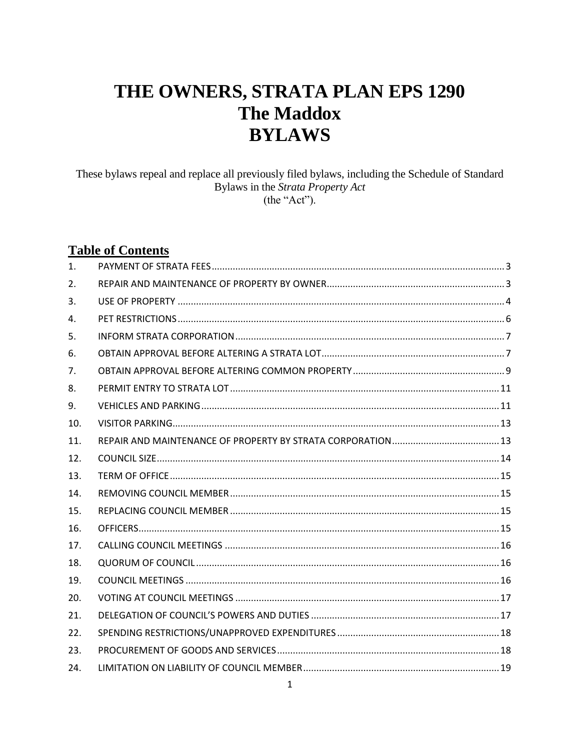# THE OWNERS, STRATA PLAN EPS 1290
# The Maddox
# BYLAWS

These bylaws repeal and replace all previously filed bylaws, including the Schedule of Standard Bylaws in the *Strata Property Act* (the "Act").

## Table of Contents

| | | |
|---|---|---|
| 1. | PAYMENT OF STRATA FEES | 3 |
| 2. | REPAIR AND MAINTENANCE OF PROPERTY BY OWNER | 3 |
| 3. | USE OF PROPERTY | 4 |
| 4. | PET RESTRICTIONS | 6 |
| 5. | INFORM STRATA CORPORATION | 7 |
| 6. | OBTAIN APPROVAL BEFORE ALTERING A STRATA LOT | 7 |
| 7. | OBTAIN APPROVAL BEFORE ALTERING COMMON PROPERTY | 9 |
| 8. | PERMIT ENTRY TO STRATA LOT | 11 |
| 9. | VEHICLES AND PARKING | 11 |
| 10. | VISITOR PARKING | 13 |
| 11. | REPAIR AND MAINTENANCE OF PROPERTY BY STRATA CORPORATION | 13 |
| 12. | COUNCIL SIZE | 14 |
| 13. | TERM OF OFFICE | 15 |
| 14. | REMOVING COUNCIL MEMBER | 15 |
| 15. | REPLACING COUNCIL MEMBER | 15 |
| 16. | OFFICERS | 15 |
| 17. | CALLING COUNCIL MEETINGS | 16 |
| 18. | QUORUM OF COUNCIL | 16 |
| 19. | COUNCIL MEETINGS | 16 |
| 20. | VOTING AT COUNCIL MEETINGS | 17 |
| 21. | DELEGATION OF COUNCIL'S POWERS AND DUTIES | 17 |
| 22. | SPENDING RESTRICTIONS/UNAPPROVED EXPENDITURES | 18 |
| 23. | PROCUREMENT OF GOODS AND SERVICES | 18 |
| 24. | LIMITATION ON LIABILITY OF COUNCIL MEMBER | 19 |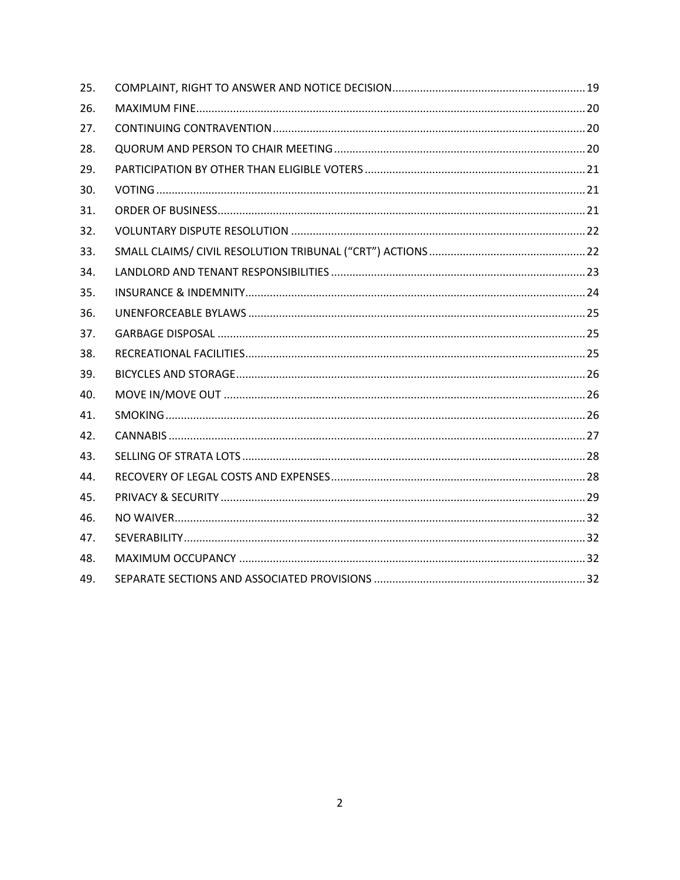| | | |
|---|---|---|
| 25. | COMPLAINT, RIGHT TO ANSWER AND NOTICE DECISION | 19 |
| 26. | MAXIMUM FINE | 20 |
| 27. | CONTINUING CONTRAVENTION | 20 |
| 28. | QUORUM AND PERSON TO CHAIR MEETING | 20 |
| 29. | PARTICIPATION BY OTHER THAN ELIGIBLE VOTERS | 21 |
| 30. | VOTING | 21 |
| 31. | ORDER OF BUSINESS | 21 |
| 32. | VOLUNTARY DISPUTE RESOLUTION | 22 |
| 33. | SMALL CLAIMS/ CIVIL RESOLUTION TRIBUNAL ("CRT") ACTIONS | 22 |
| 34. | LANDLORD AND TENANT RESPONSIBILITIES | 23 |
| 35. | INSURANCE & INDEMNITY | 24 |
| 36. | UNENFORCEABLE BYLAWS | 25 |
| 37. | GARBAGE DISPOSAL | 25 |
| 38. | RECREATIONAL FACILITIES | 25 |
| 39. | BICYCLES AND STORAGE | 26 |
| 40. | MOVE IN/MOVE OUT | 26 |
| 41. | SMOKING | 26 |
| 42. | CANNABIS | 27 |
| 43. | SELLING OF STRATA LOTS | 28 |
| 44. | RECOVERY OF LEGAL COSTS AND EXPENSES | 28 |
| 45. | PRIVACY & SECURITY | 29 |
| 46. | NO WAIVER | 32 |
| 47. | SEVERABILITY | 32 |
| 48. | MAXIMUM OCCUPANCY | 32 |
| 49. | SEPARATE SECTIONS AND ASSOCIATED PROVISIONS | 32 |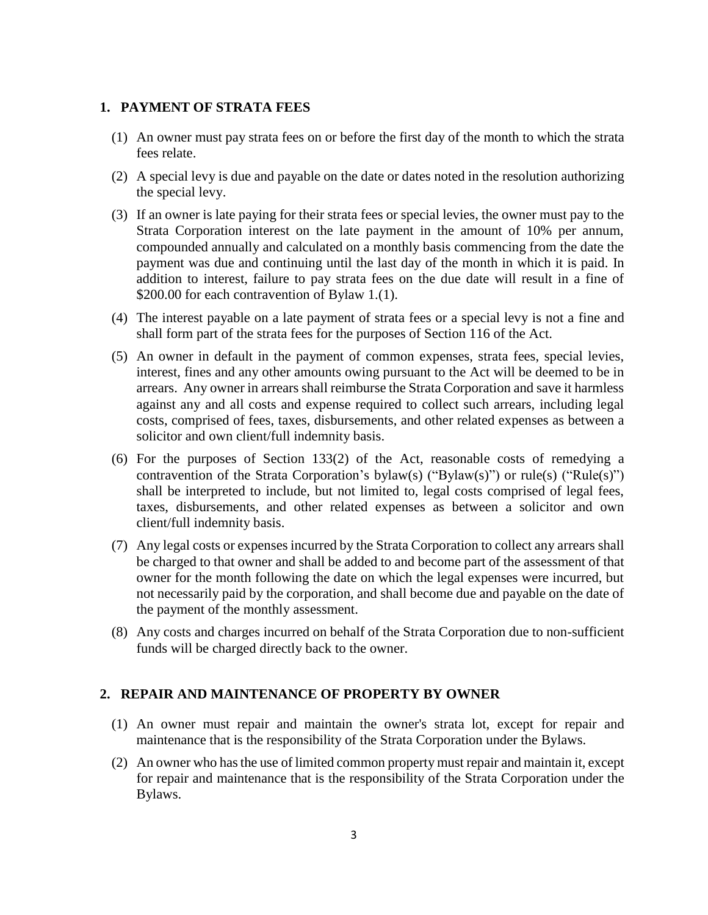## 1. PAYMENT OF STRATA FEES

(1) An owner must pay strata fees on or before the first day of the month to which the strata fees relate.

(2) A special levy is due and payable on the date or dates noted in the resolution authorizing the special levy.

(3) If an owner is late paying for their strata fees or special levies, the owner must pay to the Strata Corporation interest on the late payment in the amount of 10% per annum, compounded annually and calculated on a monthly basis commencing from the date the payment was due and continuing until the last day of the month in which it is paid. In addition to interest, failure to pay strata fees on the due date will result in a fine of $200.00 for each contravention of Bylaw 1.(1).

(4) The interest payable on a late payment of strata fees or a special levy is not a fine and shall form part of the strata fees for the purposes of Section 116 of the Act.

(5) An owner in default in the payment of common expenses, strata fees, special levies, interest, fines and any other amounts owing pursuant to the Act will be deemed to be in arrears. Any owner in arrears shall reimburse the Strata Corporation and save it harmless against any and all costs and expense required to collect such arrears, including legal costs, comprised of fees, taxes, disbursements, and other related expenses as between a solicitor and own client/full indemnity basis.

(6) For the purposes of Section 133(2) of the Act, reasonable costs of remedying a contravention of the Strata Corporation's bylaw(s) ("Bylaw(s)") or rule(s) ("Rule(s)") shall be interpreted to include, but not limited to, legal costs comprised of legal fees, taxes, disbursements, and other related expenses as between a solicitor and own client/full indemnity basis.

(7) Any legal costs or expenses incurred by the Strata Corporation to collect any arrears shall be charged to that owner and shall be added to and become part of the assessment of that owner for the month following the date on which the legal expenses were incurred, but not necessarily paid by the corporation, and shall become due and payable on the date of the payment of the monthly assessment.

(8) Any costs and charges incurred on behalf of the Strata Corporation due to non-sufficient funds will be charged directly back to the owner.

## 2. REPAIR AND MAINTENANCE OF PROPERTY BY OWNER

(1) An owner must repair and maintain the owner's strata lot, except for repair and maintenance that is the responsibility of the Strata Corporation under the Bylaws.

(2) An owner who has the use of limited common property must repair and maintain it, except for repair and maintenance that is the responsibility of the Strata Corporation under the Bylaws.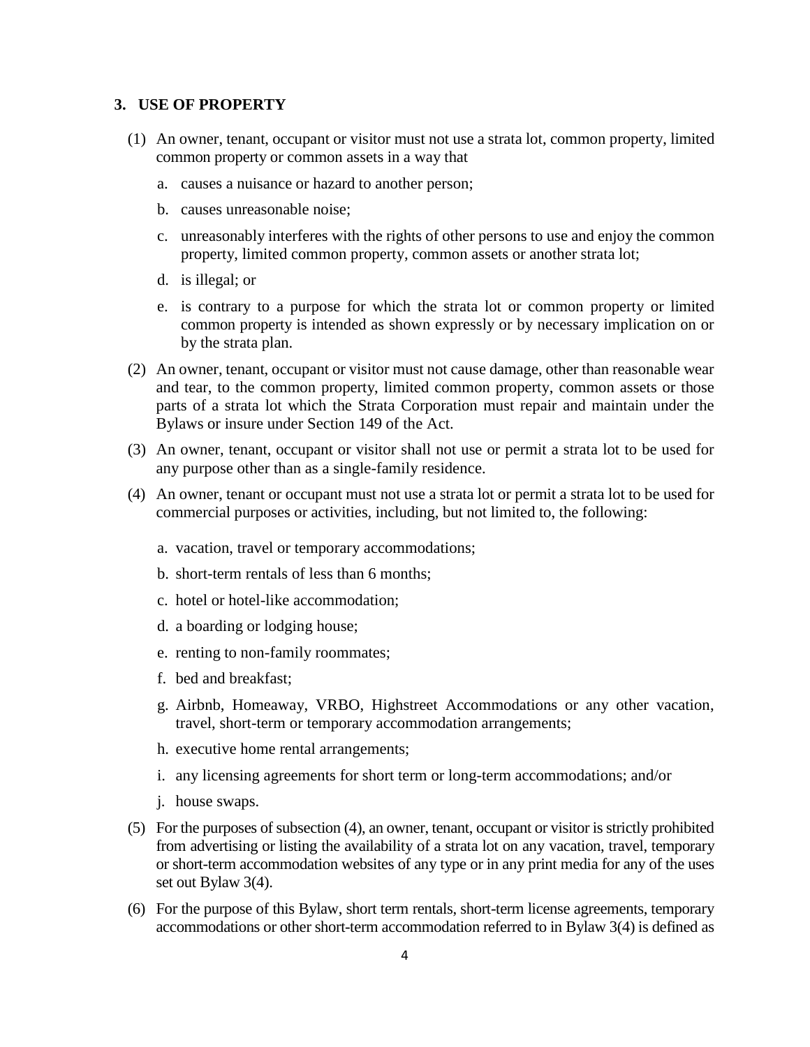## 3. USE OF PROPERTY

(1) An owner, tenant, occupant or visitor must not use a strata lot, common property, limited common property or common assets in a way that

  a. causes a nuisance or hazard to another person;

  b. causes unreasonable noise;

  c. unreasonably interferes with the rights of other persons to use and enjoy the common property, limited common property, common assets or another strata lot;

  d. is illegal; or

  e. is contrary to a purpose for which the strata lot or common property or limited common property is intended as shown expressly or by necessary implication on or by the strata plan.

(2) An owner, tenant, occupant or visitor must not cause damage, other than reasonable wear and tear, to the common property, limited common property, common assets or those parts of a strata lot which the Strata Corporation must repair and maintain under the Bylaws or insure under Section 149 of the Act.

(3) An owner, tenant, occupant or visitor shall not use or permit a strata lot to be used for any purpose other than as a single-family residence.

(4) An owner, tenant or occupant must not use a strata lot or permit a strata lot to be used for commercial purposes or activities, including, but not limited to, the following:

  a. vacation, travel or temporary accommodations;

  b. short-term rentals of less than 6 months;

  c. hotel or hotel-like accommodation;

  d. a boarding or lodging house;

  e. renting to non-family roommates;

  f. bed and breakfast;

  g. Airbnb, Homeaway, VRBO, Highstreet Accommodations or any other vacation, travel, short-term or temporary accommodation arrangements;

  h. executive home rental arrangements;

  i. any licensing agreements for short term or long-term accommodations; and/or

  j. house swaps.

(5) For the purposes of subsection (4), an owner, tenant, occupant or visitor is strictly prohibited from advertising or listing the availability of a strata lot on any vacation, travel, temporary or short-term accommodation websites of any type or in any print media for any of the uses set out Bylaw 3(4).

(6) For the purpose of this Bylaw, short term rentals, short-term license agreements, temporary accommodations or other short-term accommodation referred to in Bylaw 3(4) is defined as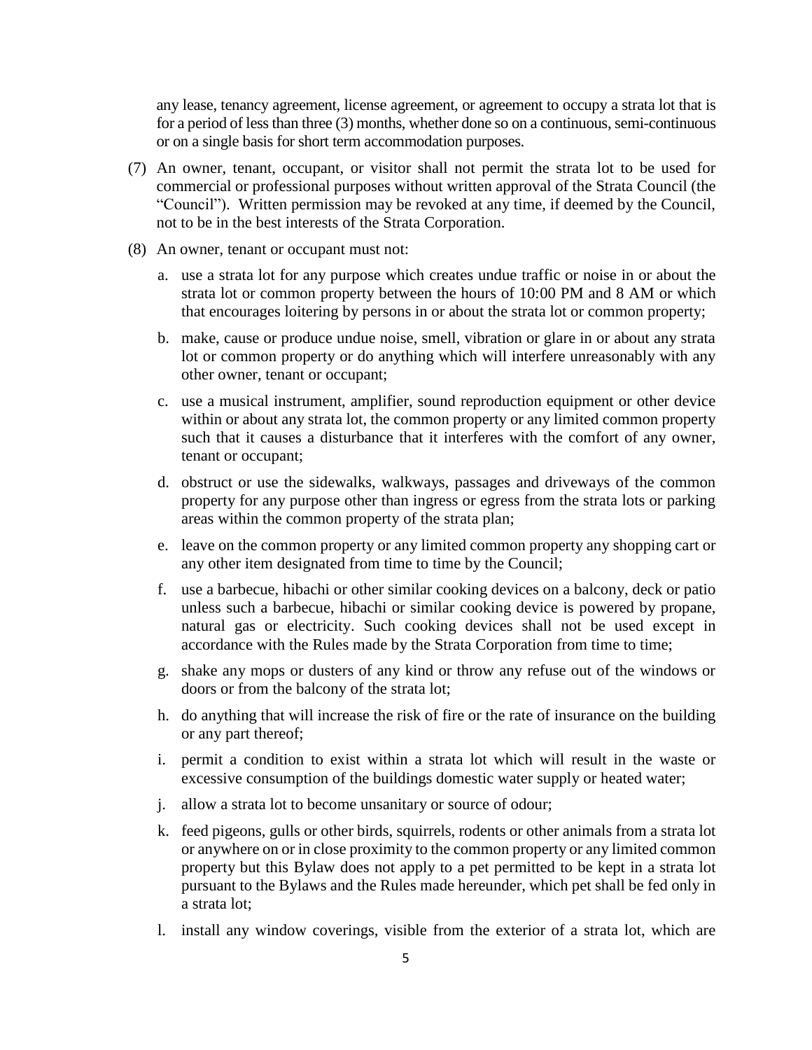any lease, tenancy agreement, license agreement, or agreement to occupy a strata lot that is for a period of less than three (3) months, whether done so on a continuous, semi-continuous or on a single basis for short term accommodation purposes.

(7) An owner, tenant, occupant, or visitor shall not permit the strata lot to be used for commercial or professional purposes without written approval of the Strata Council (the "Council"). Written permission may be revoked at any time, if deemed by the Council, not to be in the best interests of the Strata Corporation.

(8) An owner, tenant or occupant must not:

  a. use a strata lot for any purpose which creates undue traffic or noise in or about the strata lot or common property between the hours of 10:00 PM and 8 AM or which that encourages loitering by persons in or about the strata lot or common property;

  b. make, cause or produce undue noise, smell, vibration or glare in or about any strata lot or common property or do anything which will interfere unreasonably with any other owner, tenant or occupant;

  c. use a musical instrument, amplifier, sound reproduction equipment or other device within or about any strata lot, the common property or any limited common property such that it causes a disturbance that it interferes with the comfort of any owner, tenant or occupant;

  d. obstruct or use the sidewalks, walkways, passages and driveways of the common property for any purpose other than ingress or egress from the strata lots or parking areas within the common property of the strata plan;

  e. leave on the common property or any limited common property any shopping cart or any other item designated from time to time by the Council;

  f. use a barbecue, hibachi or other similar cooking devices on a balcony, deck or patio unless such a barbecue, hibachi or similar cooking device is powered by propane, natural gas or electricity. Such cooking devices shall not be used except in accordance with the Rules made by the Strata Corporation from time to time;

  g. shake any mops or dusters of any kind or throw any refuse out of the windows or doors or from the balcony of the strata lot;

  h. do anything that will increase the risk of fire or the rate of insurance on the building or any part thereof;

  i. permit a condition to exist within a strata lot which will result in the waste or excessive consumption of the buildings domestic water supply or heated water;

  j. allow a strata lot to become unsanitary or source of odour;

  k. feed pigeons, gulls or other birds, squirrels, rodents or other animals from a strata lot or anywhere on or in close proximity to the common property or any limited common property but this Bylaw does not apply to a pet permitted to be kept in a strata lot pursuant to the Bylaws and the Rules made hereunder, which pet shall be fed only in a strata lot;

  l. install any window coverings, visible from the exterior of a strata lot, which are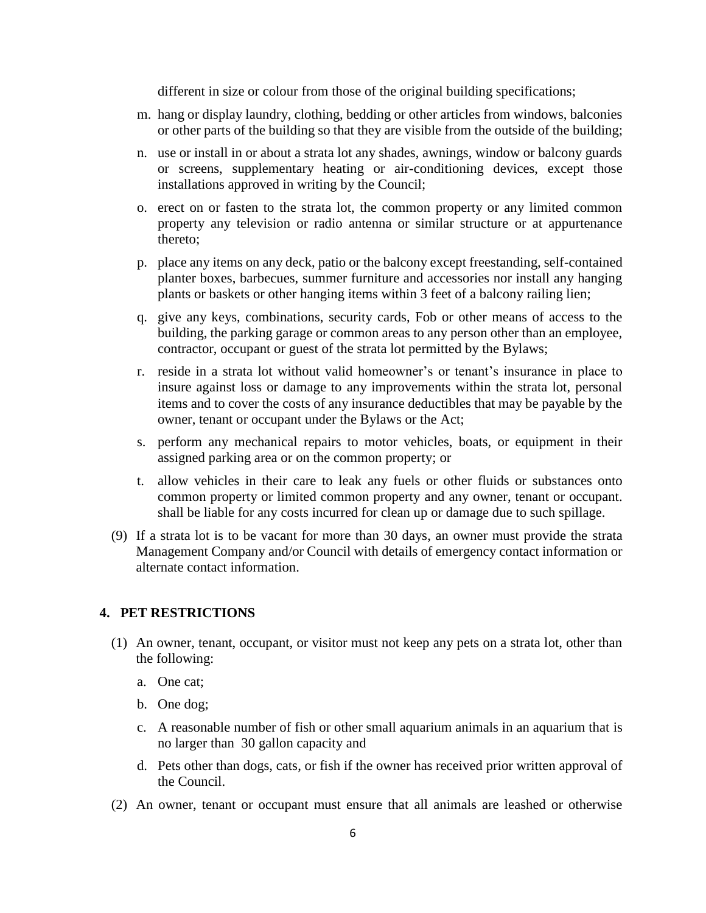different in size or colour from those of the original building specifications;

m. hang or display laundry, clothing, bedding or other articles from windows, balconies or other parts of the building so that they are visible from the outside of the building;

n. use or install in or about a strata lot any shades, awnings, window or balcony guards or screens, supplementary heating or air-conditioning devices, except those installations approved in writing by the Council;

o. erect on or fasten to the strata lot, the common property or any limited common property any television or radio antenna or similar structure or at appurtenance thereto;

p. place any items on any deck, patio or the balcony except freestanding, self-contained planter boxes, barbecues, summer furniture and accessories nor install any hanging plants or baskets or other hanging items within 3 feet of a balcony railing lien;

q. give any keys, combinations, security cards, Fob or other means of access to the building, the parking garage or common areas to any person other than an employee, contractor, occupant or guest of the strata lot permitted by the Bylaws;

r. reside in a strata lot without valid homeowner's or tenant's insurance in place to insure against loss or damage to any improvements within the strata lot, personal items and to cover the costs of any insurance deductibles that may be payable by the owner, tenant or occupant under the Bylaws or the Act;

s. perform any mechanical repairs to motor vehicles, boats, or equipment in their assigned parking area or on the common property; or

t. allow vehicles in their care to leak any fuels or other fluids or substances onto common property or limited common property and any owner, tenant or occupant. shall be liable for any costs incurred for clean up or damage due to such spillage.

(9) If a strata lot is to be vacant for more than 30 days, an owner must provide the strata Management Company and/or Council with details of emergency contact information or alternate contact information.

## 4. PET RESTRICTIONS

(1) An owner, tenant, occupant, or visitor must not keep any pets on a strata lot, other than the following:

a. One cat;

b. One dog;

c. A reasonable number of fish or other small aquarium animals in an aquarium that is no larger than 30 gallon capacity and

d. Pets other than dogs, cats, or fish if the owner has received prior written approval of the Council.

(2) An owner, tenant or occupant must ensure that all animals are leashed or otherwise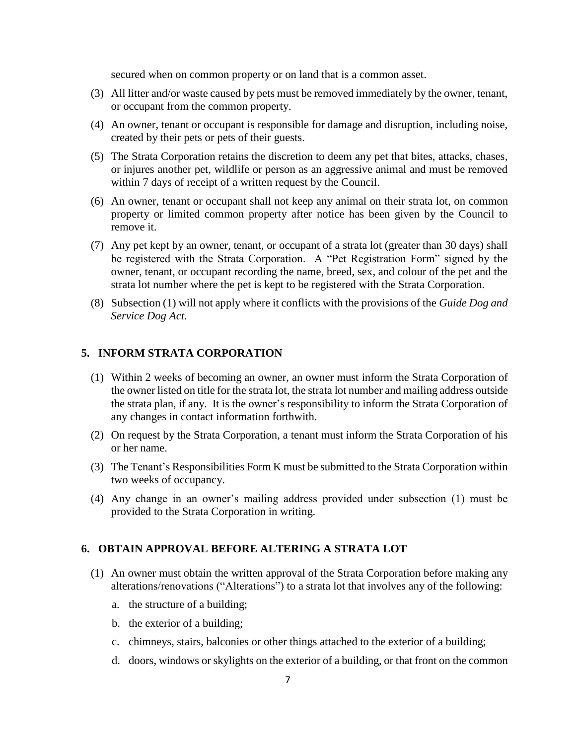secured when on common property or on land that is a common asset.

(3) All litter and/or waste caused by pets must be removed immediately by the owner, tenant, or occupant from the common property.

(4) An owner, tenant or occupant is responsible for damage and disruption, including noise, created by their pets or pets of their guests.

(5) The Strata Corporation retains the discretion to deem any pet that bites, attacks, chases, or injures another pet, wildlife or person as an aggressive animal and must be removed within 7 days of receipt of a written request by the Council.

(6) An owner, tenant or occupant shall not keep any animal on their strata lot, on common property or limited common property after notice has been given by the Council to remove it.

(7) Any pet kept by an owner, tenant, or occupant of a strata lot (greater than 30 days) shall be registered with the Strata Corporation. A "Pet Registration Form" signed by the owner, tenant, or occupant recording the name, breed, sex, and colour of the pet and the strata lot number where the pet is kept to be registered with the Strata Corporation.

(8) Subsection (1) will not apply where it conflicts with the provisions of the *Guide Dog and Service Dog Act.*

## 5. INFORM STRATA CORPORATION

(1) Within 2 weeks of becoming an owner, an owner must inform the Strata Corporation of the owner listed on title for the strata lot, the strata lot number and mailing address outside the strata plan, if any. It is the owner's responsibility to inform the Strata Corporation of any changes in contact information forthwith.

(2) On request by the Strata Corporation, a tenant must inform the Strata Corporation of his or her name.

(3) The Tenant's Responsibilities Form K must be submitted to the Strata Corporation within two weeks of occupancy.

(4) Any change in an owner's mailing address provided under subsection (1) must be provided to the Strata Corporation in writing.

## 6. OBTAIN APPROVAL BEFORE ALTERING A STRATA LOT

(1) An owner must obtain the written approval of the Strata Corporation before making any alterations/renovations ("Alterations") to a strata lot that involves any of the following:

   a. the structure of a building;

   b. the exterior of a building;

   c. chimneys, stairs, balconies or other things attached to the exterior of a building;

   d. doors, windows or skylights on the exterior of a building, or that front on the common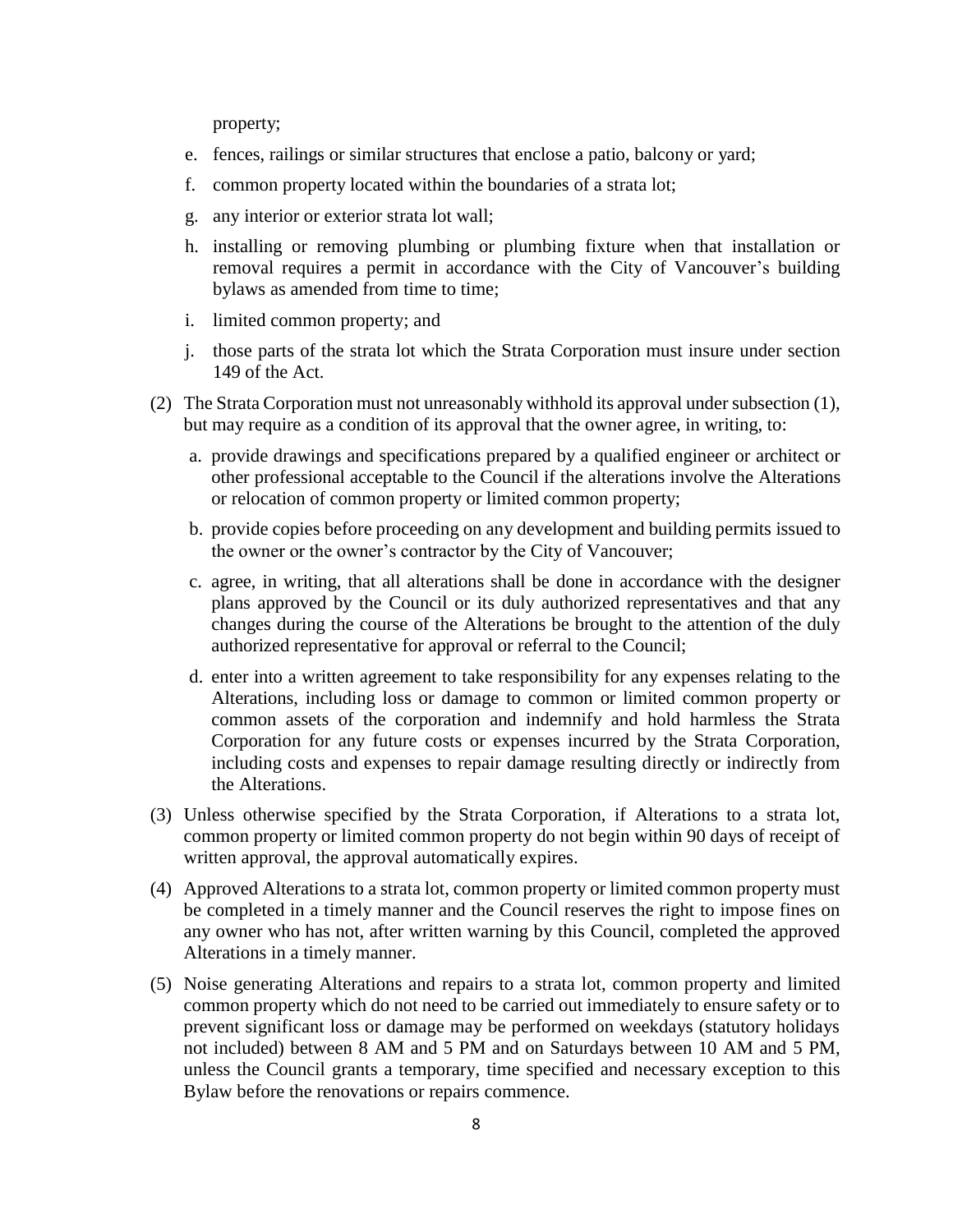property;

e. fences, railings or similar structures that enclose a patio, balcony or yard;
f. common property located within the boundaries of a strata lot;
g. any interior or exterior strata lot wall;
h. installing or removing plumbing or plumbing fixture when that installation or removal requires a permit in accordance with the City of Vancouver's building bylaws as amended from time to time;
i. limited common property; and
j. those parts of the strata lot which the Strata Corporation must insure under section 149 of the Act.

(2) The Strata Corporation must not unreasonably withhold its approval under subsection (1), but may require as a condition of its approval that the owner agree, in writing, to:

a. provide drawings and specifications prepared by a qualified engineer or architect or other professional acceptable to the Council if the alterations involve the Alterations or relocation of common property or limited common property;
b. provide copies before proceeding on any development and building permits issued to the owner or the owner's contractor by the City of Vancouver;
c. agree, in writing, that all alterations shall be done in accordance with the designer plans approved by the Council or its duly authorized representatives and that any changes during the course of the Alterations be brought to the attention of the duly authorized representative for approval or referral to the Council;
d. enter into a written agreement to take responsibility for any expenses relating to the Alterations, including loss or damage to common or limited common property or common assets of the corporation and indemnify and hold harmless the Strata Corporation for any future costs or expenses incurred by the Strata Corporation, including costs and expenses to repair damage resulting directly or indirectly from the Alterations.

(3) Unless otherwise specified by the Strata Corporation, if Alterations to a strata lot, common property or limited common property do not begin within 90 days of receipt of written approval, the approval automatically expires.

(4) Approved Alterations to a strata lot, common property or limited common property must be completed in a timely manner and the Council reserves the right to impose fines on any owner who has not, after written warning by this Council, completed the approved Alterations in a timely manner.

(5) Noise generating Alterations and repairs to a strata lot, common property and limited common property which do not need to be carried out immediately to ensure safety or to prevent significant loss or damage may be performed on weekdays (statutory holidays not included) between 8 AM and 5 PM and on Saturdays between 10 AM and 5 PM, unless the Council grants a temporary, time specified and necessary exception to this Bylaw before the renovations or repairs commence.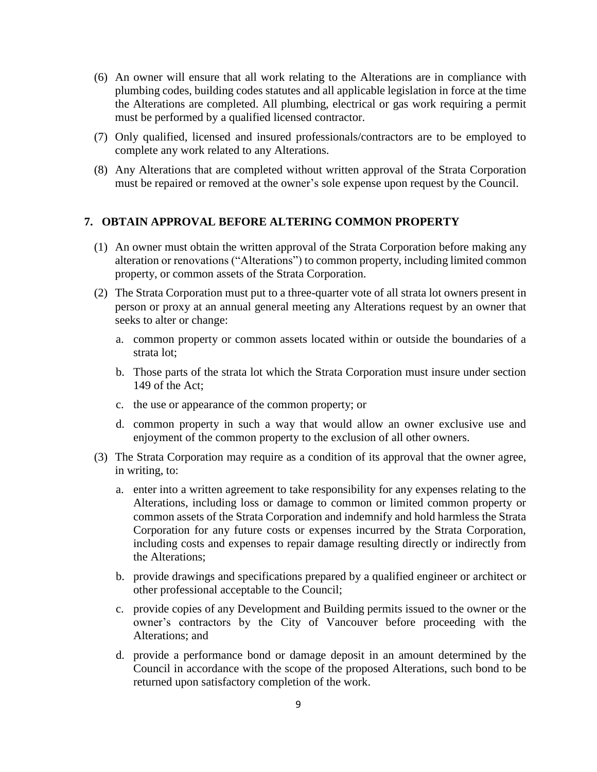(6) An owner will ensure that all work relating to the Alterations are in compliance with plumbing codes, building codes statutes and all applicable legislation in force at the time the Alterations are completed. All plumbing, electrical or gas work requiring a permit must be performed by a qualified licensed contractor.

(7) Only qualified, licensed and insured professionals/contractors are to be employed to complete any work related to any Alterations.

(8) Any Alterations that are completed without written approval of the Strata Corporation must be repaired or removed at the owner's sole expense upon request by the Council.

## 7. OBTAIN APPROVAL BEFORE ALTERING COMMON PROPERTY

(1) An owner must obtain the written approval of the Strata Corporation before making any alteration or renovations ("Alterations") to common property, including limited common property, or common assets of the Strata Corporation.

(2) The Strata Corporation must put to a three-quarter vote of all strata lot owners present in person or proxy at an annual general meeting any Alterations request by an owner that seeks to alter or change:

   a. common property or common assets located within or outside the boundaries of a strata lot;

   b. Those parts of the strata lot which the Strata Corporation must insure under section 149 of the Act;

   c. the use or appearance of the common property; or

   d. common property in such a way that would allow an owner exclusive use and enjoyment of the common property to the exclusion of all other owners.

(3) The Strata Corporation may require as a condition of its approval that the owner agree, in writing, to:

   a. enter into a written agreement to take responsibility for any expenses relating to the Alterations, including loss or damage to common or limited common property or common assets of the Strata Corporation and indemnify and hold harmless the Strata Corporation for any future costs or expenses incurred by the Strata Corporation, including costs and expenses to repair damage resulting directly or indirectly from the Alterations;

   b. provide drawings and specifications prepared by a qualified engineer or architect or other professional acceptable to the Council;

   c. provide copies of any Development and Building permits issued to the owner or the owner's contractors by the City of Vancouver before proceeding with the Alterations; and

   d. provide a performance bond or damage deposit in an amount determined by the Council in accordance with the scope of the proposed Alterations, such bond to be returned upon satisfactory completion of the work.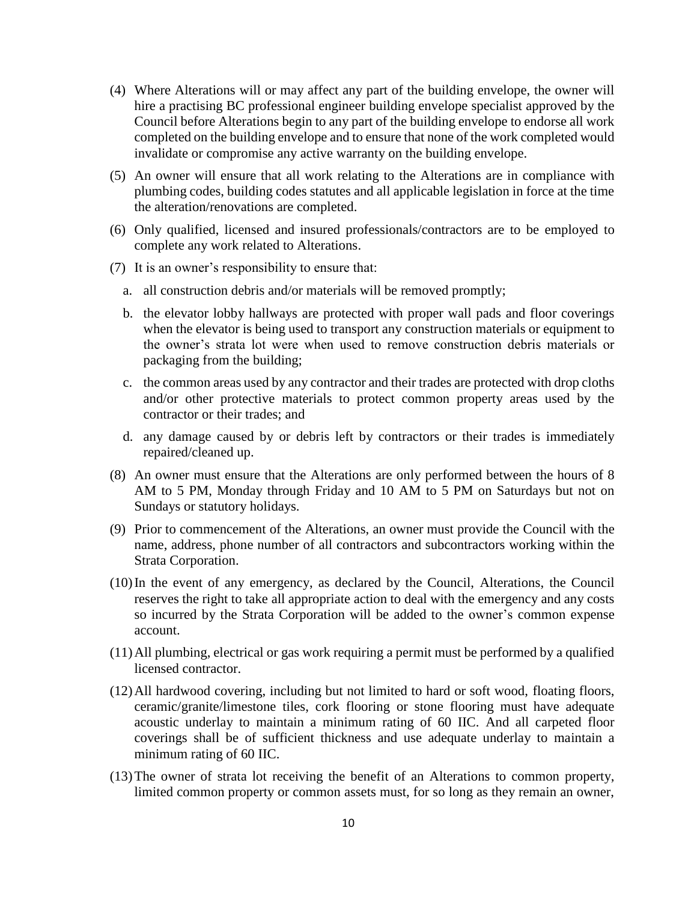(4) Where Alterations will or may affect any part of the building envelope, the owner will hire a practising BC professional engineer building envelope specialist approved by the Council before Alterations begin to any part of the building envelope to endorse all work completed on the building envelope and to ensure that none of the work completed would invalidate or compromise any active warranty on the building envelope.

(5) An owner will ensure that all work relating to the Alterations are in compliance with plumbing codes, building codes statutes and all applicable legislation in force at the time the alteration/renovations are completed.

(6) Only qualified, licensed and insured professionals/contractors are to be employed to complete any work related to Alterations.

(7) It is an owner's responsibility to ensure that:

   a. all construction debris and/or materials will be removed promptly;

   b. the elevator lobby hallways are protected with proper wall pads and floor coverings when the elevator is being used to transport any construction materials or equipment to the owner's strata lot were when used to remove construction debris materials or packaging from the building;

   c. the common areas used by any contractor and their trades are protected with drop cloths and/or other protective materials to protect common property areas used by the contractor or their trades; and

   d. any damage caused by or debris left by contractors or their trades is immediately repaired/cleaned up.

(8) An owner must ensure that the Alterations are only performed between the hours of 8 AM to 5 PM, Monday through Friday and 10 AM to 5 PM on Saturdays but not on Sundays or statutory holidays.

(9) Prior to commencement of the Alterations, an owner must provide the Council with the name, address, phone number of all contractors and subcontractors working within the Strata Corporation.

(10) In the event of any emergency, as declared by the Council, Alterations, the Council reserves the right to take all appropriate action to deal with the emergency and any costs so incurred by the Strata Corporation will be added to the owner's common expense account.

(11) All plumbing, electrical or gas work requiring a permit must be performed by a qualified licensed contractor.

(12) All hardwood covering, including but not limited to hard or soft wood, floating floors, ceramic/granite/limestone tiles, cork flooring or stone flooring must have adequate acoustic underlay to maintain a minimum rating of 60 IIC. And all carpeted floor coverings shall be of sufficient thickness and use adequate underlay to maintain a minimum rating of 60 IIC.

(13) The owner of strata lot receiving the benefit of an Alterations to common property, limited common property or common assets must, for so long as they remain an owner,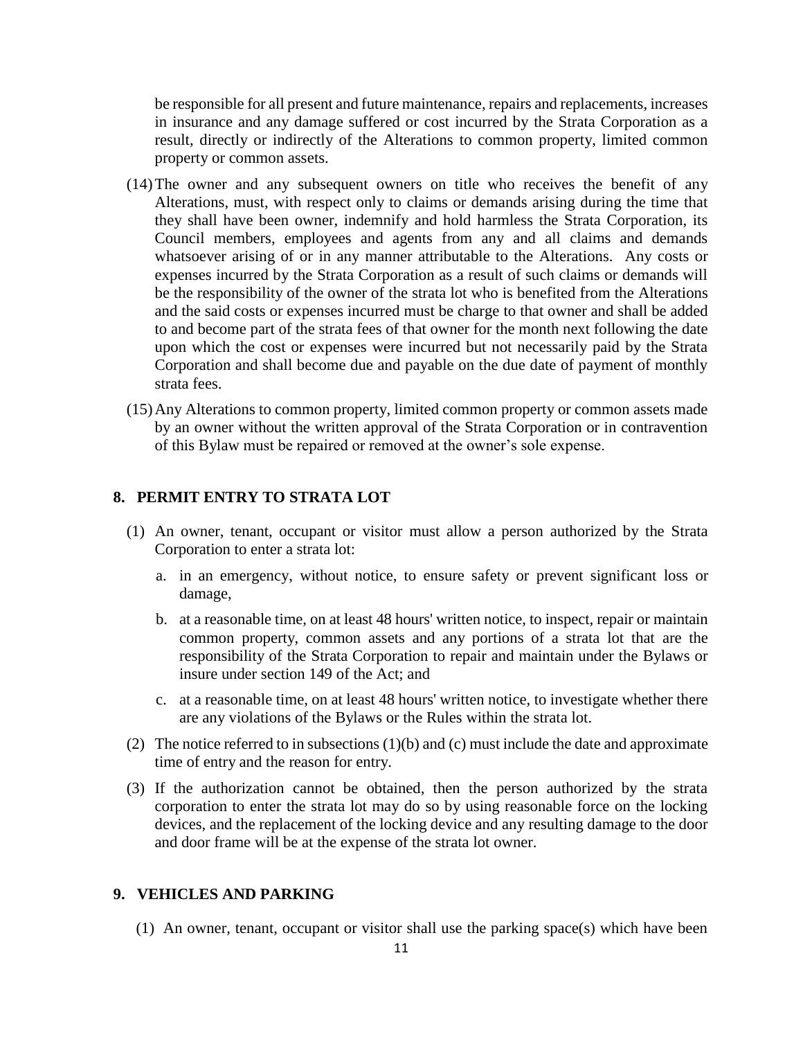be responsible for all present and future maintenance, repairs and replacements, increases in insurance and any damage suffered or cost incurred by the Strata Corporation as a result, directly or indirectly of the Alterations to common property, limited common property or common assets.

(14) The owner and any subsequent owners on title who receives the benefit of any Alterations, must, with respect only to claims or demands arising during the time that they shall have been owner, indemnify and hold harmless the Strata Corporation, its Council members, employees and agents from any and all claims and demands whatsoever arising of or in any manner attributable to the Alterations. Any costs or expenses incurred by the Strata Corporation as a result of such claims or demands will be the responsibility of the owner of the strata lot who is benefited from the Alterations and the said costs or expenses incurred must be charge to that owner and shall be added to and become part of the strata fees of that owner for the month next following the date upon which the cost or expenses were incurred but not necessarily paid by the Strata Corporation and shall become due and payable on the due date of payment of monthly strata fees.

(15) Any Alterations to common property, limited common property or common assets made by an owner without the written approval of the Strata Corporation or in contravention of this Bylaw must be repaired or removed at the owner's sole expense.

## 8. PERMIT ENTRY TO STRATA LOT

(1) An owner, tenant, occupant or visitor must allow a person authorized by the Strata Corporation to enter a strata lot:

   a. in an emergency, without notice, to ensure safety or prevent significant loss or damage,

   b. at a reasonable time, on at least 48 hours' written notice, to inspect, repair or maintain common property, common assets and any portions of a strata lot that are the responsibility of the Strata Corporation to repair and maintain under the Bylaws or insure under section 149 of the Act; and

   c. at a reasonable time, on at least 48 hours' written notice, to investigate whether there are any violations of the Bylaws or the Rules within the strata lot.

(2) The notice referred to in subsections (1)(b) and (c) must include the date and approximate time of entry and the reason for entry.

(3) If the authorization cannot be obtained, then the person authorized by the strata corporation to enter the strata lot may do so by using reasonable force on the locking devices, and the replacement of the locking device and any resulting damage to the door and door frame will be at the expense of the strata lot owner.

## 9. VEHICLES AND PARKING

(1) An owner, tenant, occupant or visitor shall use the parking space(s) which have been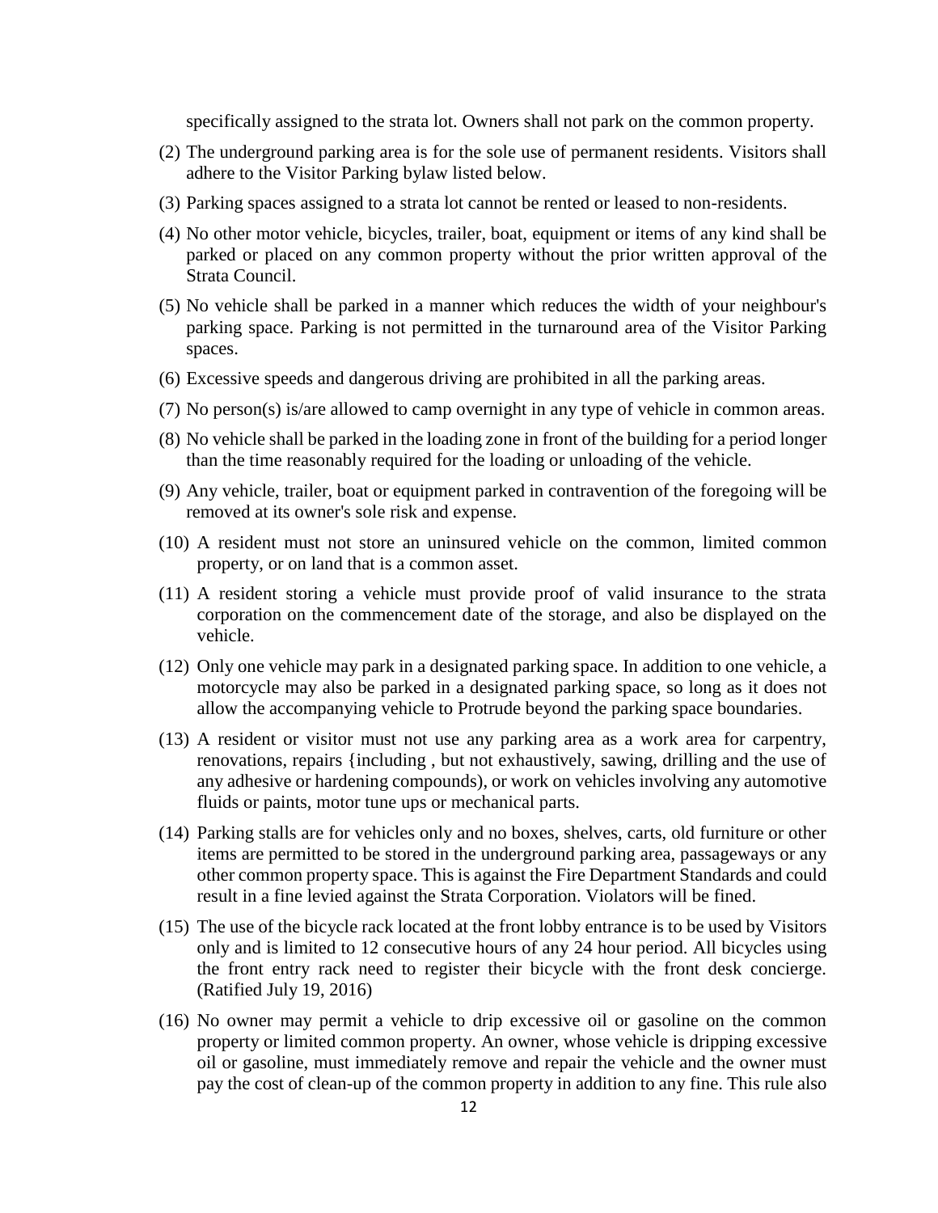specifically assigned to the strata lot. Owners shall not park on the common property.

(2) The underground parking area is for the sole use of permanent residents. Visitors shall adhere to the Visitor Parking bylaw listed below.

(3) Parking spaces assigned to a strata lot cannot be rented or leased to non-residents.

(4) No other motor vehicle, bicycles, trailer, boat, equipment or items of any kind shall be parked or placed on any common property without the prior written approval of the Strata Council.

(5) No vehicle shall be parked in a manner which reduces the width of your neighbour's parking space. Parking is not permitted in the turnaround area of the Visitor Parking spaces.

(6) Excessive speeds and dangerous driving are prohibited in all the parking areas.

(7) No person(s) is/are allowed to camp overnight in any type of vehicle in common areas.

(8) No vehicle shall be parked in the loading zone in front of the building for a period longer than the time reasonably required for the loading or unloading of the vehicle.

(9) Any vehicle, trailer, boat or equipment parked in contravention of the foregoing will be removed at its owner's sole risk and expense.

(10) A resident must not store an uninsured vehicle on the common, limited common property, or on land that is a common asset.

(11) A resident storing a vehicle must provide proof of valid insurance to the strata corporation on the commencement date of the storage, and also be displayed on the vehicle.

(12) Only one vehicle may park in a designated parking space. In addition to one vehicle, a motorcycle may also be parked in a designated parking space, so long as it does not allow the accompanying vehicle to Protrude beyond the parking space boundaries.

(13) A resident or visitor must not use any parking area as a work area for carpentry, renovations, repairs {including , but not exhaustively, sawing, drilling and the use of any adhesive or hardening compounds), or work on vehicles involving any automotive fluids or paints, motor tune ups or mechanical parts.

(14) Parking stalls are for vehicles only and no boxes, shelves, carts, old furniture or other items are permitted to be stored in the underground parking area, passageways or any other common property space. This is against the Fire Department Standards and could result in a fine levied against the Strata Corporation. Violators will be fined.

(15) The use of the bicycle rack located at the front lobby entrance is to be used by Visitors only and is limited to 12 consecutive hours of any 24 hour period. All bicycles using the front entry rack need to register their bicycle with the front desk concierge. (Ratified July 19, 2016)

(16) No owner may permit a vehicle to drip excessive oil or gasoline on the common property or limited common property. An owner, whose vehicle is dripping excessive oil or gasoline, must immediately remove and repair the vehicle and the owner must pay the cost of clean-up of the common property in addition to any fine. This rule also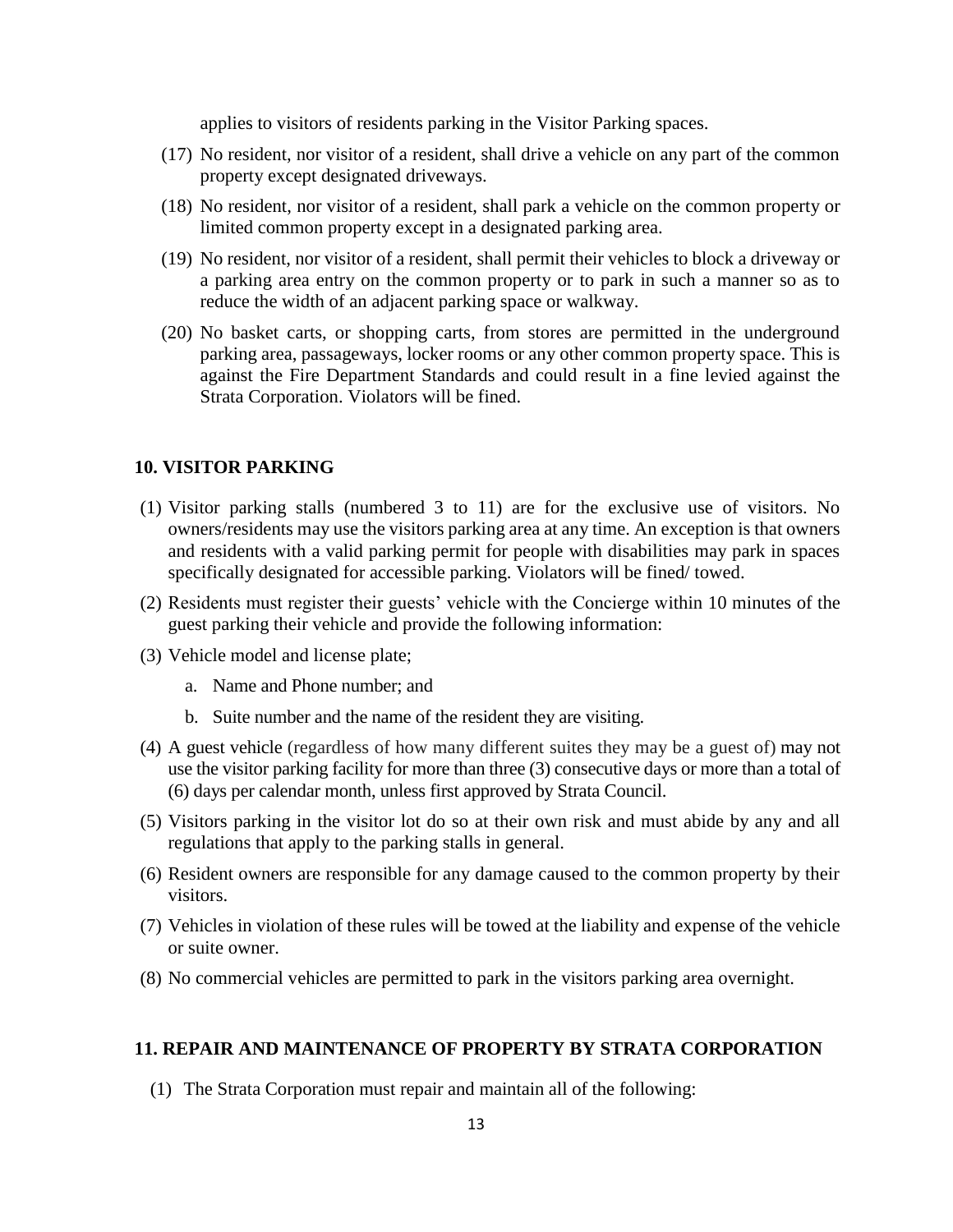applies to visitors of residents parking in the Visitor Parking spaces.

(17) No resident, nor visitor of a resident, shall drive a vehicle on any part of the common property except designated driveways.

(18) No resident, nor visitor of a resident, shall park a vehicle on the common property or limited common property except in a designated parking area.

(19) No resident, nor visitor of a resident, shall permit their vehicles to block a driveway or a parking area entry on the common property or to park in such a manner so as to reduce the width of an adjacent parking space or walkway.

(20) No basket carts, or shopping carts, from stores are permitted in the underground parking area, passageways, locker rooms or any other common property space. This is against the Fire Department Standards and could result in a fine levied against the Strata Corporation. Violators will be fined.

## 10. VISITOR PARKING

(1) Visitor parking stalls (numbered 3 to 11) are for the exclusive use of visitors. No owners/residents may use the visitors parking area at any time. An exception is that owners and residents with a valid parking permit for people with disabilities may park in spaces specifically designated for accessible parking. Violators will be fined/ towed.

(2) Residents must register their guests' vehicle with the Concierge within 10 minutes of the guest parking their vehicle and provide the following information:

(3) Vehicle model and license plate;

   a. Name and Phone number; and

   b. Suite number and the name of the resident they are visiting.

(4) A guest vehicle (regardless of how many different suites they may be a guest of) may not use the visitor parking facility for more than three (3) consecutive days or more than a total of (6) days per calendar month, unless first approved by Strata Council.

(5) Visitors parking in the visitor lot do so at their own risk and must abide by any and all regulations that apply to the parking stalls in general.

(6) Resident owners are responsible for any damage caused to the common property by their visitors.

(7) Vehicles in violation of these rules will be towed at the liability and expense of the vehicle or suite owner.

(8) No commercial vehicles are permitted to park in the visitors parking area overnight.

## 11. REPAIR AND MAINTENANCE OF PROPERTY BY STRATA CORPORATION

(1) The Strata Corporation must repair and maintain all of the following: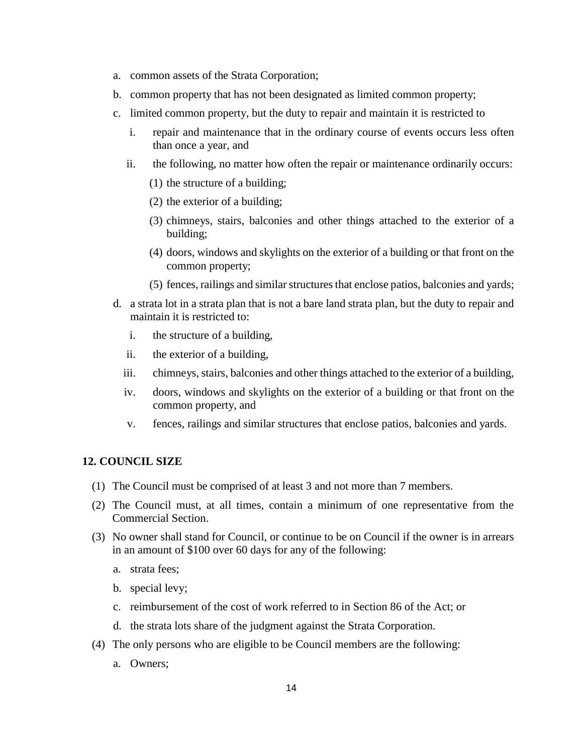a. common assets of the Strata Corporation;

b. common property that has not been designated as limited common property;

c. limited common property, but the duty to repair and maintain it is restricted to

   i. repair and maintenance that in the ordinary course of events occurs less often than once a year, and

   ii. the following, no matter how often the repair or maintenance ordinarily occurs:

      (1) the structure of a building;

      (2) the exterior of a building;

      (3) chimneys, stairs, balconies and other things attached to the exterior of a building;

      (4) doors, windows and skylights on the exterior of a building or that front on the common property;

      (5) fences, railings and similar structures that enclose patios, balconies and yards;

d. a strata lot in a strata plan that is not a bare land strata plan, but the duty to repair and maintain it is restricted to:

   i. the structure of a building,

   ii. the exterior of a building,

   iii. chimneys, stairs, balconies and other things attached to the exterior of a building,

   iv. doors, windows and skylights on the exterior of a building or that front on the common property, and

   v. fences, railings and similar structures that enclose patios, balconies and yards.

**12. COUNCIL SIZE**

(1) The Council must be comprised of at least 3 and not more than 7 members.

(2) The Council must, at all times, contain a minimum of one representative from the Commercial Section.

(3) No owner shall stand for Council, or continue to be on Council if the owner is in arrears in an amount of $100 over 60 days for any of the following:

   a. strata fees;

   b. special levy;

   c. reimbursement of the cost of work referred to in Section 86 of the Act; or

   d. the strata lots share of the judgment against the Strata Corporation.

(4) The only persons who are eligible to be Council members are the following:

   a. Owners;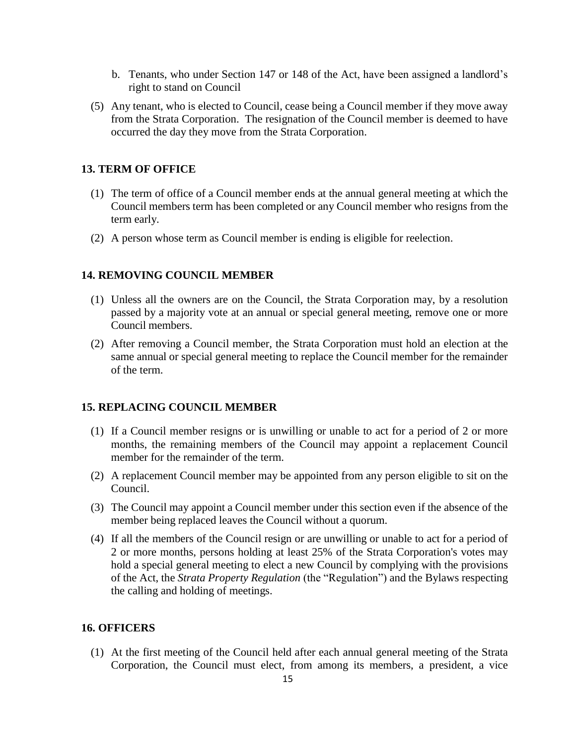b. Tenants, who under Section 147 or 148 of the Act, have been assigned a landlord's right to stand on Council

(5) Any tenant, who is elected to Council, cease being a Council member if they move away from the Strata Corporation. The resignation of the Council member is deemed to have occurred the day they move from the Strata Corporation.

## 13. TERM OF OFFICE

(1) The term of office of a Council member ends at the annual general meeting at which the Council members term has been completed or any Council member who resigns from the term early.

(2) A person whose term as Council member is ending is eligible for reelection.

## 14. REMOVING COUNCIL MEMBER

(1) Unless all the owners are on the Council, the Strata Corporation may, by a resolution passed by a majority vote at an annual or special general meeting, remove one or more Council members.

(2) After removing a Council member, the Strata Corporation must hold an election at the same annual or special general meeting to replace the Council member for the remainder of the term.

## 15. REPLACING COUNCIL MEMBER

(1) If a Council member resigns or is unwilling or unable to act for a period of 2 or more months, the remaining members of the Council may appoint a replacement Council member for the remainder of the term.

(2) A replacement Council member may be appointed from any person eligible to sit on the Council.

(3) The Council may appoint a Council member under this section even if the absence of the member being replaced leaves the Council without a quorum.

(4) If all the members of the Council resign or are unwilling or unable to act for a period of 2 or more months, persons holding at least 25% of the Strata Corporation's votes may hold a special general meeting to elect a new Council by complying with the provisions of the Act, the *Strata Property Regulation* (the "Regulation") and the Bylaws respecting the calling and holding of meetings.

## 16. OFFICERS

(1) At the first meeting of the Council held after each annual general meeting of the Strata Corporation, the Council must elect, from among its members, a president, a vice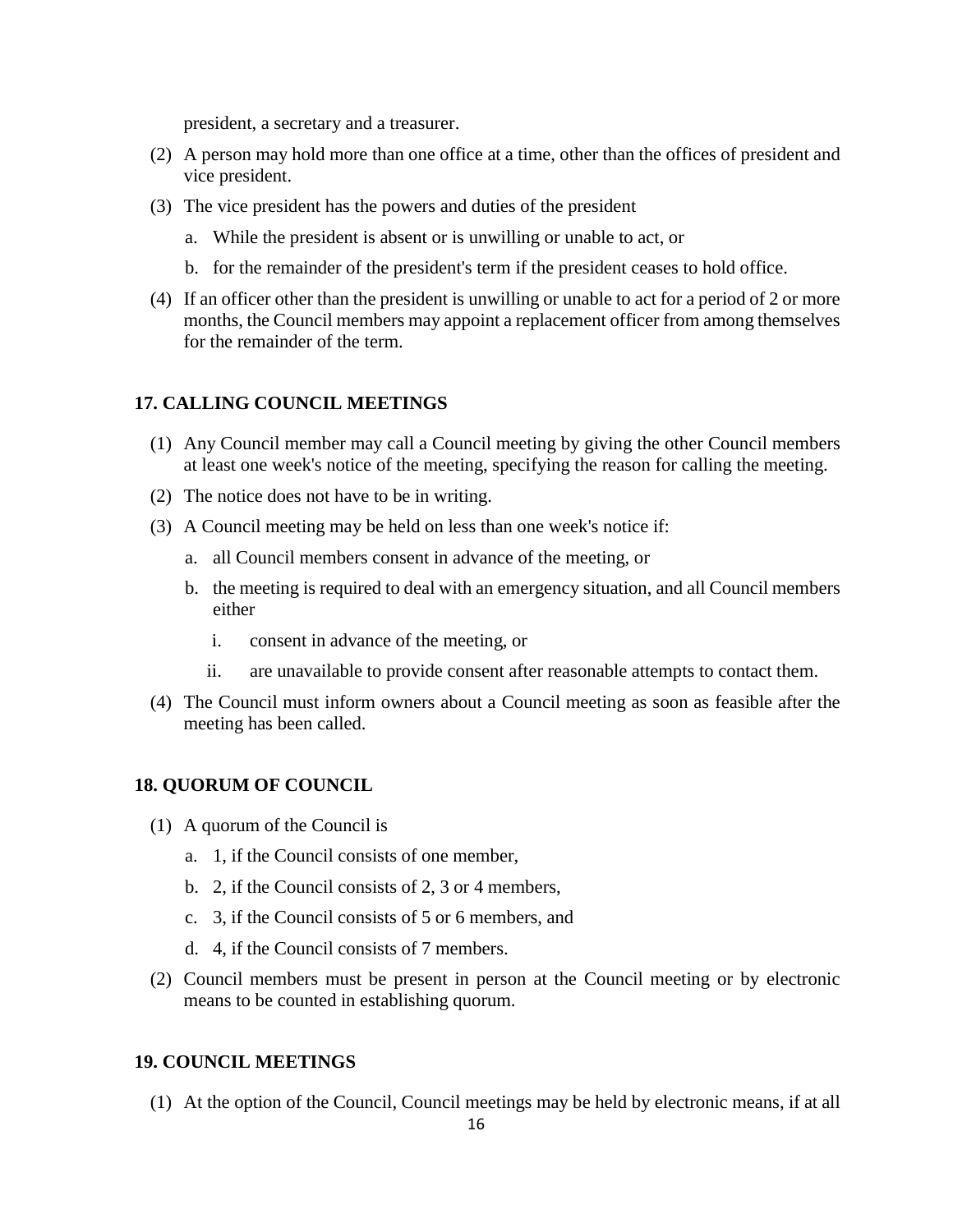president, a secretary and a treasurer.

(2) A person may hold more than one office at a time, other than the offices of president and vice president.

(3) The vice president has the powers and duties of the president

   a. While the president is absent or is unwilling or unable to act, or

   b. for the remainder of the president's term if the president ceases to hold office.

(4) If an officer other than the president is unwilling or unable to act for a period of 2 or more months, the Council members may appoint a replacement officer from among themselves for the remainder of the term.

## 17. CALLING COUNCIL MEETINGS

(1) Any Council member may call a Council meeting by giving the other Council members at least one week's notice of the meeting, specifying the reason for calling the meeting.

(2) The notice does not have to be in writing.

(3) A Council meeting may be held on less than one week's notice if:

   a. all Council members consent in advance of the meeting, or

   b. the meeting is required to deal with an emergency situation, and all Council members either

      i. consent in advance of the meeting, or

      ii. are unavailable to provide consent after reasonable attempts to contact them.

(4) The Council must inform owners about a Council meeting as soon as feasible after the meeting has been called.

## 18. QUORUM OF COUNCIL

(1) A quorum of the Council is

   a. 1, if the Council consists of one member,

   b. 2, if the Council consists of 2, 3 or 4 members,

   c. 3, if the Council consists of 5 or 6 members, and

   d. 4, if the Council consists of 7 members.

(2) Council members must be present in person at the Council meeting or by electronic means to be counted in establishing quorum.

## 19. COUNCIL MEETINGS

(1) At the option of the Council, Council meetings may be held by electronic means, if at all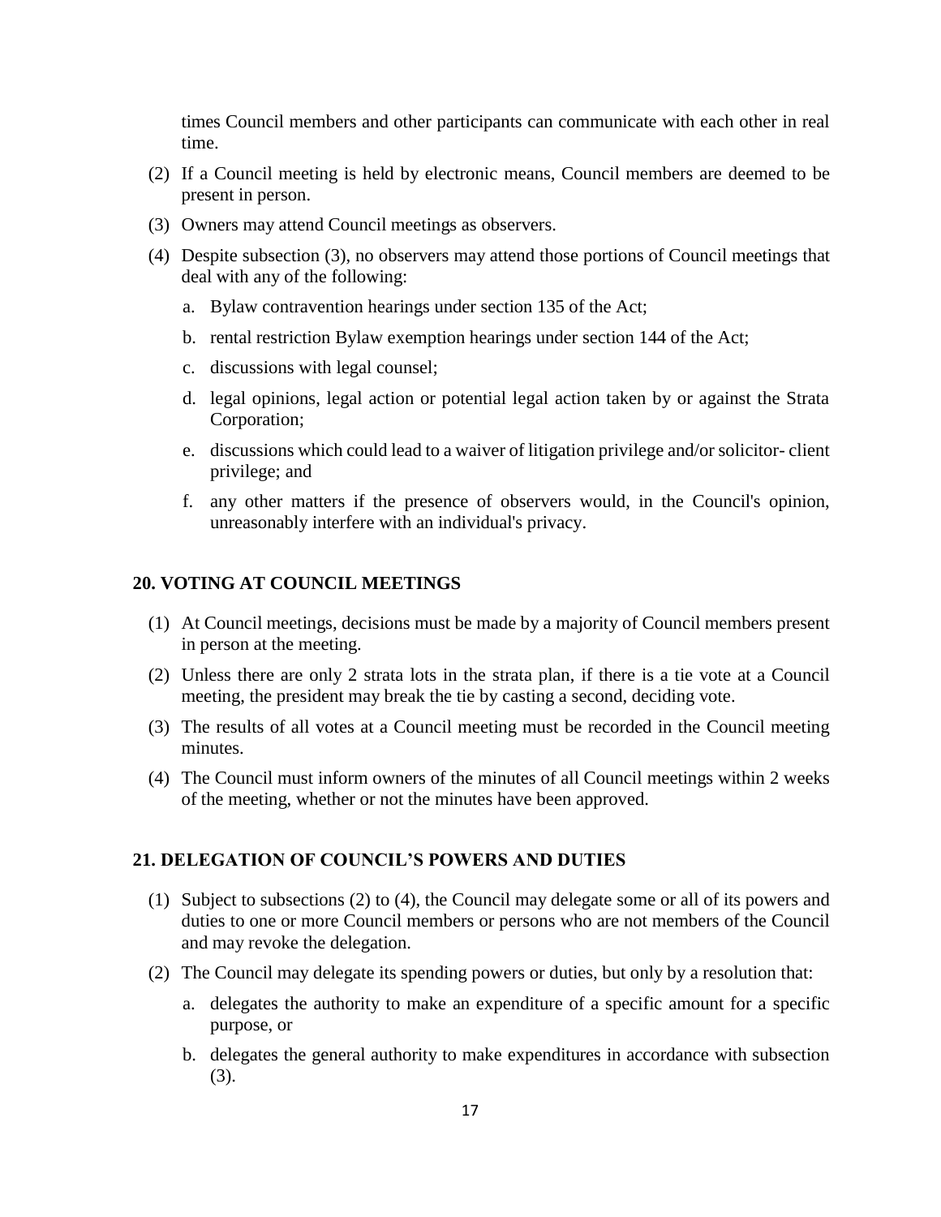times Council members and other participants can communicate with each other in real time.

(2) If a Council meeting is held by electronic means, Council members are deemed to be present in person.

(3) Owners may attend Council meetings as observers.

(4) Despite subsection (3), no observers may attend those portions of Council meetings that deal with any of the following:

   a. Bylaw contravention hearings under section 135 of the Act;

   b. rental restriction Bylaw exemption hearings under section 144 of the Act;

   c. discussions with legal counsel;

   d. legal opinions, legal action or potential legal action taken by or against the Strata Corporation;

   e. discussions which could lead to a waiver of litigation privilege and/or solicitor- client privilege; and

   f. any other matters if the presence of observers would, in the Council's opinion, unreasonably interfere with an individual's privacy.

## 20. VOTING AT COUNCIL MEETINGS

(1) At Council meetings, decisions must be made by a majority of Council members present in person at the meeting.

(2) Unless there are only 2 strata lots in the strata plan, if there is a tie vote at a Council meeting, the president may break the tie by casting a second, deciding vote.

(3) The results of all votes at a Council meeting must be recorded in the Council meeting minutes.

(4) The Council must inform owners of the minutes of all Council meetings within 2 weeks of the meeting, whether or not the minutes have been approved.

## 21. DELEGATION OF COUNCIL'S POWERS AND DUTIES

(1) Subject to subsections (2) to (4), the Council may delegate some or all of its powers and duties to one or more Council members or persons who are not members of the Council and may revoke the delegation.

(2) The Council may delegate its spending powers or duties, but only by a resolution that:

   a. delegates the authority to make an expenditure of a specific amount for a specific purpose, or

   b. delegates the general authority to make expenditures in accordance with subsection (3).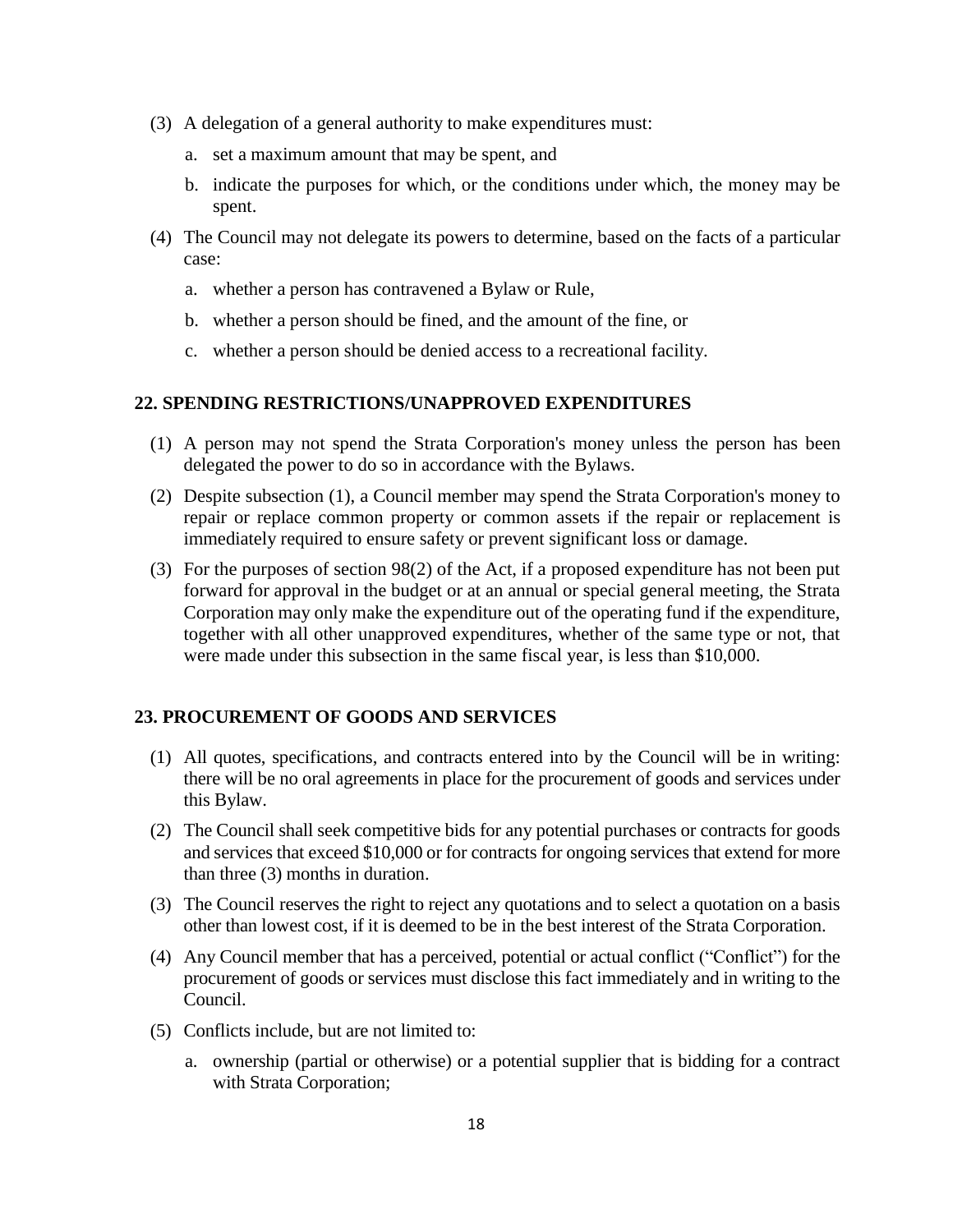(3) A delegation of a general authority to make expenditures must:

   a. set a maximum amount that may be spent, and

   b. indicate the purposes for which, or the conditions under which, the money may be spent.

(4) The Council may not delegate its powers to determine, based on the facts of a particular case:

   a. whether a person has contravened a Bylaw or Rule,

   b. whether a person should be fined, and the amount of the fine, or

   c. whether a person should be denied access to a recreational facility.

## 22. SPENDING RESTRICTIONS/UNAPPROVED EXPENDITURES

(1) A person may not spend the Strata Corporation's money unless the person has been delegated the power to do so in accordance with the Bylaws.

(2) Despite subsection (1), a Council member may spend the Strata Corporation's money to repair or replace common property or common assets if the repair or replacement is immediately required to ensure safety or prevent significant loss or damage.

(3) For the purposes of section 98(2) of the Act, if a proposed expenditure has not been put forward for approval in the budget or at an annual or special general meeting, the Strata Corporation may only make the expenditure out of the operating fund if the expenditure, together with all other unapproved expenditures, whether of the same type or not, that were made under this subsection in the same fiscal year, is less than $10,000.

## 23. PROCUREMENT OF GOODS AND SERVICES

(1) All quotes, specifications, and contracts entered into by the Council will be in writing: there will be no oral agreements in place for the procurement of goods and services under this Bylaw.

(2) The Council shall seek competitive bids for any potential purchases or contracts for goods and services that exceed $10,000 or for contracts for ongoing services that extend for more than three (3) months in duration.

(3) The Council reserves the right to reject any quotations and to select a quotation on a basis other than lowest cost, if it is deemed to be in the best interest of the Strata Corporation.

(4) Any Council member that has a perceived, potential or actual conflict ("Conflict") for the procurement of goods or services must disclose this fact immediately and in writing to the Council.

(5) Conflicts include, but are not limited to:

   a. ownership (partial or otherwise) or a potential supplier that is bidding for a contract with Strata Corporation;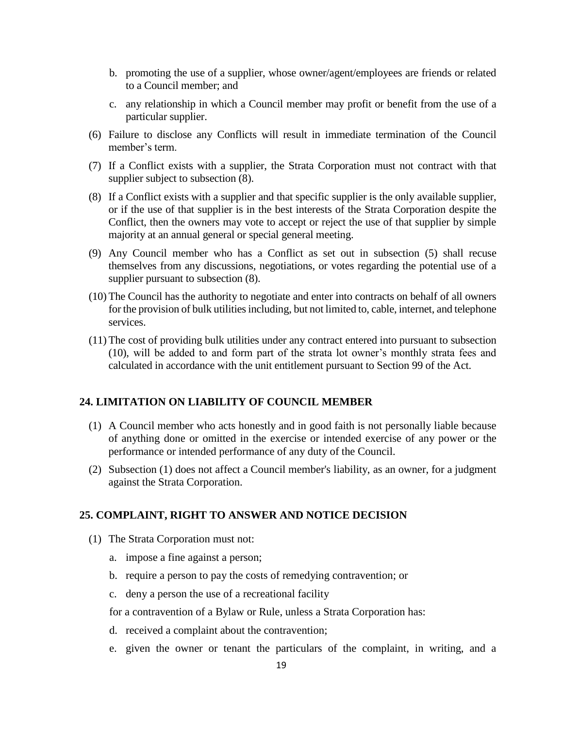b. promoting the use of a supplier, whose owner/agent/employees are friends or related to a Council member; and

c. any relationship in which a Council member may profit or benefit from the use of a particular supplier.

(6) Failure to disclose any Conflicts will result in immediate termination of the Council member's term.

(7) If a Conflict exists with a supplier, the Strata Corporation must not contract with that supplier subject to subsection (8).

(8) If a Conflict exists with a supplier and that specific supplier is the only available supplier, or if the use of that supplier is in the best interests of the Strata Corporation despite the Conflict, then the owners may vote to accept or reject the use of that supplier by simple majority at an annual general or special general meeting.

(9) Any Council member who has a Conflict as set out in subsection (5) shall recuse themselves from any discussions, negotiations, or votes regarding the potential use of a supplier pursuant to subsection (8).

(10) The Council has the authority to negotiate and enter into contracts on behalf of all owners for the provision of bulk utilities including, but not limited to, cable, internet, and telephone services.

(11) The cost of providing bulk utilities under any contract entered into pursuant to subsection (10), will be added to and form part of the strata lot owner's monthly strata fees and calculated in accordance with the unit entitlement pursuant to Section 99 of the Act.

## 24. LIMITATION ON LIABILITY OF COUNCIL MEMBER

(1) A Council member who acts honestly and in good faith is not personally liable because of anything done or omitted in the exercise or intended exercise of any power or the performance or intended performance of any duty of the Council.

(2) Subsection (1) does not affect a Council member's liability, as an owner, for a judgment against the Strata Corporation.

## 25. COMPLAINT, RIGHT TO ANSWER AND NOTICE DECISION

(1) The Strata Corporation must not:

a. impose a fine against a person;

b. require a person to pay the costs of remedying contravention; or

c. deny a person the use of a recreational facility

for a contravention of a Bylaw or Rule, unless a Strata Corporation has:

d. received a complaint about the contravention;

e. given the owner or tenant the particulars of the complaint, in writing, and a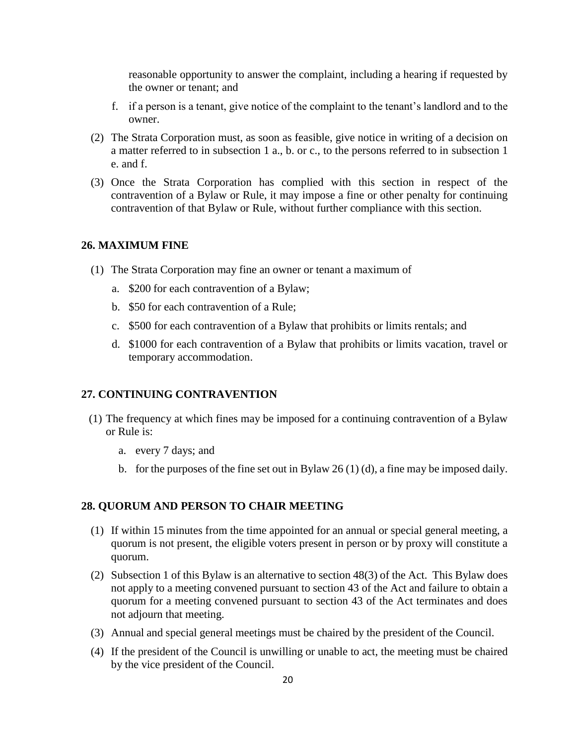reasonable opportunity to answer the complaint, including a hearing if requested by the owner or tenant; and

f. if a person is a tenant, give notice of the complaint to the tenant's landlord and to the owner.

(2) The Strata Corporation must, as soon as feasible, give notice in writing of a decision on a matter referred to in subsection 1 a., b. or c., to the persons referred to in subsection 1 e. and f.

(3) Once the Strata Corporation has complied with this section in respect of the contravention of a Bylaw or Rule, it may impose a fine or other penalty for continuing contravention of that Bylaw or Rule, without further compliance with this section.

### 26. MAXIMUM FINE

(1) The Strata Corporation may fine an owner or tenant a maximum of

a. $200 for each contravention of a Bylaw;

b. $50 for each contravention of a Rule;

c. $500 for each contravention of a Bylaw that prohibits or limits rentals; and

d. $1000 for each contravention of a Bylaw that prohibits or limits vacation, travel or temporary accommodation.

### 27. CONTINUING CONTRAVENTION

(1) The frequency at which fines may be imposed for a continuing contravention of a Bylaw or Rule is:

a. every 7 days; and

b. for the purposes of the fine set out in Bylaw 26 (1) (d), a fine may be imposed daily.

### 28. QUORUM AND PERSON TO CHAIR MEETING

(1) If within 15 minutes from the time appointed for an annual or special general meeting, a quorum is not present, the eligible voters present in person or by proxy will constitute a quorum.

(2) Subsection 1 of this Bylaw is an alternative to section 48(3) of the Act. This Bylaw does not apply to a meeting convened pursuant to section 43 of the Act and failure to obtain a quorum for a meeting convened pursuant to section 43 of the Act terminates and does not adjourn that meeting.

(3) Annual and special general meetings must be chaired by the president of the Council.

(4) If the president of the Council is unwilling or unable to act, the meeting must be chaired by the vice president of the Council.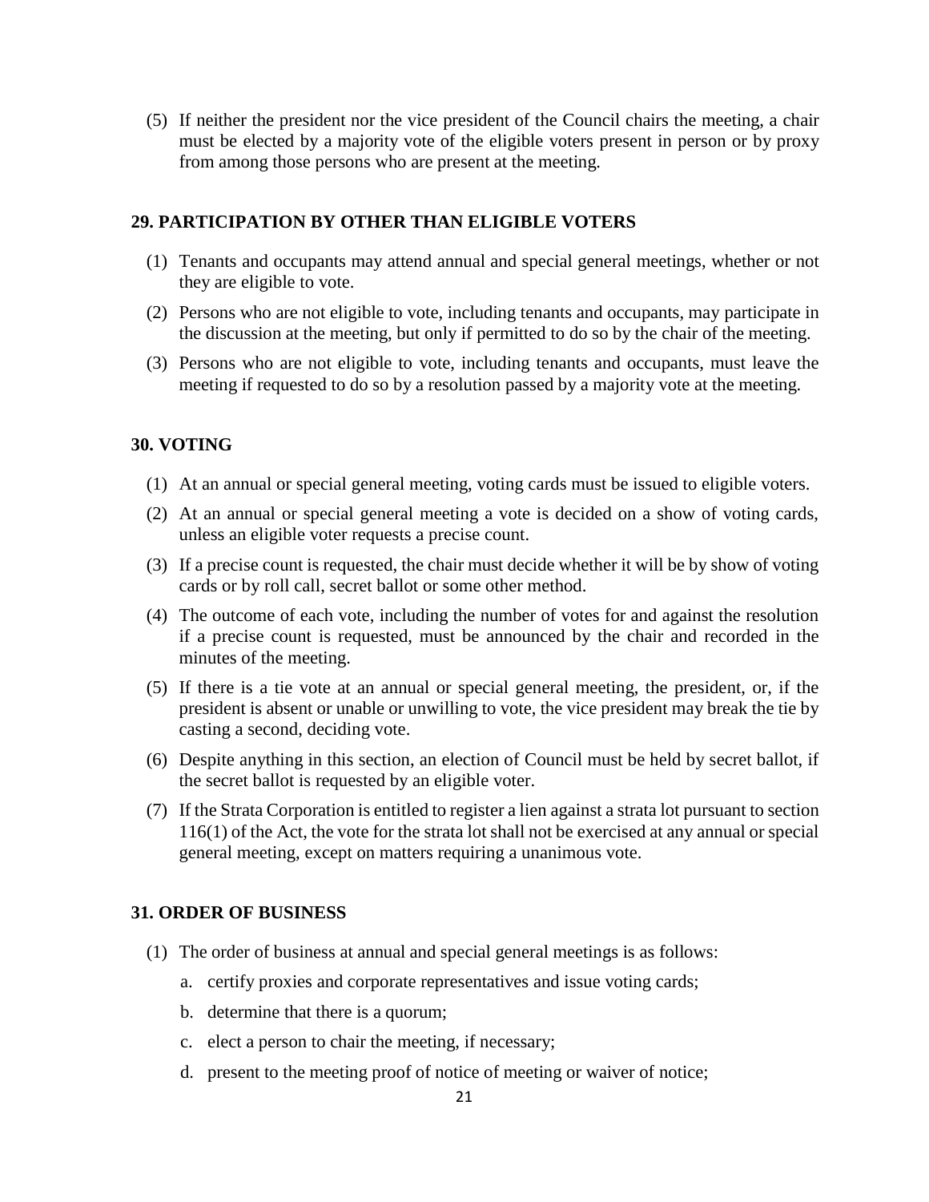(5) If neither the president nor the vice president of the Council chairs the meeting, a chair must be elected by a majority vote of the eligible voters present in person or by proxy from among those persons who are present at the meeting.

## 29. PARTICIPATION BY OTHER THAN ELIGIBLE VOTERS

(1) Tenants and occupants may attend annual and special general meetings, whether or not they are eligible to vote.

(2) Persons who are not eligible to vote, including tenants and occupants, may participate in the discussion at the meeting, but only if permitted to do so by the chair of the meeting.

(3) Persons who are not eligible to vote, including tenants and occupants, must leave the meeting if requested to do so by a resolution passed by a majority vote at the meeting.

## 30. VOTING

(1) At an annual or special general meeting, voting cards must be issued to eligible voters.

(2) At an annual or special general meeting a vote is decided on a show of voting cards, unless an eligible voter requests a precise count.

(3) If a precise count is requested, the chair must decide whether it will be by show of voting cards or by roll call, secret ballot or some other method.

(4) The outcome of each vote, including the number of votes for and against the resolution if a precise count is requested, must be announced by the chair and recorded in the minutes of the meeting.

(5) If there is a tie vote at an annual or special general meeting, the president, or, if the president is absent or unable or unwilling to vote, the vice president may break the tie by casting a second, deciding vote.

(6) Despite anything in this section, an election of Council must be held by secret ballot, if the secret ballot is requested by an eligible voter.

(7) If the Strata Corporation is entitled to register a lien against a strata lot pursuant to section 116(1) of the Act, the vote for the strata lot shall not be exercised at any annual or special general meeting, except on matters requiring a unanimous vote.

## 31. ORDER OF BUSINESS

(1) The order of business at annual and special general meetings is as follows:

   a. certify proxies and corporate representatives and issue voting cards;

   b. determine that there is a quorum;

   c. elect a person to chair the meeting, if necessary;

   d. present to the meeting proof of notice of meeting or waiver of notice;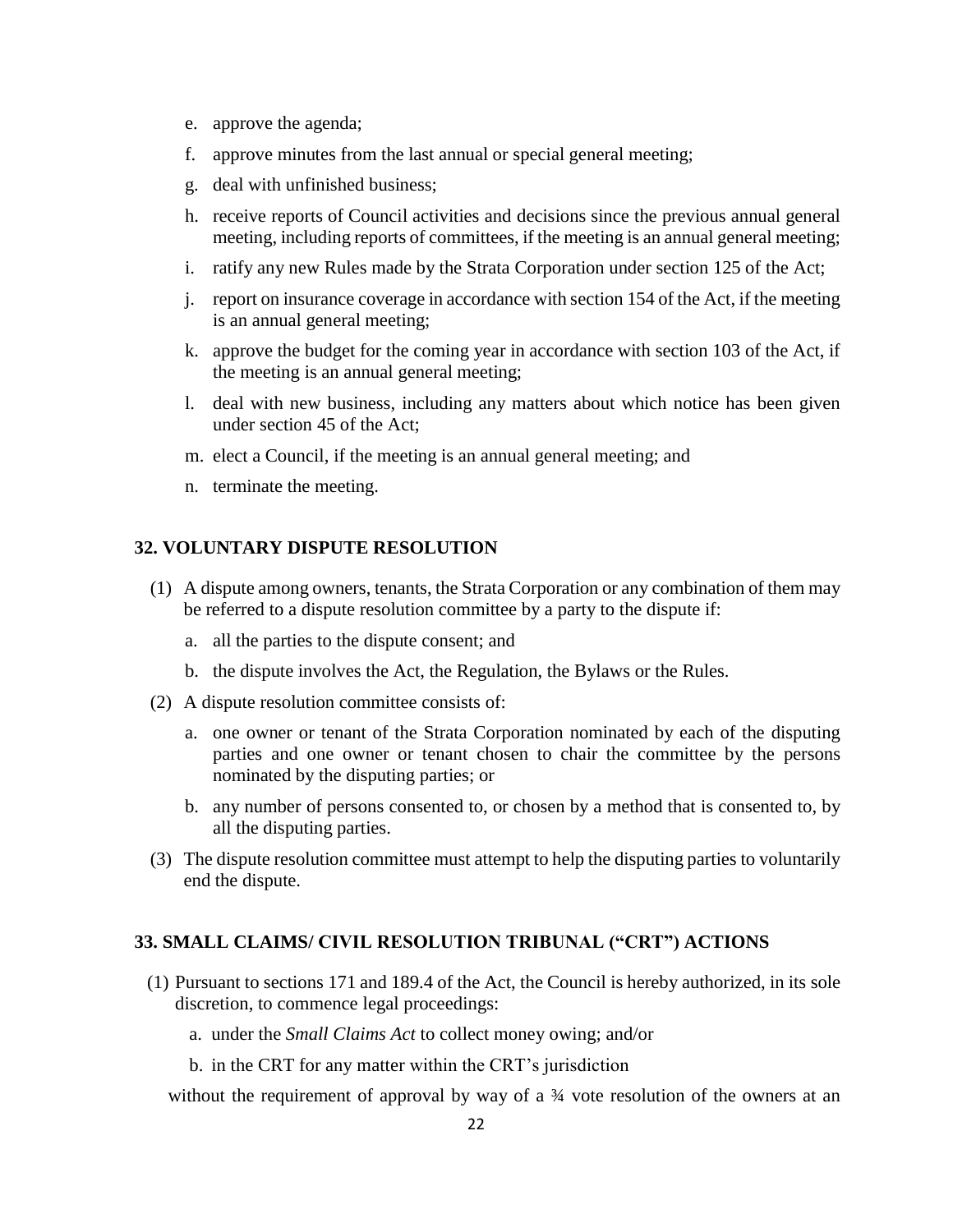e. approve the agenda;

f. approve minutes from the last annual or special general meeting;

g. deal with unfinished business;

h. receive reports of Council activities and decisions since the previous annual general meeting, including reports of committees, if the meeting is an annual general meeting;

i. ratify any new Rules made by the Strata Corporation under section 125 of the Act;

j. report on insurance coverage in accordance with section 154 of the Act, if the meeting is an annual general meeting;

k. approve the budget for the coming year in accordance with section 103 of the Act, if the meeting is an annual general meeting;

l. deal with new business, including any matters about which notice has been given under section 45 of the Act;

m. elect a Council, if the meeting is an annual general meeting; and

n. terminate the meeting.

## 32. VOLUNTARY DISPUTE RESOLUTION

(1) A dispute among owners, tenants, the Strata Corporation or any combination of them may be referred to a dispute resolution committee by a party to the dispute if:

   a. all the parties to the dispute consent; and

   b. the dispute involves the Act, the Regulation, the Bylaws or the Rules.

(2) A dispute resolution committee consists of:

   a. one owner or tenant of the Strata Corporation nominated by each of the disputing parties and one owner or tenant chosen to chair the committee by the persons nominated by the disputing parties; or

   b. any number of persons consented to, or chosen by a method that is consented to, by all the disputing parties.

(3) The dispute resolution committee must attempt to help the disputing parties to voluntarily end the dispute.

## 33. SMALL CLAIMS/ CIVIL RESOLUTION TRIBUNAL ("CRT") ACTIONS

(1) Pursuant to sections 171 and 189.4 of the Act, the Council is hereby authorized, in its sole discretion, to commence legal proceedings:

   a. under the *Small Claims Act* to collect money owing; and/or

   b. in the CRT for any matter within the CRT's jurisdiction

without the requirement of approval by way of a ¾ vote resolution of the owners at an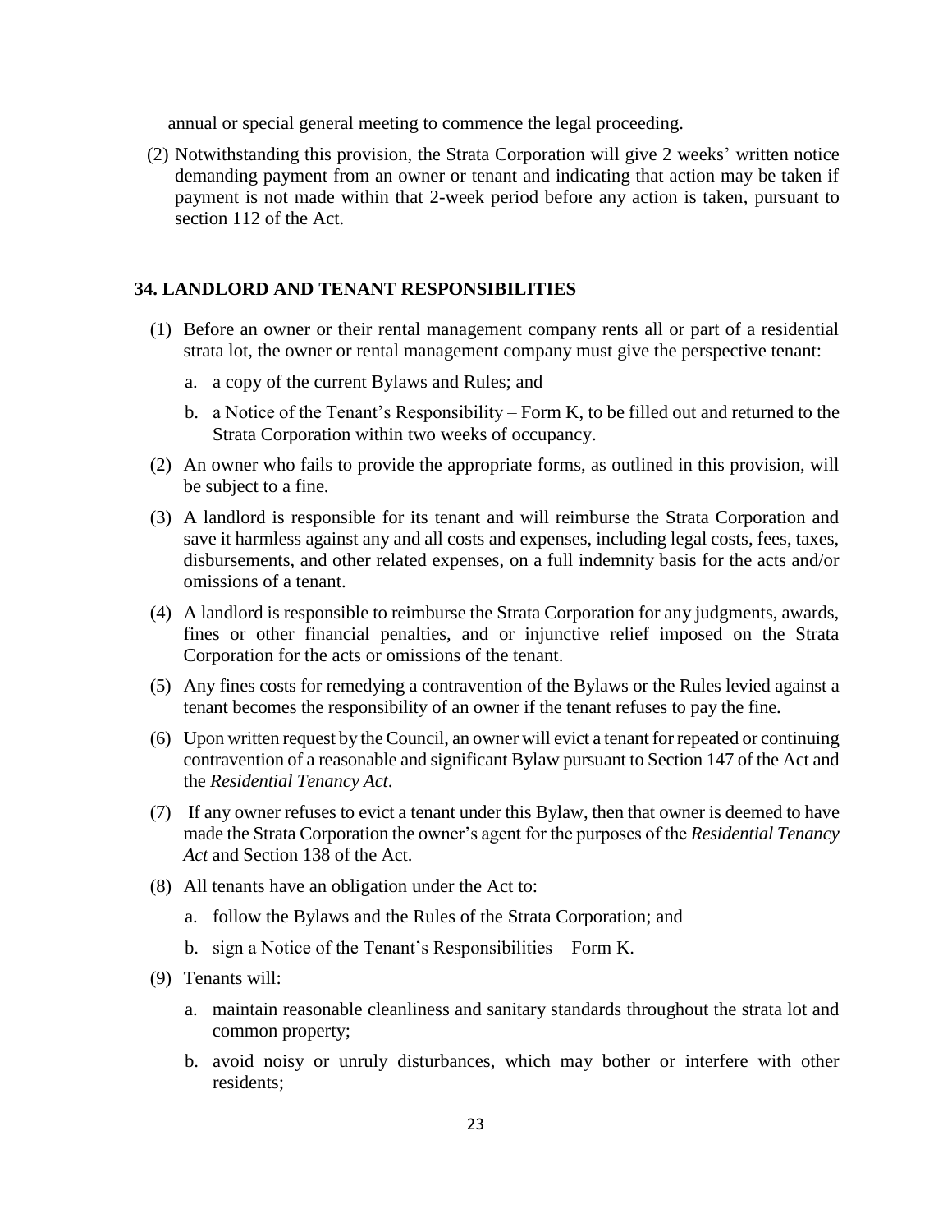annual or special general meeting to commence the legal proceeding.

(2) Notwithstanding this provision, the Strata Corporation will give 2 weeks' written notice demanding payment from an owner or tenant and indicating that action may be taken if payment is not made within that 2-week period before any action is taken, pursuant to section 112 of the Act.

## 34. LANDLORD AND TENANT RESPONSIBILITIES

(1) Before an owner or their rental management company rents all or part of a residential strata lot, the owner or rental management company must give the perspective tenant:

  a. a copy of the current Bylaws and Rules; and

  b. a Notice of the Tenant's Responsibility – Form K, to be filled out and returned to the Strata Corporation within two weeks of occupancy.

(2) An owner who fails to provide the appropriate forms, as outlined in this provision, will be subject to a fine.

(3) A landlord is responsible for its tenant and will reimburse the Strata Corporation and save it harmless against any and all costs and expenses, including legal costs, fees, taxes, disbursements, and other related expenses, on a full indemnity basis for the acts and/or omissions of a tenant.

(4) A landlord is responsible to reimburse the Strata Corporation for any judgments, awards, fines or other financial penalties, and or injunctive relief imposed on the Strata Corporation for the acts or omissions of the tenant.

(5) Any fines costs for remedying a contravention of the Bylaws or the Rules levied against a tenant becomes the responsibility of an owner if the tenant refuses to pay the fine.

(6) Upon written request by the Council, an owner will evict a tenant for repeated or continuing contravention of a reasonable and significant Bylaw pursuant to Section 147 of the Act and the *Residential Tenancy Act*.

(7) If any owner refuses to evict a tenant under this Bylaw, then that owner is deemed to have made the Strata Corporation the owner's agent for the purposes of the *Residential Tenancy Act* and Section 138 of the Act.

(8) All tenants have an obligation under the Act to:

  a. follow the Bylaws and the Rules of the Strata Corporation; and

  b. sign a Notice of the Tenant's Responsibilities – Form K.

(9) Tenants will:

  a. maintain reasonable cleanliness and sanitary standards throughout the strata lot and common property;

  b. avoid noisy or unruly disturbances, which may bother or interfere with other residents;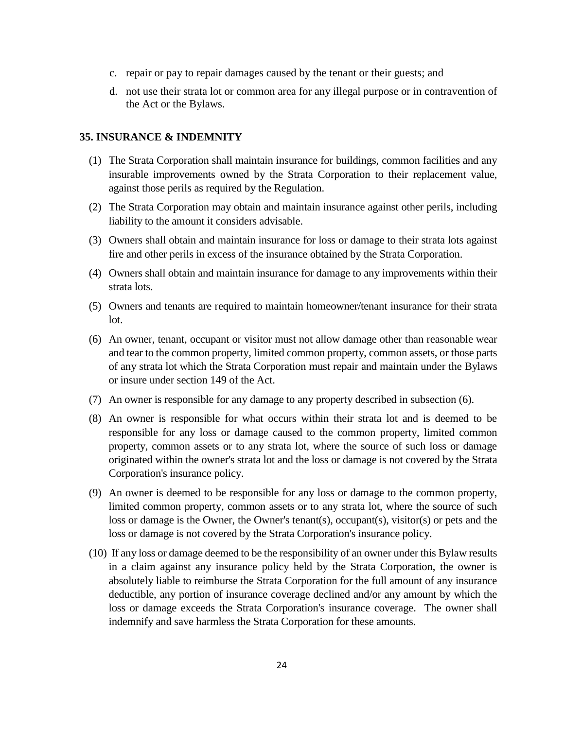c. repair or pay to repair damages caused by the tenant or their guests; and

d. not use their strata lot or common area for any illegal purpose or in contravention of the Act or the Bylaws.

### 35. INSURANCE & INDEMNITY

(1) The Strata Corporation shall maintain insurance for buildings, common facilities and any insurable improvements owned by the Strata Corporation to their replacement value, against those perils as required by the Regulation.

(2) The Strata Corporation may obtain and maintain insurance against other perils, including liability to the amount it considers advisable.

(3) Owners shall obtain and maintain insurance for loss or damage to their strata lots against fire and other perils in excess of the insurance obtained by the Strata Corporation.

(4) Owners shall obtain and maintain insurance for damage to any improvements within their strata lots.

(5) Owners and tenants are required to maintain homeowner/tenant insurance for their strata lot.

(6) An owner, tenant, occupant or visitor must not allow damage other than reasonable wear and tear to the common property, limited common property, common assets, or those parts of any strata lot which the Strata Corporation must repair and maintain under the Bylaws or insure under section 149 of the Act.

(7) An owner is responsible for any damage to any property described in subsection (6).

(8) An owner is responsible for what occurs within their strata lot and is deemed to be responsible for any loss or damage caused to the common property, limited common property, common assets or to any strata lot, where the source of such loss or damage originated within the owner's strata lot and the loss or damage is not covered by the Strata Corporation's insurance policy.

(9) An owner is deemed to be responsible for any loss or damage to the common property, limited common property, common assets or to any strata lot, where the source of such loss or damage is the Owner, the Owner's tenant(s), occupant(s), visitor(s) or pets and the loss or damage is not covered by the Strata Corporation's insurance policy.

(10) If any loss or damage deemed to be the responsibility of an owner under this Bylaw results in a claim against any insurance policy held by the Strata Corporation, the owner is absolutely liable to reimburse the Strata Corporation for the full amount of any insurance deductible, any portion of insurance coverage declined and/or any amount by which the loss or damage exceeds the Strata Corporation's insurance coverage. The owner shall indemnify and save harmless the Strata Corporation for these amounts.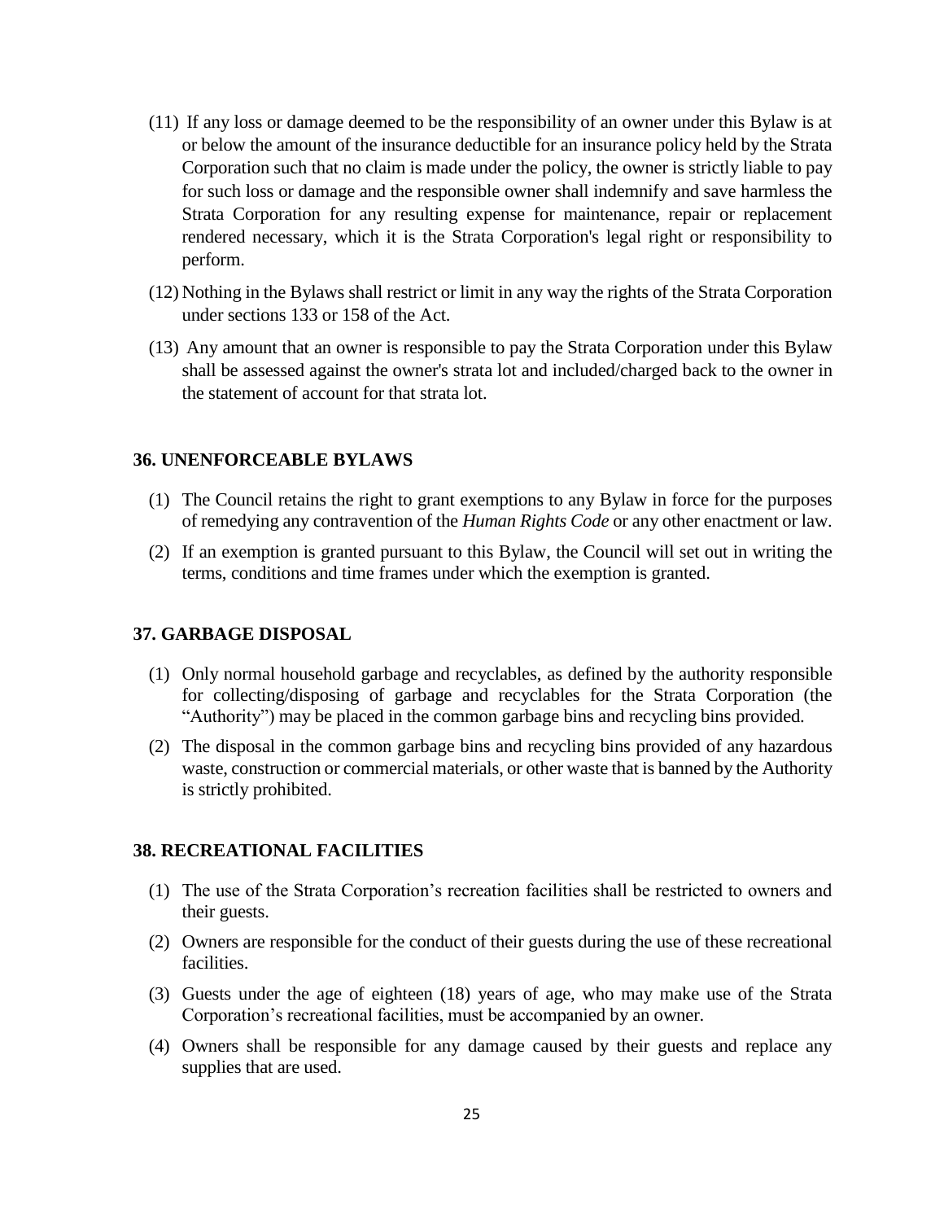(11) If any loss or damage deemed to be the responsibility of an owner under this Bylaw is at or below the amount of the insurance deductible for an insurance policy held by the Strata Corporation such that no claim is made under the policy, the owner is strictly liable to pay for such loss or damage and the responsible owner shall indemnify and save harmless the Strata Corporation for any resulting expense for maintenance, repair or replacement rendered necessary, which it is the Strata Corporation's legal right or responsibility to perform.

(12) Nothing in the Bylaws shall restrict or limit in any way the rights of the Strata Corporation under sections 133 or 158 of the Act.

(13) Any amount that an owner is responsible to pay the Strata Corporation under this Bylaw shall be assessed against the owner's strata lot and included/charged back to the owner in the statement of account for that strata lot.

## 36. UNENFORCEABLE BYLAWS

(1) The Council retains the right to grant exemptions to any Bylaw in force for the purposes of remedying any contravention of the *Human Rights Code* or any other enactment or law.

(2) If an exemption is granted pursuant to this Bylaw, the Council will set out in writing the terms, conditions and time frames under which the exemption is granted.

## 37. GARBAGE DISPOSAL

(1) Only normal household garbage and recyclables, as defined by the authority responsible for collecting/disposing of garbage and recyclables for the Strata Corporation (the "Authority") may be placed in the common garbage bins and recycling bins provided.

(2) The disposal in the common garbage bins and recycling bins provided of any hazardous waste, construction or commercial materials, or other waste that is banned by the Authority is strictly prohibited.

## 38. RECREATIONAL FACILITIES

(1) The use of the Strata Corporation's recreation facilities shall be restricted to owners and their guests.

(2) Owners are responsible for the conduct of their guests during the use of these recreational facilities.

(3) Guests under the age of eighteen (18) years of age, who may make use of the Strata Corporation's recreational facilities, must be accompanied by an owner.

(4) Owners shall be responsible for any damage caused by their guests and replace any supplies that are used.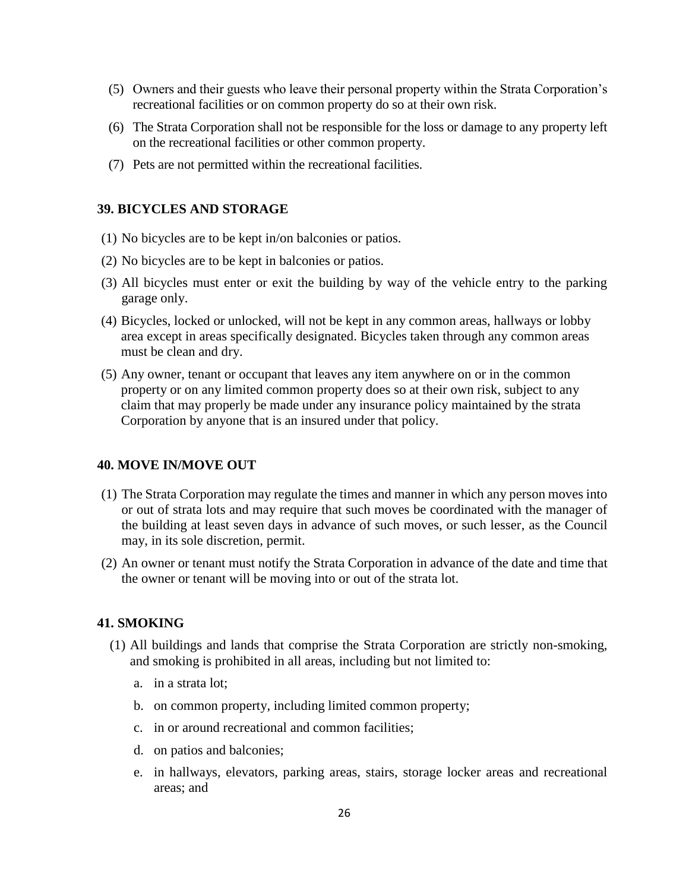(5) Owners and their guests who leave their personal property within the Strata Corporation's recreational facilities or on common property do so at their own risk.

(6) The Strata Corporation shall not be responsible for the loss or damage to any property left on the recreational facilities or other common property.

(7) Pets are not permitted within the recreational facilities.

## 39. BICYCLES AND STORAGE

(1) No bicycles are to be kept in/on balconies or patios.

(2) No bicycles are to be kept in balconies or patios.

(3) All bicycles must enter or exit the building by way of the vehicle entry to the parking garage only.

(4) Bicycles, locked or unlocked, will not be kept in any common areas, hallways or lobby area except in areas specifically designated. Bicycles taken through any common areas must be clean and dry.

(5) Any owner, tenant or occupant that leaves any item anywhere on or in the common property or on any limited common property does so at their own risk, subject to any claim that may properly be made under any insurance policy maintained by the strata Corporation by anyone that is an insured under that policy.

## 40. MOVE IN/MOVE OUT

(1) The Strata Corporation may regulate the times and manner in which any person moves into or out of strata lots and may require that such moves be coordinated with the manager of the building at least seven days in advance of such moves, or such lesser, as the Council may, in its sole discretion, permit.

(2) An owner or tenant must notify the Strata Corporation in advance of the date and time that the owner or tenant will be moving into or out of the strata lot.

## 41. SMOKING

(1) All buildings and lands that comprise the Strata Corporation are strictly non-smoking, and smoking is prohibited in all areas, including but not limited to:

   a. in a strata lot;

   b. on common property, including limited common property;

   c. in or around recreational and common facilities;

   d. on patios and balconies;

   e. in hallways, elevators, parking areas, stairs, storage locker areas and recreational areas; and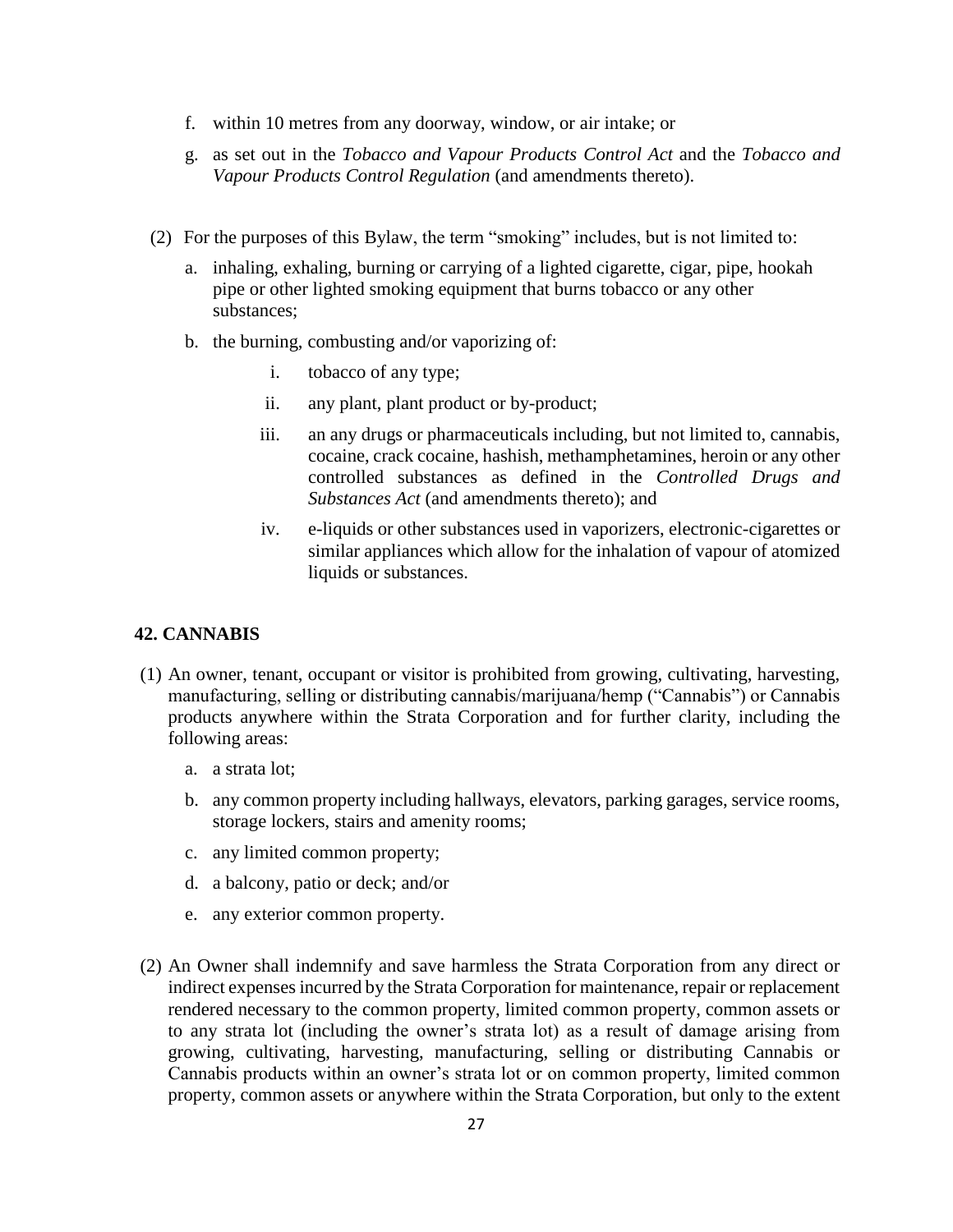f. within 10 metres from any doorway, window, or air intake; or

g. as set out in the *Tobacco and Vapour Products Control Act* and the *Tobacco and Vapour Products Control Regulation* (and amendments thereto).

(2) For the purposes of this Bylaw, the term "smoking" includes, but is not limited to:

a. inhaling, exhaling, burning or carrying of a lighted cigarette, cigar, pipe, hookah pipe or other lighted smoking equipment that burns tobacco or any other substances;

b. the burning, combusting and/or vaporizing of:

i. tobacco of any type;

ii. any plant, plant product or by-product;

iii. an any drugs or pharmaceuticals including, but not limited to, cannabis, cocaine, crack cocaine, hashish, methamphetamines, heroin or any other controlled substances as defined in the *Controlled Drugs and Substances Act* (and amendments thereto); and

iv. e-liquids or other substances used in vaporizers, electronic-cigarettes or similar appliances which allow for the inhalation of vapour of atomized liquids or substances.

## 42. CANNABIS

(1) An owner, tenant, occupant or visitor is prohibited from growing, cultivating, harvesting, manufacturing, selling or distributing cannabis/marijuana/hemp ("Cannabis") or Cannabis products anywhere within the Strata Corporation and for further clarity, including the following areas:

a. a strata lot;

b. any common property including hallways, elevators, parking garages, service rooms, storage lockers, stairs and amenity rooms;

c. any limited common property;

d. a balcony, patio or deck; and/or

e. any exterior common property.

(2) An Owner shall indemnify and save harmless the Strata Corporation from any direct or indirect expenses incurred by the Strata Corporation for maintenance, repair or replacement rendered necessary to the common property, limited common property, common assets or to any strata lot (including the owner's strata lot) as a result of damage arising from growing, cultivating, harvesting, manufacturing, selling or distributing Cannabis or Cannabis products within an owner's strata lot or on common property, limited common property, common assets or anywhere within the Strata Corporation, but only to the extent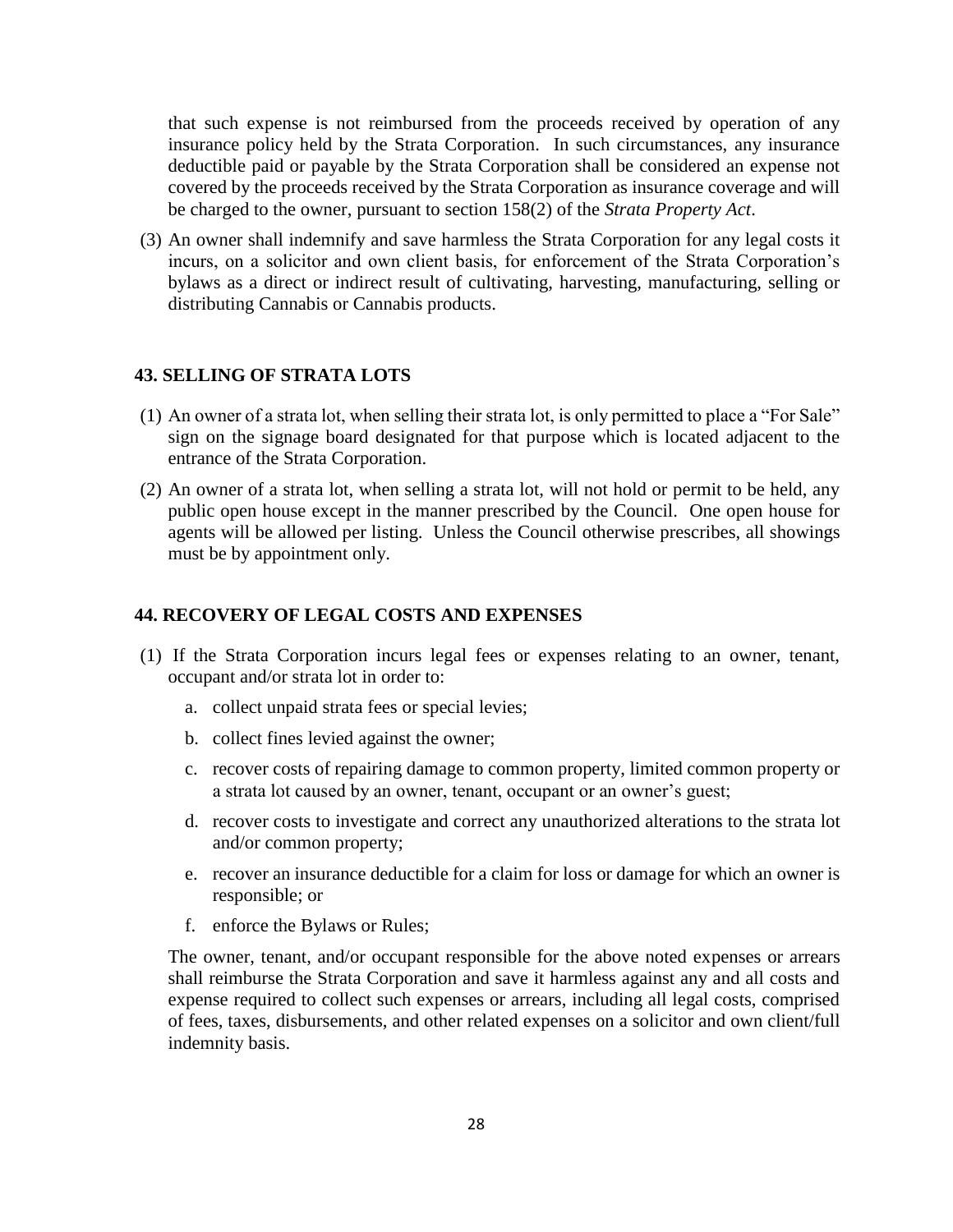that such expense is not reimbursed from the proceeds received by operation of any insurance policy held by the Strata Corporation. In such circumstances, any insurance deductible paid or payable by the Strata Corporation shall be considered an expense not covered by the proceeds received by the Strata Corporation as insurance coverage and will be charged to the owner, pursuant to section 158(2) of the *Strata Property Act*.

(3) An owner shall indemnify and save harmless the Strata Corporation for any legal costs it incurs, on a solicitor and own client basis, for enforcement of the Strata Corporation's bylaws as a direct or indirect result of cultivating, harvesting, manufacturing, selling or distributing Cannabis or Cannabis products.

## 43. SELLING OF STRATA LOTS

(1) An owner of a strata lot, when selling their strata lot, is only permitted to place a "For Sale" sign on the signage board designated for that purpose which is located adjacent to the entrance of the Strata Corporation.

(2) An owner of a strata lot, when selling a strata lot, will not hold or permit to be held, any public open house except in the manner prescribed by the Council. One open house for agents will be allowed per listing. Unless the Council otherwise prescribes, all showings must be by appointment only.

## 44. RECOVERY OF LEGAL COSTS AND EXPENSES

(1) If the Strata Corporation incurs legal fees or expenses relating to an owner, tenant, occupant and/or strata lot in order to:

   a. collect unpaid strata fees or special levies;

   b. collect fines levied against the owner;

   c. recover costs of repairing damage to common property, limited common property or a strata lot caused by an owner, tenant, occupant or an owner's guest;

   d. recover costs to investigate and correct any unauthorized alterations to the strata lot and/or common property;

   e. recover an insurance deductible for a claim for loss or damage for which an owner is responsible; or

   f. enforce the Bylaws or Rules;

   The owner, tenant, and/or occupant responsible for the above noted expenses or arrears shall reimburse the Strata Corporation and save it harmless against any and all costs and expense required to collect such expenses or arrears, including all legal costs, comprised of fees, taxes, disbursements, and other related expenses on a solicitor and own client/full indemnity basis.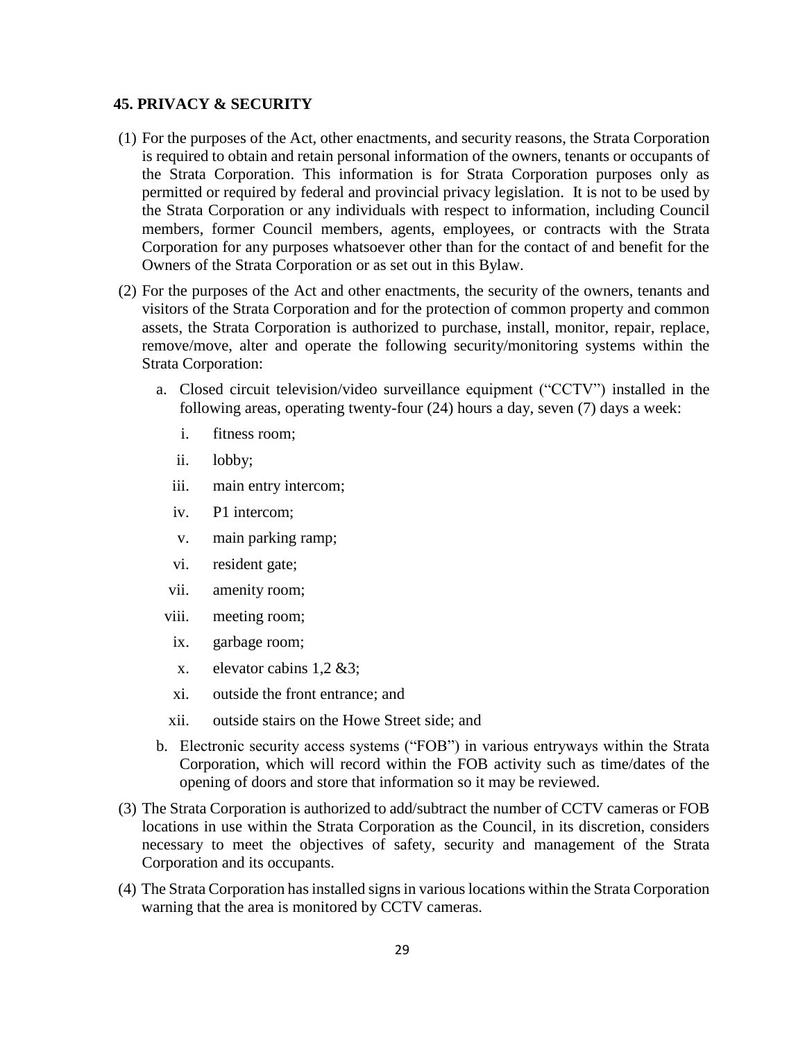### 45. PRIVACY & SECURITY

(1) For the purposes of the Act, other enactments, and security reasons, the Strata Corporation is required to obtain and retain personal information of the owners, tenants or occupants of the Strata Corporation. This information is for Strata Corporation purposes only as permitted or required by federal and provincial privacy legislation. It is not to be used by the Strata Corporation or any individuals with respect to information, including Council members, former Council members, agents, employees, or contracts with the Strata Corporation for any purposes whatsoever other than for the contact of and benefit for the Owners of the Strata Corporation or as set out in this Bylaw.

(2) For the purposes of the Act and other enactments, the security of the owners, tenants and visitors of the Strata Corporation and for the protection of common property and common assets, the Strata Corporation is authorized to purchase, install, monitor, repair, replace, remove/move, alter and operate the following security/monitoring systems within the Strata Corporation:

   a. Closed circuit television/video surveillance equipment ("CCTV") installed in the following areas, operating twenty-four (24) hours a day, seven (7) days a week:

      i. fitness room;

      ii. lobby;

      iii. main entry intercom;

      iv. P1 intercom;

      v. main parking ramp;

      vi. resident gate;

      vii. amenity room;

      viii. meeting room;

      ix. garbage room;

      x. elevator cabins 1,2 &3;

      xi. outside the front entrance; and

      xii. outside stairs on the Howe Street side; and

   b. Electronic security access systems ("FOB") in various entryways within the Strata Corporation, which will record within the FOB activity such as time/dates of the opening of doors and store that information so it may be reviewed.

(3) The Strata Corporation is authorized to add/subtract the number of CCTV cameras or FOB locations in use within the Strata Corporation as the Council, in its discretion, considers necessary to meet the objectives of safety, security and management of the Strata Corporation and its occupants.

(4) The Strata Corporation has installed signs in various locations within the Strata Corporation warning that the area is monitored by CCTV cameras.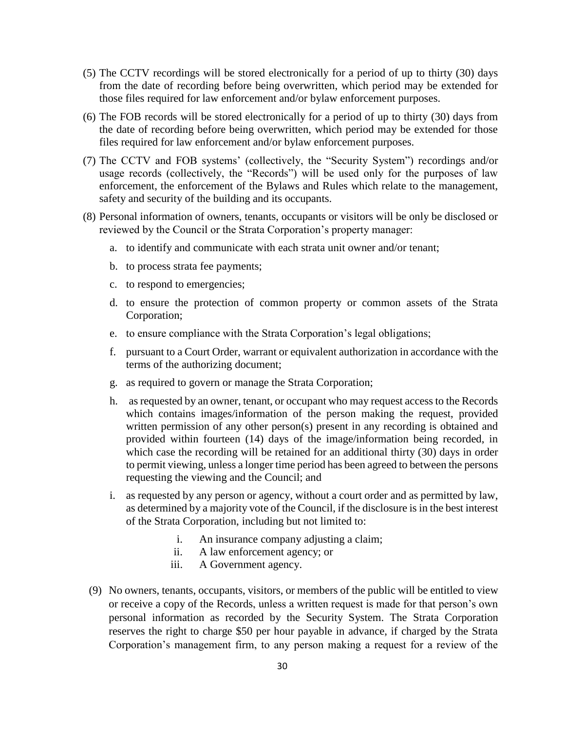(5) The CCTV recordings will be stored electronically for a period of up to thirty (30) days from the date of recording before being overwritten, which period may be extended for those files required for law enforcement and/or bylaw enforcement purposes.

(6) The FOB records will be stored electronically for a period of up to thirty (30) days from the date of recording before being overwritten, which period may be extended for those files required for law enforcement and/or bylaw enforcement purposes.

(7) The CCTV and FOB systems' (collectively, the "Security System") recordings and/or usage records (collectively, the "Records") will be used only for the purposes of law enforcement, the enforcement of the Bylaws and Rules which relate to the management, safety and security of the building and its occupants.

(8) Personal information of owners, tenants, occupants or visitors will be only be disclosed or reviewed by the Council or the Strata Corporation's property manager:

   a. to identify and communicate with each strata unit owner and/or tenant;

   b. to process strata fee payments;

   c. to respond to emergencies;

   d. to ensure the protection of common property or common assets of the Strata Corporation;

   e. to ensure compliance with the Strata Corporation's legal obligations;

   f. pursuant to a Court Order, warrant or equivalent authorization in accordance with the terms of the authorizing document;

   g. as required to govern or manage the Strata Corporation;

   h. as requested by an owner, tenant, or occupant who may request access to the Records which contains images/information of the person making the request, provided written permission of any other person(s) present in any recording is obtained and provided within fourteen (14) days of the image/information being recorded, in which case the recording will be retained for an additional thirty (30) days in order to permit viewing, unless a longer time period has been agreed to between the persons requesting the viewing and the Council; and

   i. as requested by any person or agency, without a court order and as permitted by law, as determined by a majority vote of the Council, if the disclosure is in the best interest of the Strata Corporation, including but not limited to:

      i. An insurance company adjusting a claim;
      ii. A law enforcement agency; or
      iii. A Government agency.

(9) No owners, tenants, occupants, visitors, or members of the public will be entitled to view or receive a copy of the Records, unless a written request is made for that person's own personal information as recorded by the Security System. The Strata Corporation reserves the right to charge $50 per hour payable in advance, if charged by the Strata Corporation's management firm, to any person making a request for a review of the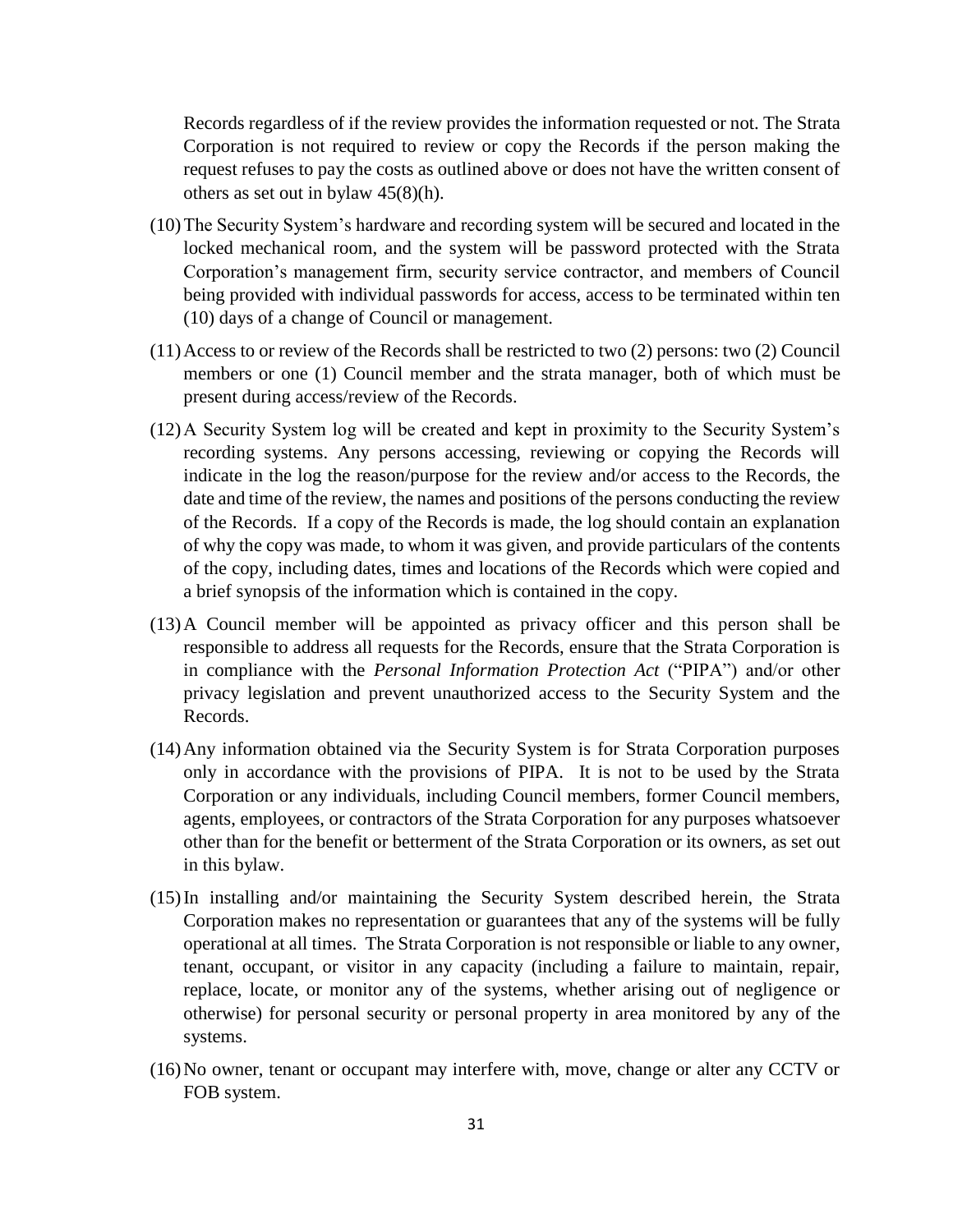Records regardless of if the review provides the information requested or not. The Strata Corporation is not required to review or copy the Records if the person making the request refuses to pay the costs as outlined above or does not have the written consent of others as set out in bylaw 45(8)(h).

(10) The Security System's hardware and recording system will be secured and located in the locked mechanical room, and the system will be password protected with the Strata Corporation's management firm, security service contractor, and members of Council being provided with individual passwords for access, access to be terminated within ten (10) days of a change of Council or management.

(11) Access to or review of the Records shall be restricted to two (2) persons: two (2) Council members or one (1) Council member and the strata manager, both of which must be present during access/review of the Records.

(12) A Security System log will be created and kept in proximity to the Security System's recording systems. Any persons accessing, reviewing or copying the Records will indicate in the log the reason/purpose for the review and/or access to the Records, the date and time of the review, the names and positions of the persons conducting the review of the Records. If a copy of the Records is made, the log should contain an explanation of why the copy was made, to whom it was given, and provide particulars of the contents of the copy, including dates, times and locations of the Records which were copied and a brief synopsis of the information which is contained in the copy.

(13) A Council member will be appointed as privacy officer and this person shall be responsible to address all requests for the Records, ensure that the Strata Corporation is in compliance with the *Personal Information Protection Act* ("PIPA") and/or other privacy legislation and prevent unauthorized access to the Security System and the Records.

(14) Any information obtained via the Security System is for Strata Corporation purposes only in accordance with the provisions of PIPA. It is not to be used by the Strata Corporation or any individuals, including Council members, former Council members, agents, employees, or contractors of the Strata Corporation for any purposes whatsoever other than for the benefit or betterment of the Strata Corporation or its owners, as set out in this bylaw.

(15) In installing and/or maintaining the Security System described herein, the Strata Corporation makes no representation or guarantees that any of the systems will be fully operational at all times. The Strata Corporation is not responsible or liable to any owner, tenant, occupant, or visitor in any capacity (including a failure to maintain, repair, replace, locate, or monitor any of the systems, whether arising out of negligence or otherwise) for personal security or personal property in area monitored by any of the systems.

(16) No owner, tenant or occupant may interfere with, move, change or alter any CCTV or FOB system.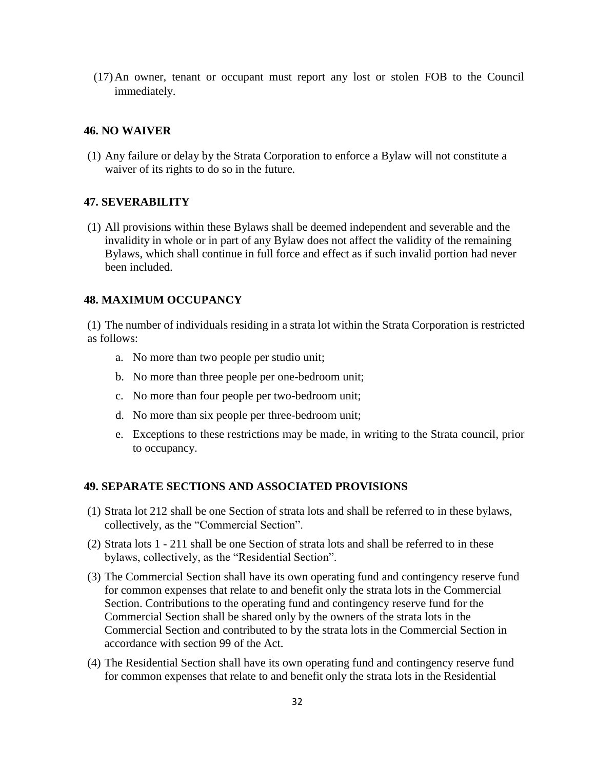(17) An owner, tenant or occupant must report any lost or stolen FOB to the Council immediately.

### 46. NO WAIVER

(1) Any failure or delay by the Strata Corporation to enforce a Bylaw will not constitute a waiver of its rights to do so in the future.

### 47. SEVERABILITY

(1) All provisions within these Bylaws shall be deemed independent and severable and the invalidity in whole or in part of any Bylaw does not affect the validity of the remaining Bylaws, which shall continue in full force and effect as if such invalid portion had never been included.

### 48. MAXIMUM OCCUPANCY

(1) The number of individuals residing in a strata lot within the Strata Corporation is restricted as follows:

a. No more than two people per studio unit;

b. No more than three people per one-bedroom unit;

c. No more than four people per two-bedroom unit;

d. No more than six people per three-bedroom unit;

e. Exceptions to these restrictions may be made, in writing to the Strata council, prior to occupancy.

### 49. SEPARATE SECTIONS AND ASSOCIATED PROVISIONS

(1) Strata lot 212 shall be one Section of strata lots and shall be referred to in these bylaws, collectively, as the "Commercial Section".

(2) Strata lots 1 - 211 shall be one Section of strata lots and shall be referred to in these bylaws, collectively, as the "Residential Section".

(3) The Commercial Section shall have its own operating fund and contingency reserve fund for common expenses that relate to and benefit only the strata lots in the Commercial Section. Contributions to the operating fund and contingency reserve fund for the Commercial Section shall be shared only by the owners of the strata lots in the Commercial Section and contributed to by the strata lots in the Commercial Section in accordance with section 99 of the Act.

(4) The Residential Section shall have its own operating fund and contingency reserve fund for common expenses that relate to and benefit only the strata lots in the Residential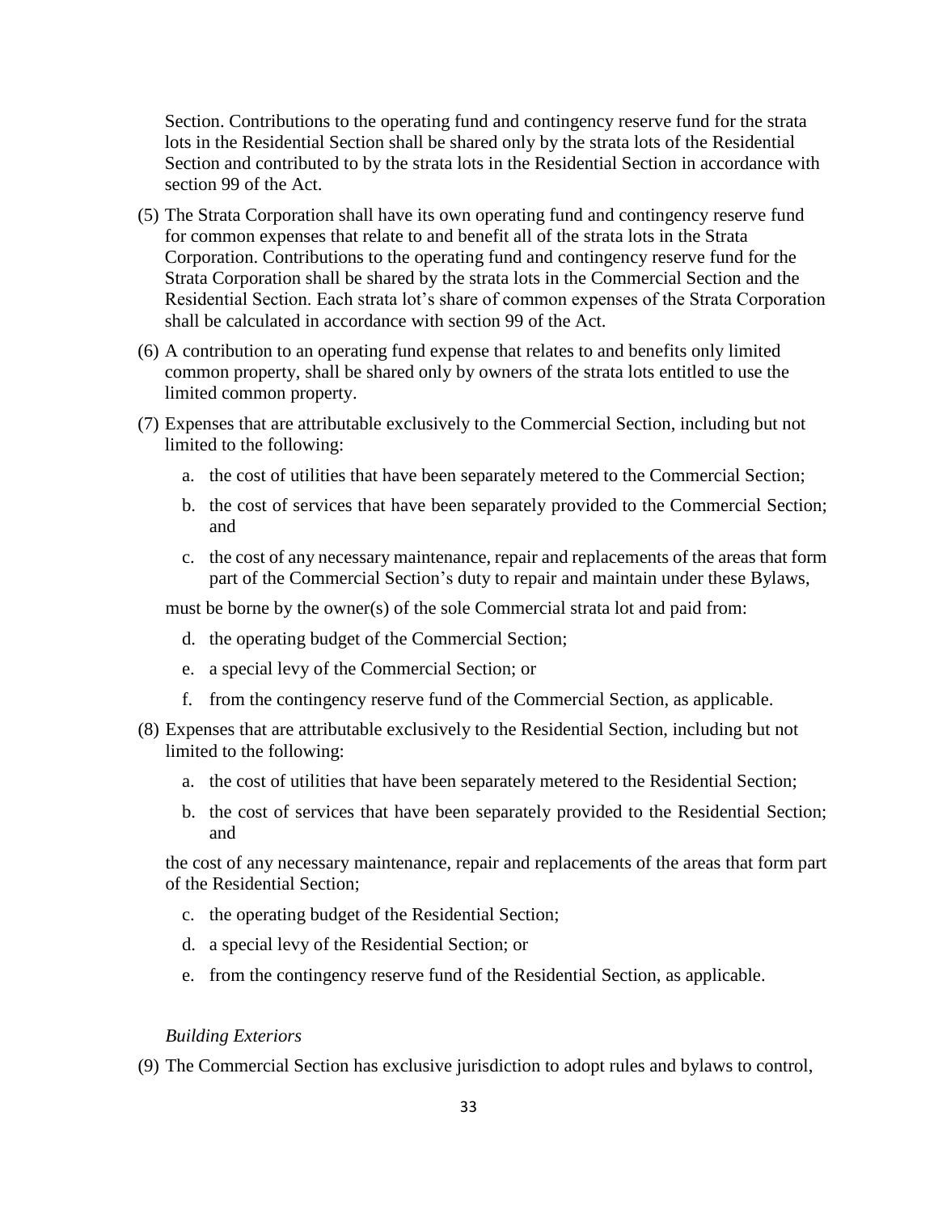Section. Contributions to the operating fund and contingency reserve fund for the strata lots in the Residential Section shall be shared only by the strata lots of the Residential Section and contributed to by the strata lots in the Residential Section in accordance with section 99 of the Act.

(5) The Strata Corporation shall have its own operating fund and contingency reserve fund for common expenses that relate to and benefit all of the strata lots in the Strata Corporation. Contributions to the operating fund and contingency reserve fund for the Strata Corporation shall be shared by the strata lots in the Commercial Section and the Residential Section. Each strata lot's share of common expenses of the Strata Corporation shall be calculated in accordance with section 99 of the Act.

(6) A contribution to an operating fund expense that relates to and benefits only limited common property, shall be shared only by owners of the strata lots entitled to use the limited common property.

(7) Expenses that are attributable exclusively to the Commercial Section, including but not limited to the following:

   a. the cost of utilities that have been separately metered to the Commercial Section;

   b. the cost of services that have been separately provided to the Commercial Section; and

   c. the cost of any necessary maintenance, repair and replacements of the areas that form part of the Commercial Section's duty to repair and maintain under these Bylaws,

   must be borne by the owner(s) of the sole Commercial strata lot and paid from:

   d. the operating budget of the Commercial Section;

   e. a special levy of the Commercial Section; or

   f. from the contingency reserve fund of the Commercial Section, as applicable.

(8) Expenses that are attributable exclusively to the Residential Section, including but not limited to the following:

   a. the cost of utilities that have been separately metered to the Residential Section;

   b. the cost of services that have been separately provided to the Residential Section; and

   the cost of any necessary maintenance, repair and replacements of the areas that form part of the Residential Section;

   c. the operating budget of the Residential Section;

   d. a special levy of the Residential Section; or

   e. from the contingency reserve fund of the Residential Section, as applicable.

*Building Exteriors*

(9) The Commercial Section has exclusive jurisdiction to adopt rules and bylaws to control,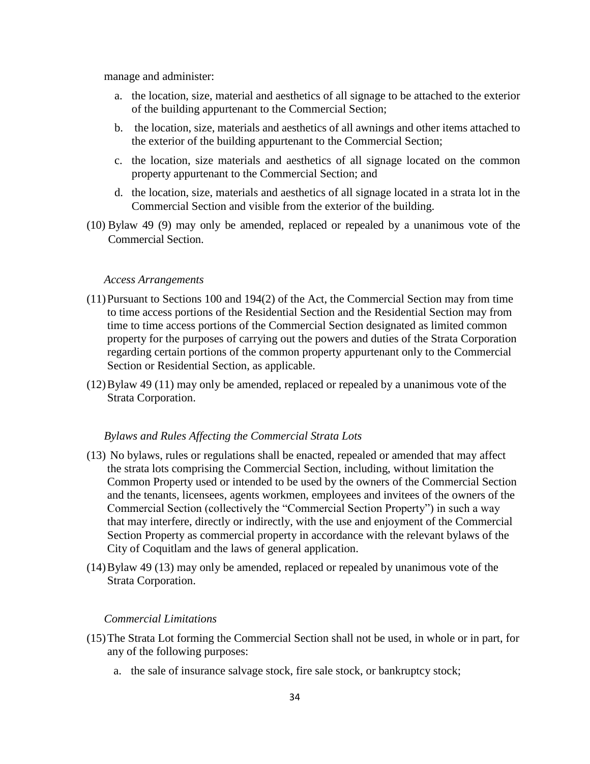manage and administer:

a. the location, size, material and aesthetics of all signage to be attached to the exterior of the building appurtenant to the Commercial Section;

b. the location, size, materials and aesthetics of all awnings and other items attached to the exterior of the building appurtenant to the Commercial Section;

c. the location, size materials and aesthetics of all signage located on the common property appurtenant to the Commercial Section; and

d. the location, size, materials and aesthetics of all signage located in a strata lot in the Commercial Section and visible from the exterior of the building.

(10) Bylaw 49 (9) may only be amended, replaced or repealed by a unanimous vote of the Commercial Section.

*Access Arrangements*

(11) Pursuant to Sections 100 and 194(2) of the Act, the Commercial Section may from time to time access portions of the Residential Section and the Residential Section may from time to time access portions of the Commercial Section designated as limited common property for the purposes of carrying out the powers and duties of the Strata Corporation regarding certain portions of the common property appurtenant only to the Commercial Section or Residential Section, as applicable.

(12) Bylaw 49 (11) may only be amended, replaced or repealed by a unanimous vote of the Strata Corporation.

*Bylaws and Rules Affecting the Commercial Strata Lots*

(13) No bylaws, rules or regulations shall be enacted, repealed or amended that may affect the strata lots comprising the Commercial Section, including, without limitation the Common Property used or intended to be used by the owners of the Commercial Section and the tenants, licensees, agents workmen, employees and invitees of the owners of the Commercial Section (collectively the "Commercial Section Property") in such a way that may interfere, directly or indirectly, with the use and enjoyment of the Commercial Section Property as commercial property in accordance with the relevant bylaws of the City of Coquitlam and the laws of general application.

(14) Bylaw 49 (13) may only be amended, replaced or repealed by unanimous vote of the Strata Corporation.

*Commercial Limitations*

(15) The Strata Lot forming the Commercial Section shall not be used, in whole or in part, for any of the following purposes:

a. the sale of insurance salvage stock, fire sale stock, or bankruptcy stock;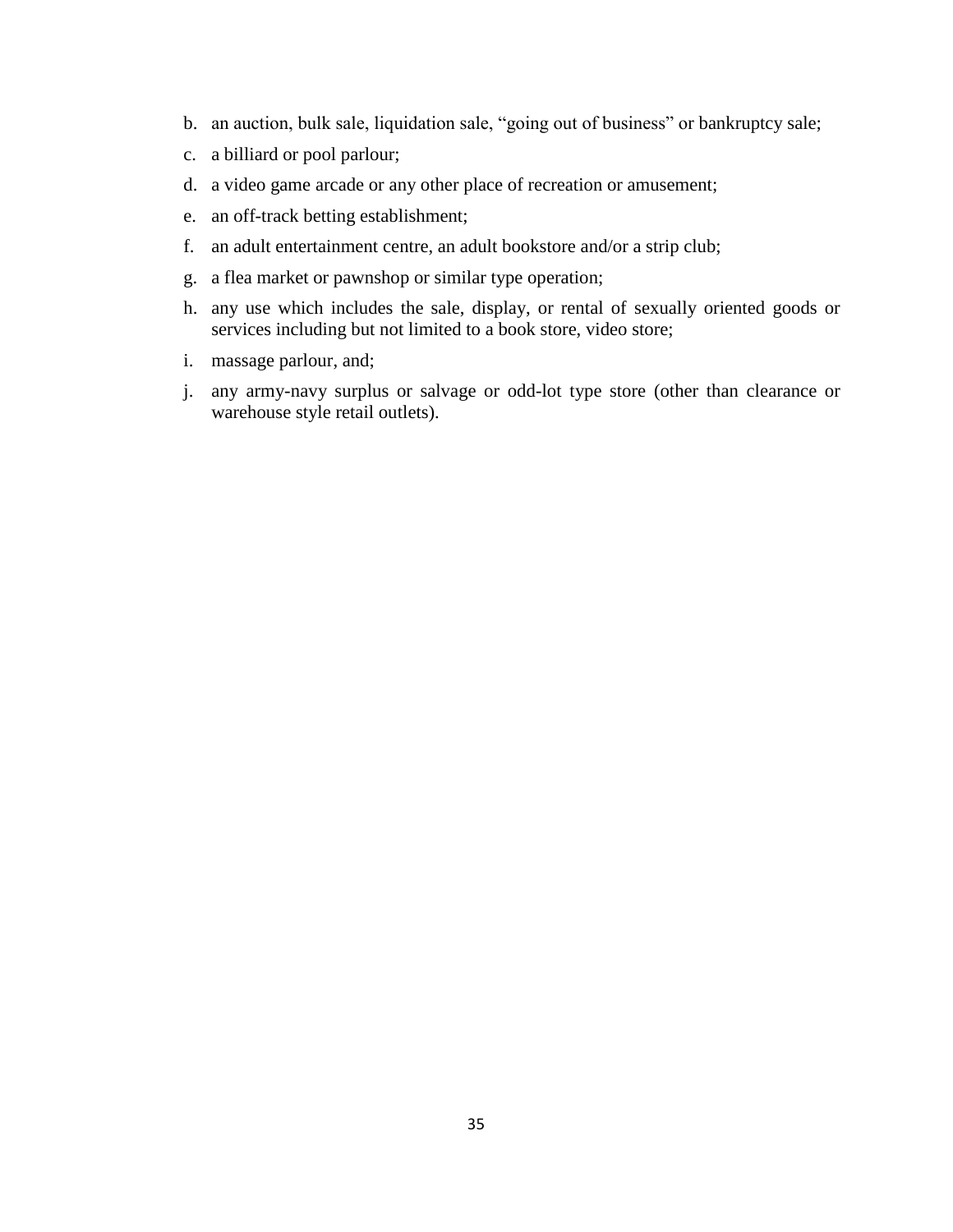b. an auction, bulk sale, liquidation sale, "going out of business" or bankruptcy sale;
c. a billiard or pool parlour;
d. a video game arcade or any other place of recreation or amusement;
e. an off-track betting establishment;
f. an adult entertainment centre, an adult bookstore and/or a strip club;
g. a flea market or pawnshop or similar type operation;
h. any use which includes the sale, display, or rental of sexually oriented goods or services including but not limited to a book store, video store;
i. massage parlour, and;
j. any army-navy surplus or salvage or odd-lot type store (other than clearance or warehouse style retail outlets).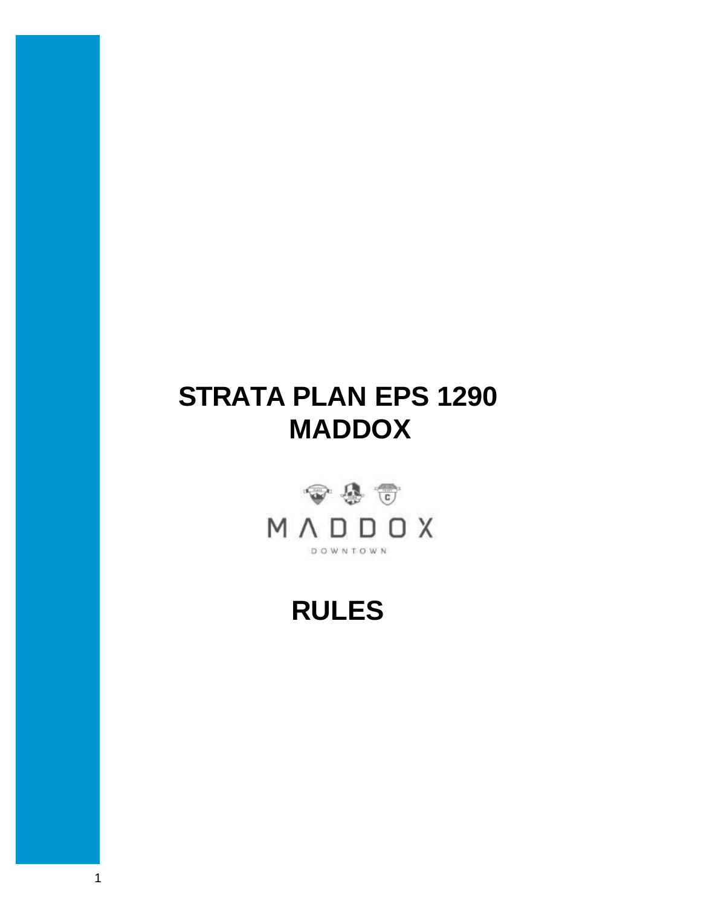# STRATA PLAN EPS 1290
# MADDOX

MADDOX

DOWNTOWN

# RULES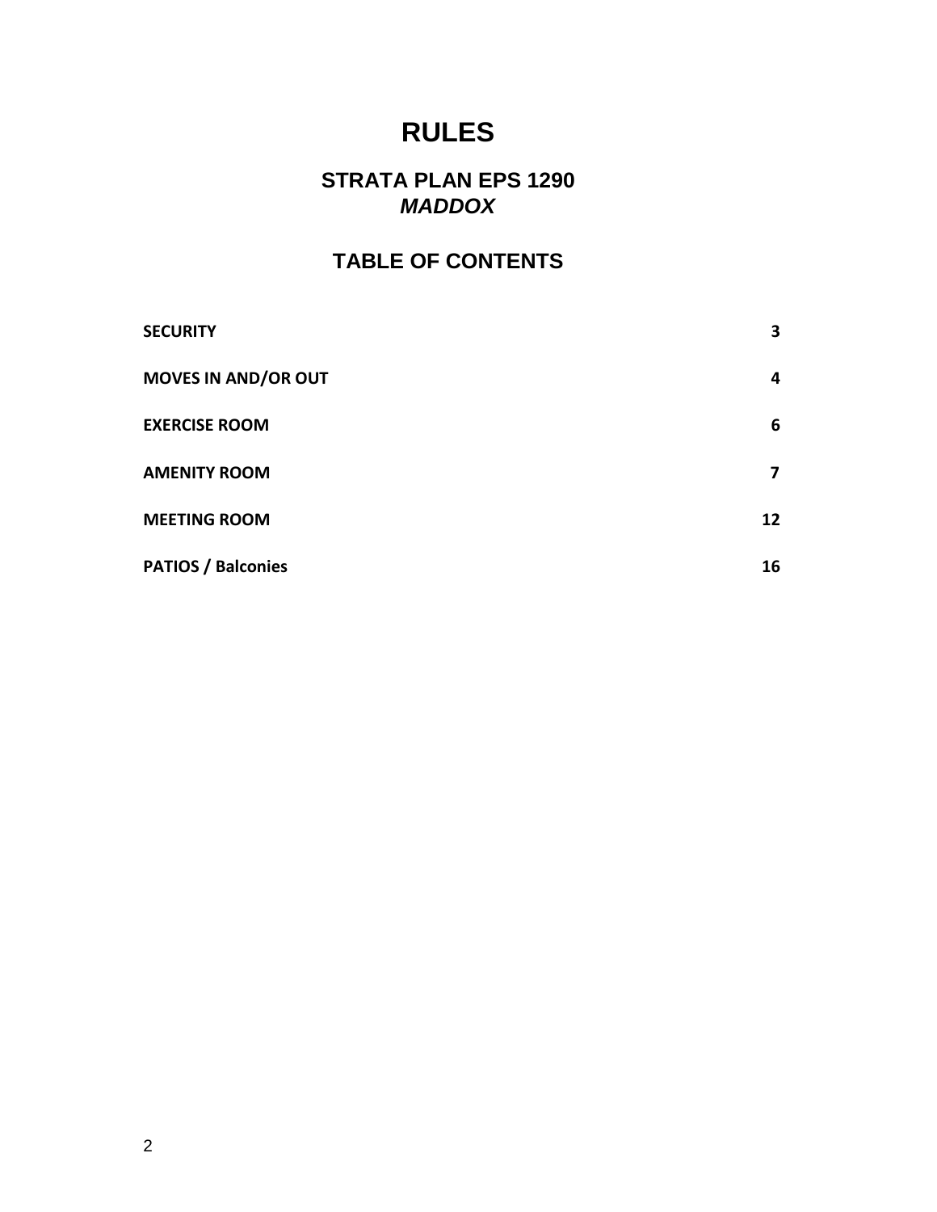# RULES

## STRATA PLAN EPS 1290
## *MADDOX*

## TABLE OF CONTENTS

| | |
|---|---|
| **SECURITY** | **3** |
| **MOVES IN AND/OR OUT** | **4** |
| **EXERCISE ROOM** | **6** |
| **AMENITY ROOM** | **7** |
| **MEETING ROOM** | **12** |
| **PATIOS / Balconies** | **16** |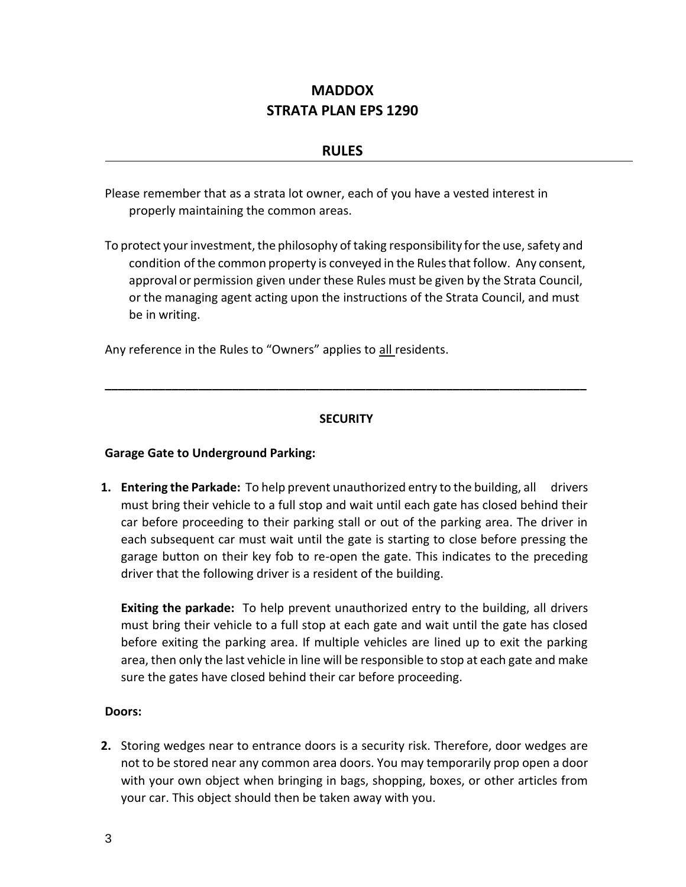# MADDOX
# STRATA PLAN EPS 1290

## RULES

---

Please remember that as a strata lot owner, each of you have a vested interest in properly maintaining the common areas.

To protect your investment, the philosophy of taking responsibility for the use, safety and condition of the common property is conveyed in the Rules that follow. Any consent, approval or permission given under these Rules must be given by the Strata Council, or the managing agent acting upon the instructions of the Strata Council, and must be in writing.

Any reference in the Rules to "Owners" applies to all residents.

---

### SECURITY

**Garage Gate to Underground Parking:**

1. **Entering the Parkade:** To help prevent unauthorized entry to the building, all drivers must bring their vehicle to a full stop and wait until each gate has closed behind their car before proceeding to their parking stall or out of the parking area. The driver in each subsequent car must wait until the gate is starting to close before pressing the garage button on their key fob to re-open the gate. This indicates to the preceding driver that the following driver is a resident of the building.

   **Exiting the parkade:** To help prevent unauthorized entry to the building, all drivers must bring their vehicle to a full stop at each gate and wait until the gate has closed before exiting the parking area. If multiple vehicles are lined up to exit the parking area, then only the last vehicle in line will be responsible to stop at each gate and make sure the gates have closed behind their car before proceeding.

**Doors:**

2. Storing wedges near to entrance doors is a security risk. Therefore, door wedges are not to be stored near any common area doors. You may temporarily prop open a door with your own object when bringing in bags, shopping, boxes, or other articles from your car. This object should then be taken away with you.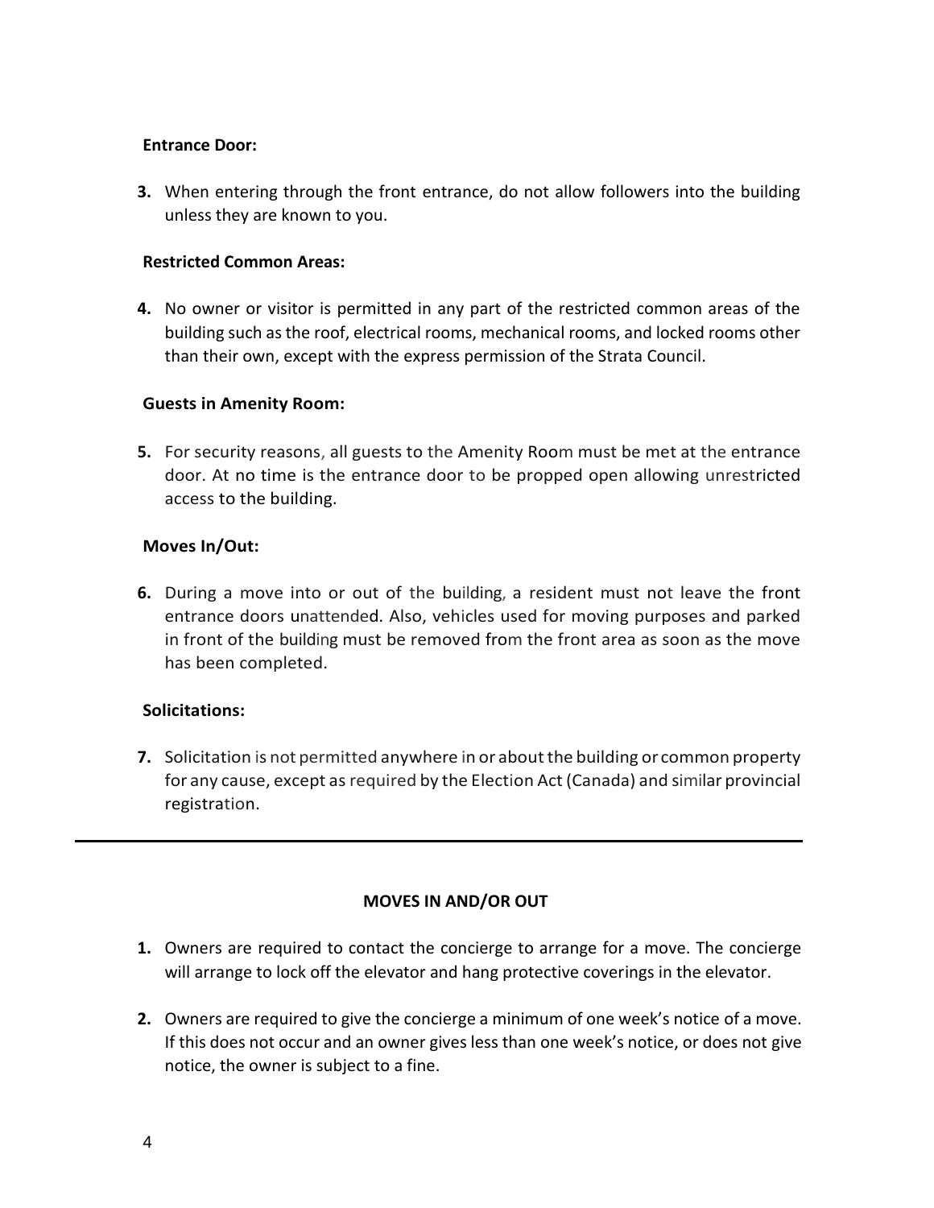**Entrance Door:**

3. When entering through the front entrance, do not allow followers into the building unless they are known to you.

**Restricted Common Areas:**

4. No owner or visitor is permitted in any part of the restricted common areas of the building such as the roof, electrical rooms, mechanical rooms, and locked rooms other than their own, except with the express permission of the Strata Council.

**Guests in Amenity Room:**

5. For security reasons, all guests to the Amenity Room must be met at the entrance door. At no time is the entrance door to be propped open allowing unrestricted access to the building.

**Moves In/Out:**

6. During a move into or out of the building, a resident must not leave the front entrance doors unattended. Also, vehicles used for moving purposes and parked in front of the building must be removed from the front area as soon as the move has been completed.

**Solicitations:**

7. Solicitation is not permitted anywhere in or about the building or common property for any cause, except as required by the Election Act (Canada) and similar provincial registration.

---

**MOVES IN AND/OR OUT**

1. Owners are required to contact the concierge to arrange for a move. The concierge will arrange to lock off the elevator and hang protective coverings in the elevator.

2. Owners are required to give the concierge a minimum of one week's notice of a move. If this does not occur and an owner gives less than one week's notice, or does not give notice, the owner is subject to a fine.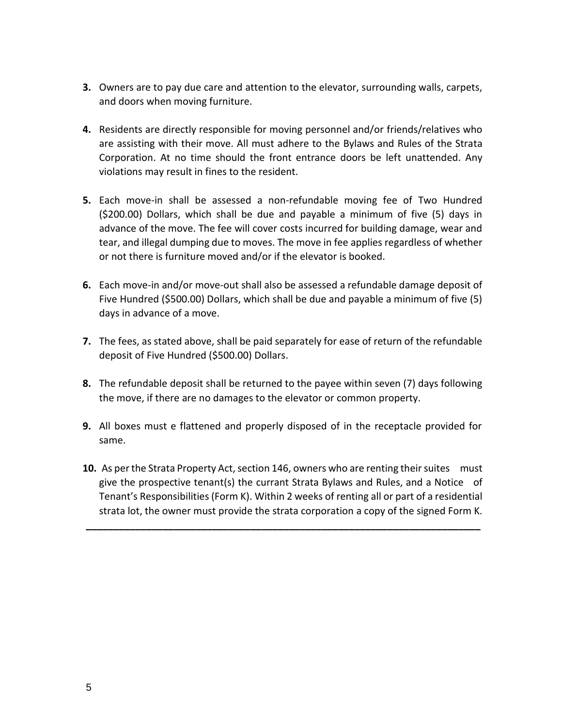**3.** Owners are to pay due care and attention to the elevator, surrounding walls, carpets, and doors when moving furniture.

**4.** Residents are directly responsible for moving personnel and/or friends/relatives who are assisting with their move. All must adhere to the Bylaws and Rules of the Strata Corporation. At no time should the front entrance doors be left unattended. Any violations may result in fines to the resident.

**5.** Each move-in shall be assessed a non-refundable moving fee of Two Hundred ($200.00) Dollars, which shall be due and payable a minimum of five (5) days in advance of the move. The fee will cover costs incurred for building damage, wear and tear, and illegal dumping due to moves. The move in fee applies regardless of whether or not there is furniture moved and/or if the elevator is booked.

**6.** Each move-in and/or move-out shall also be assessed a refundable damage deposit of Five Hundred ($500.00) Dollars, which shall be due and payable a minimum of five (5) days in advance of a move.

**7.** The fees, as stated above, shall be paid separately for ease of return of the refundable deposit of Five Hundred ($500.00) Dollars.

**8.** The refundable deposit shall be returned to the payee within seven (7) days following the move, if there are no damages to the elevator or common property.

**9.** All boxes must e flattened and properly disposed of in the receptacle provided for same.

**10.** As per the Strata Property Act, section 146, owners who are renting their suites must give the prospective tenant(s) the currant Strata Bylaws and Rules, and a Notice of Tenant's Responsibilities (Form K). Within 2 weeks of renting all or part of a residential strata lot, the owner must provide the strata corporation a copy of the signed Form K.

---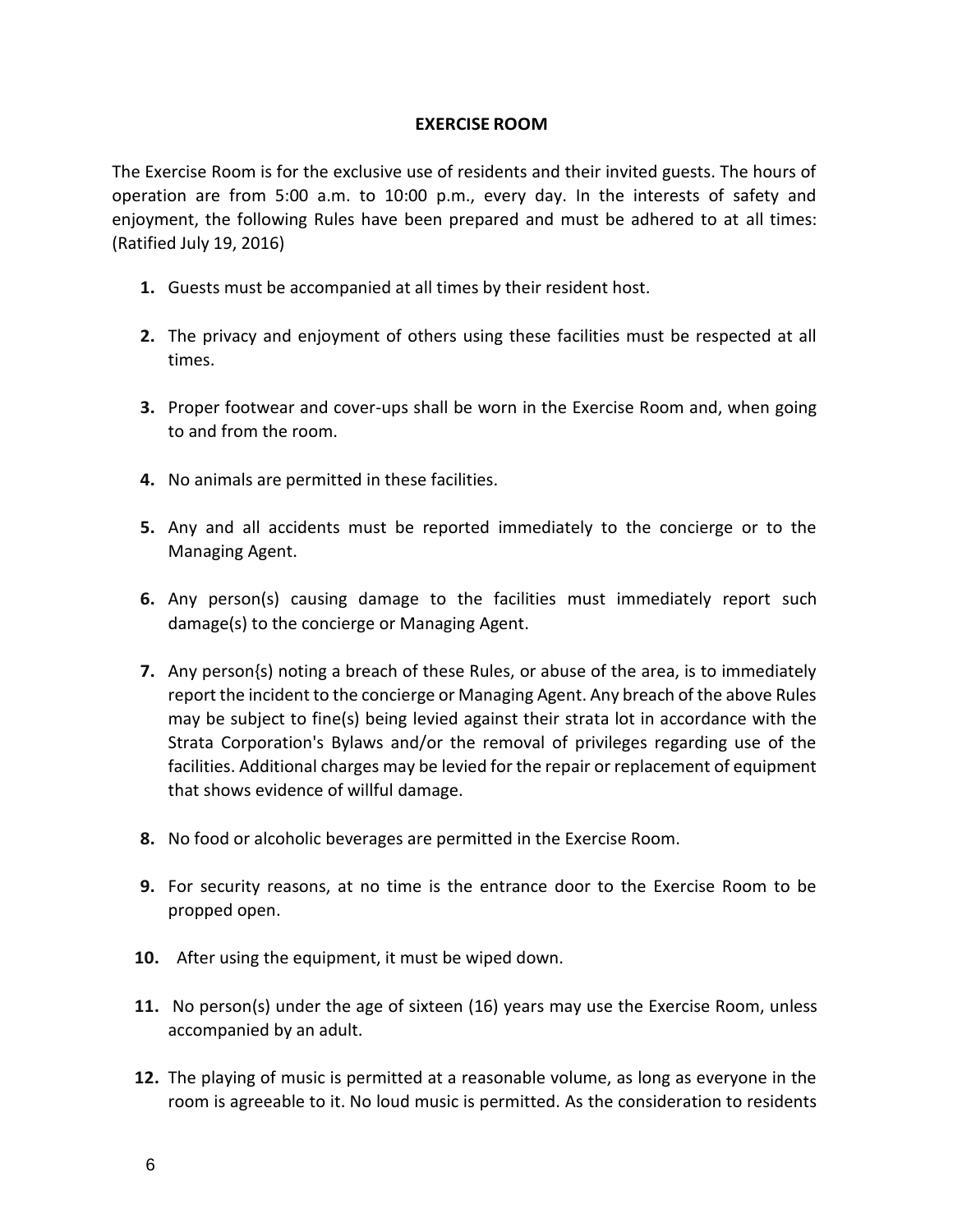## EXERCISE ROOM

The Exercise Room is for the exclusive use of residents and their invited guests. The hours of operation are from 5:00 a.m. to 10:00 p.m., every day. In the interests of safety and enjoyment, the following Rules have been prepared and must be adhered to at all times: (Ratified July 19, 2016)

1. Guests must be accompanied at all times by their resident host.

2. The privacy and enjoyment of others using these facilities must be respected at all times.

3. Proper footwear and cover-ups shall be worn in the Exercise Room and, when going to and from the room.

4. No animals are permitted in these facilities.

5. Any and all accidents must be reported immediately to the concierge or to the Managing Agent.

6. Any person(s) causing damage to the facilities must immediately report such damage(s) to the concierge or Managing Agent.

7. Any person{s) noting a breach of these Rules, or abuse of the area, is to immediately report the incident to the concierge or Managing Agent. Any breach of the above Rules may be subject to fine(s) being levied against their strata lot in accordance with the Strata Corporation's Bylaws and/or the removal of privileges regarding use of the facilities. Additional charges may be levied for the repair or replacement of equipment that shows evidence of willful damage.

8. No food or alcoholic beverages are permitted in the Exercise Room.

9. For security reasons, at no time is the entrance door to the Exercise Room to be propped open.

10. After using the equipment, it must be wiped down.

11. No person(s) under the age of sixteen (16) years may use the Exercise Room, unless accompanied by an adult.

12. The playing of music is permitted at a reasonable volume, as long as everyone in the room is agreeable to it. No loud music is permitted. As the consideration to residents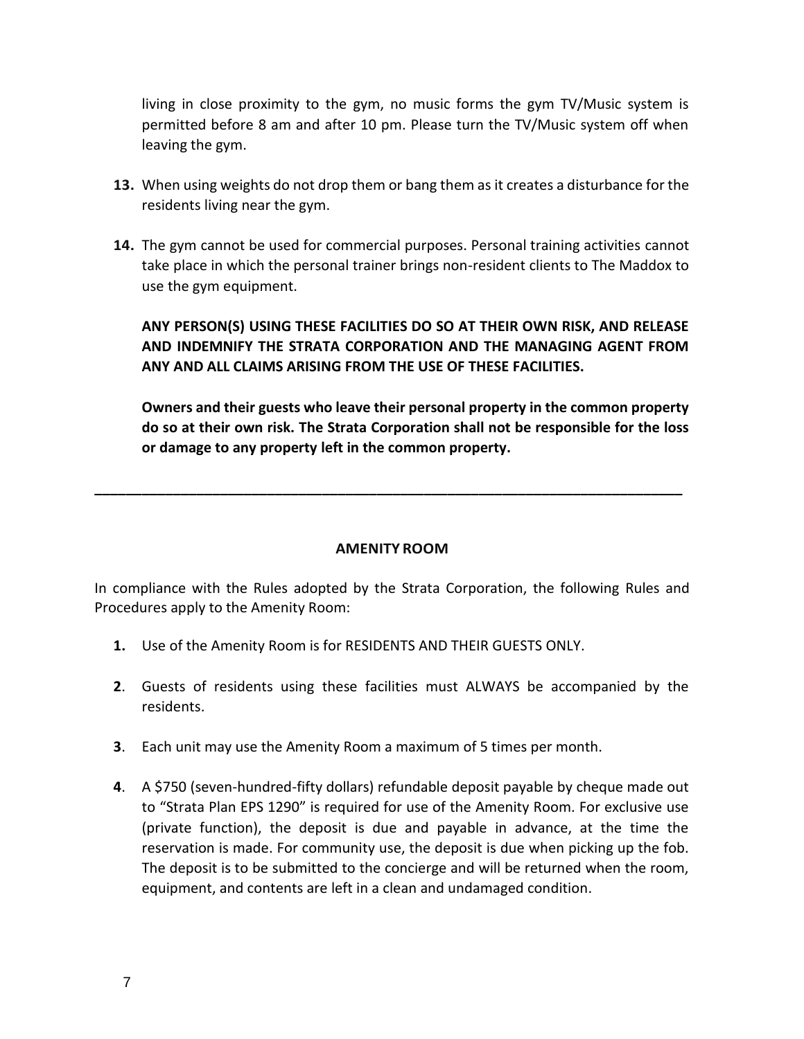living in close proximity to the gym, no music forms the gym TV/Music system is permitted before 8 am and after 10 pm. Please turn the TV/Music system off when leaving the gym.

13. When using weights do not drop them or bang them as it creates a disturbance for the residents living near the gym.

14. The gym cannot be used for commercial purposes. Personal training activities cannot take place in which the personal trainer brings non-resident clients to The Maddox to use the gym equipment.

**ANY PERSON(S) USING THESE FACILITIES DO SO AT THEIR OWN RISK, AND RELEASE AND INDEMNIFY THE STRATA CORPORATION AND THE MANAGING AGENT FROM ANY AND ALL CLAIMS ARISING FROM THE USE OF THESE FACILITIES.**

**Owners and their guests who leave their personal property in the common property do so at their own risk. The Strata Corporation shall not be responsible for the loss or damage to any property left in the common property.**

---

## AMENITY ROOM

In compliance with the Rules adopted by the Strata Corporation, the following Rules and Procedures apply to the Amenity Room:

1. Use of the Amenity Room is for RESIDENTS AND THEIR GUESTS ONLY.

2. Guests of residents using these facilities must ALWAYS be accompanied by the residents.

3. Each unit may use the Amenity Room a maximum of 5 times per month.

4. A $750 (seven-hundred-fifty dollars) refundable deposit payable by cheque made out to "Strata Plan EPS 1290" is required for use of the Amenity Room. For exclusive use (private function), the deposit is due and payable in advance, at the time the reservation is made. For community use, the deposit is due when picking up the fob. The deposit is to be submitted to the concierge and will be returned when the room, equipment, and contents are left in a clean and undamaged condition.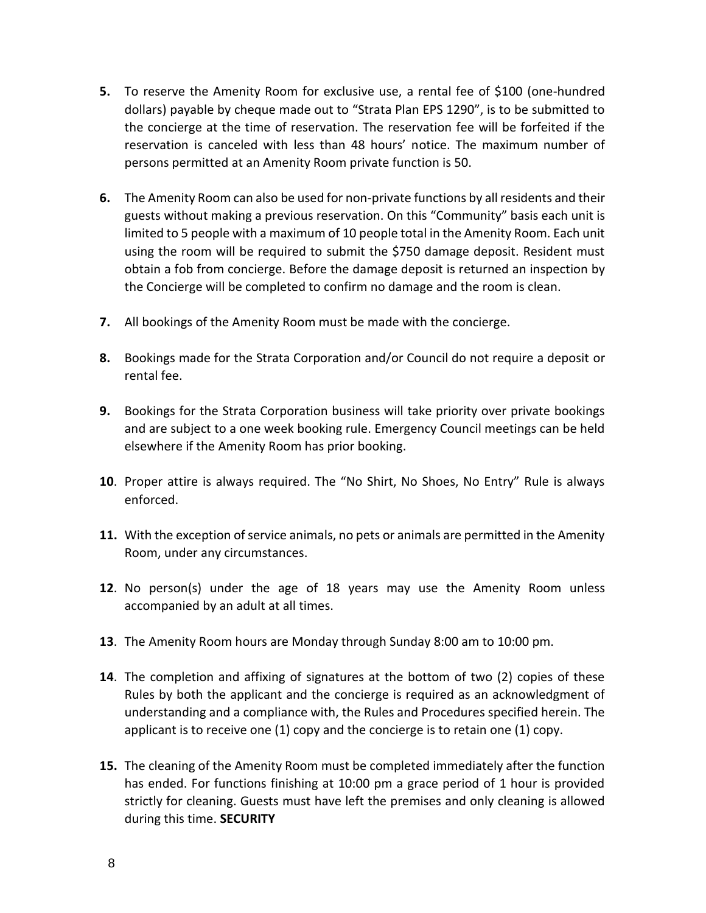**5.** To reserve the Amenity Room for exclusive use, a rental fee of $100 (one-hundred dollars) payable by cheque made out to "Strata Plan EPS 1290", is to be submitted to the concierge at the time of reservation. The reservation fee will be forfeited if the reservation is canceled with less than 48 hours' notice. The maximum number of persons permitted at an Amenity Room private function is 50.

**6.** The Amenity Room can also be used for non-private functions by all residents and their guests without making a previous reservation. On this "Community" basis each unit is limited to 5 people with a maximum of 10 people total in the Amenity Room. Each unit using the room will be required to submit the $750 damage deposit. Resident must obtain a fob from concierge. Before the damage deposit is returned an inspection by the Concierge will be completed to confirm no damage and the room is clean.

**7.** All bookings of the Amenity Room must be made with the concierge.

**8.** Bookings made for the Strata Corporation and/or Council do not require a deposit or rental fee.

**9.** Bookings for the Strata Corporation business will take priority over private bookings and are subject to a one week booking rule. Emergency Council meetings can be held elsewhere if the Amenity Room has prior booking.

**10**. Proper attire is always required. The "No Shirt, No Shoes, No Entry" Rule is always enforced.

**11.** With the exception of service animals, no pets or animals are permitted in the Amenity Room, under any circumstances.

**12**. No person(s) under the age of 18 years may use the Amenity Room unless accompanied by an adult at all times.

**13**. The Amenity Room hours are Monday through Sunday 8:00 am to 10:00 pm.

**14**. The completion and affixing of signatures at the bottom of two (2) copies of these Rules by both the applicant and the concierge is required as an acknowledgment of understanding and a compliance with, the Rules and Procedures specified herein. The applicant is to receive one (1) copy and the concierge is to retain one (1) copy.

**15.** The cleaning of the Amenity Room must be completed immediately after the function has ended. For functions finishing at 10:00 pm a grace period of 1 hour is provided strictly for cleaning. Guests must have left the premises and only cleaning is allowed during this time. **SECURITY**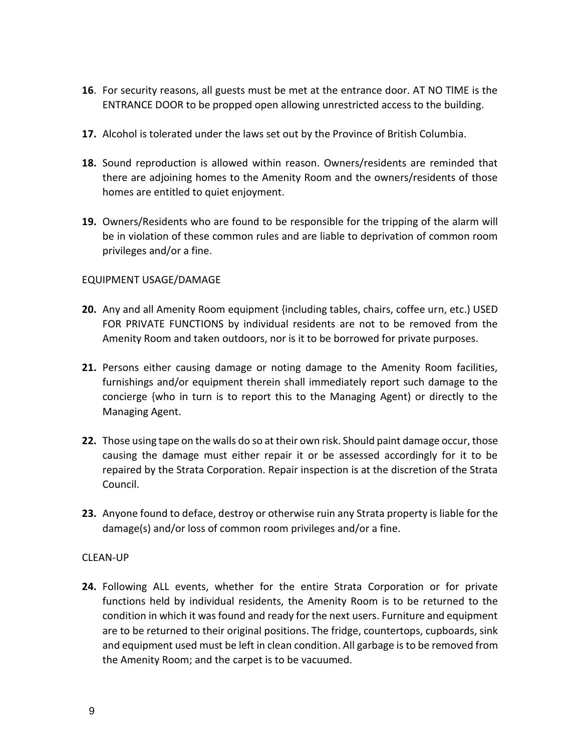**16**. For security reasons, all guests must be met at the entrance door. AT NO TIME is the ENTRANCE DOOR to be propped open allowing unrestricted access to the building.

**17.** Alcohol is tolerated under the laws set out by the Province of British Columbia.

**18.** Sound reproduction is allowed within reason. Owners/residents are reminded that there are adjoining homes to the Amenity Room and the owners/residents of those homes are entitled to quiet enjoyment.

**19.** Owners/Residents who are found to be responsible for the tripping of the alarm will be in violation of these common rules and are liable to deprivation of common room privileges and/or a fine.

EQUIPMENT USAGE/DAMAGE

**20.** Any and all Amenity Room equipment {including tables, chairs, coffee urn, etc.) USED FOR PRIVATE FUNCTIONS by individual residents are not to be removed from the Amenity Room and taken outdoors, nor is it to be borrowed for private purposes.

**21.** Persons either causing damage or noting damage to the Amenity Room facilities, furnishings and/or equipment therein shall immediately report such damage to the concierge {who in turn is to report this to the Managing Agent) or directly to the Managing Agent.

**22.** Those using tape on the walls do so at their own risk. Should paint damage occur, those causing the damage must either repair it or be assessed accordingly for it to be repaired by the Strata Corporation. Repair inspection is at the discretion of the Strata Council.

**23.** Anyone found to deface, destroy or otherwise ruin any Strata property is liable for the damage(s) and/or loss of common room privileges and/or a fine.

CLEAN-UP

**24.** Following ALL events, whether for the entire Strata Corporation or for private functions held by individual residents, the Amenity Room is to be returned to the condition in which it was found and ready for the next users. Furniture and equipment are to be returned to their original positions. The fridge, countertops, cupboards, sink and equipment used must be left in clean condition. All garbage is to be removed from the Amenity Room; and the carpet is to be vacuumed.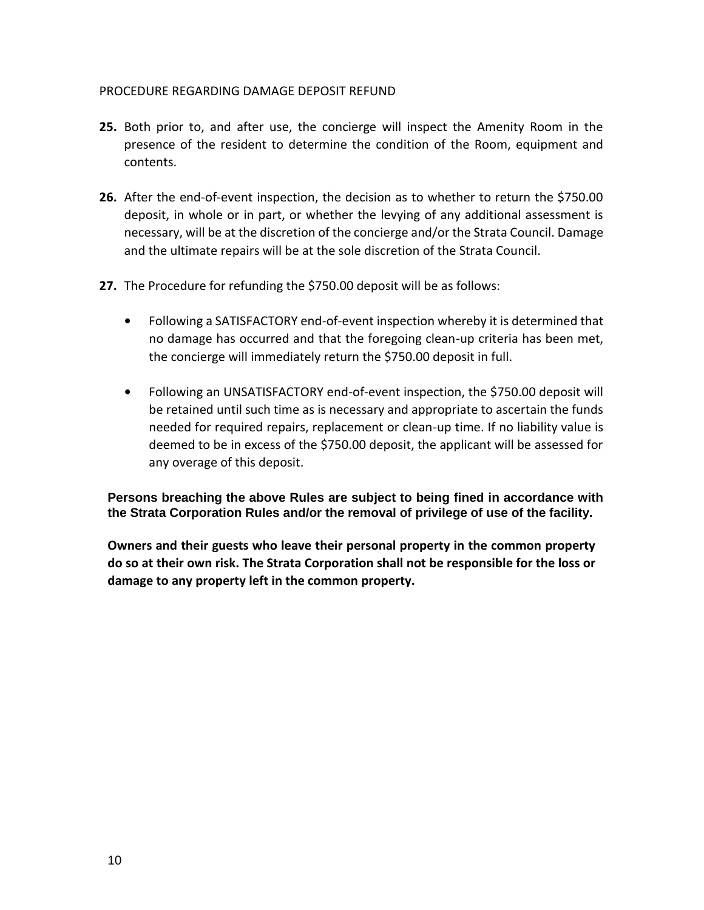PROCEDURE REGARDING DAMAGE DEPOSIT REFUND

**25.** Both prior to, and after use, the concierge will inspect the Amenity Room in the presence of the resident to determine the condition of the Room, equipment and contents.

**26.** After the end-of-event inspection, the decision as to whether to return the $750.00 deposit, in whole or in part, or whether the levying of any additional assessment is necessary, will be at the discretion of the concierge and/or the Strata Council. Damage and the ultimate repairs will be at the sole discretion of the Strata Council.

**27.** The Procedure for refunding the $750.00 deposit will be as follows:

- Following a SATISFACTORY end-of-event inspection whereby it is determined that no damage has occurred and that the foregoing clean-up criteria has been met, the concierge will immediately return the $750.00 deposit in full.

- Following an UNSATISFACTORY end-of-event inspection, the $750.00 deposit will be retained until such time as is necessary and appropriate to ascertain the funds needed for required repairs, replacement or clean-up time. If no liability value is deemed to be in excess of the $750.00 deposit, the applicant will be assessed for any overage of this deposit.

**Persons breaching the above Rules are subject to being fined in accordance with the Strata Corporation Rules and/or the removal of privilege of use of the facility.**

**Owners and their guests who leave their personal property in the common property do so at their own risk. The Strata Corporation shall not be responsible for the loss or damage to any property left in the common property.**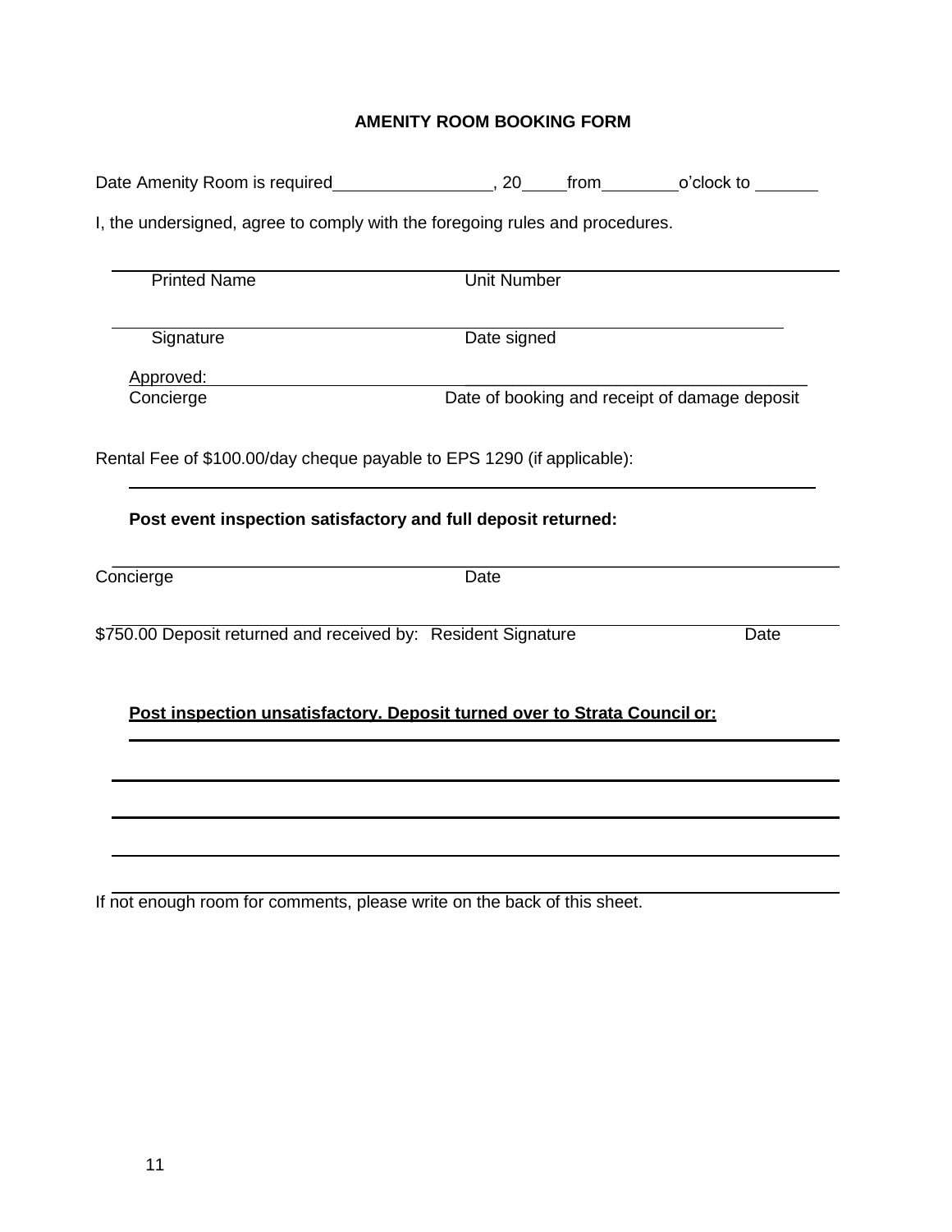**AMENITY ROOM BOOKING FORM**

Date Amenity Room is required________________, 20____from________o'clock to _______

I, the undersigned, agree to comply with the foregoing rules and procedures.

______________________________________________________________________

Printed Name Unit Number

______________________________________________________________________

Signature Date signed

Approved: ______________________________ ____________________________________

Concierge Date of booking and receipt of damage deposit

Rental Fee of $100.00/day cheque payable to EPS 1290 (if applicable):

______________________________________________________________________

**Post event inspection satisfactory and full deposit returned:**

______________________________________________________________________

Concierge Date

______________________________________________________________________

$750.00 Deposit returned and received by: Resident Signature Date

**<u>Post inspection unsatisfactory. Deposit turned over to Strata Council or:</u>**

______________________________________________________________________

______________________________________________________________________

______________________________________________________________________

______________________________________________________________________

______________________________________________________________________

If not enough room for comments, please write on the back of this sheet.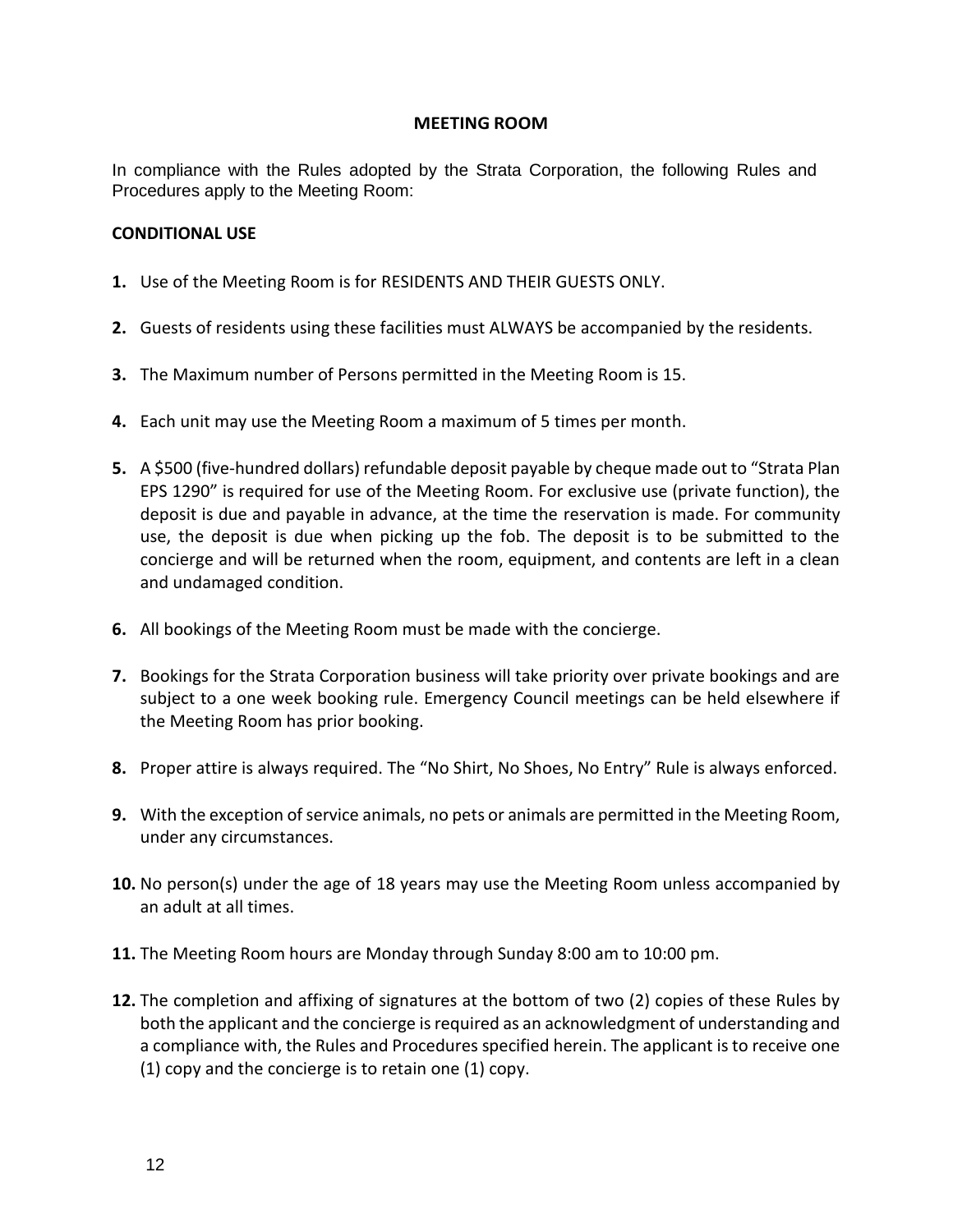## MEETING ROOM

In compliance with the Rules adopted by the Strata Corporation, the following Rules and Procedures apply to the Meeting Room:

### CONDITIONAL USE

**1.** Use of the Meeting Room is for RESIDENTS AND THEIR GUESTS ONLY.

**2.** Guests of residents using these facilities must ALWAYS be accompanied by the residents.

**3.** The Maximum number of Persons permitted in the Meeting Room is 15.

**4.** Each unit may use the Meeting Room a maximum of 5 times per month.

**5.** A $500 (five-hundred dollars) refundable deposit payable by cheque made out to "Strata Plan EPS 1290" is required for use of the Meeting Room. For exclusive use (private function), the deposit is due and payable in advance, at the time the reservation is made. For community use, the deposit is due when picking up the fob. The deposit is to be submitted to the concierge and will be returned when the room, equipment, and contents are left in a clean and undamaged condition.

**6.** All bookings of the Meeting Room must be made with the concierge.

**7.** Bookings for the Strata Corporation business will take priority over private bookings and are subject to a one week booking rule. Emergency Council meetings can be held elsewhere if the Meeting Room has prior booking.

**8.** Proper attire is always required. The "No Shirt, No Shoes, No Entry" Rule is always enforced.

**9.** With the exception of service animals, no pets or animals are permitted in the Meeting Room, under any circumstances.

**10.** No person(s) under the age of 18 years may use the Meeting Room unless accompanied by an adult at all times.

**11.** The Meeting Room hours are Monday through Sunday 8:00 am to 10:00 pm.

**12.** The completion and affixing of signatures at the bottom of two (2) copies of these Rules by both the applicant and the concierge is required as an acknowledgment of understanding and a compliance with, the Rules and Procedures specified herein. The applicant is to receive one (1) copy and the concierge is to retain one (1) copy.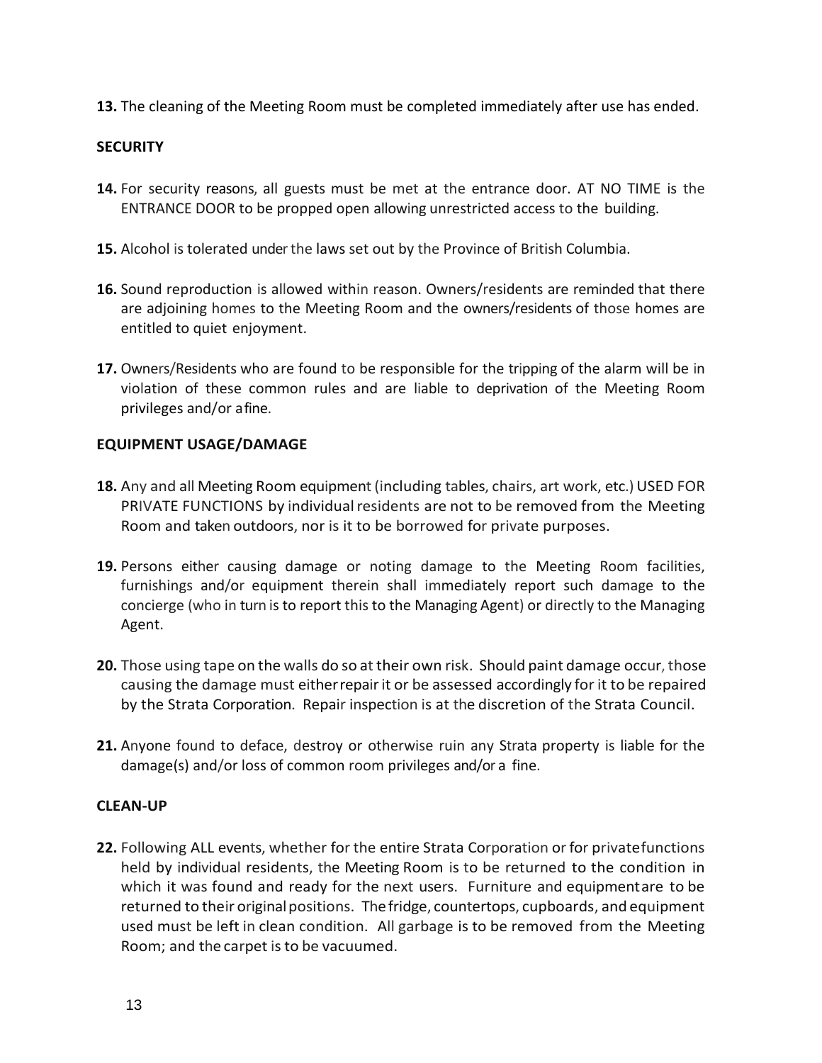**13.** The cleaning of the Meeting Room must be completed immediately after use has ended.

**SECURITY**

**14.** For security reasons, all guests must be met at the entrance door. AT NO TIME is the ENTRANCE DOOR to be propped open allowing unrestricted access to the building.

**15.** Alcohol is tolerated under the laws set out by the Province of British Columbia.

**16.** Sound reproduction is allowed within reason. Owners/residents are reminded that there are adjoining homes to the Meeting Room and the owners/residents of those homes are entitled to quiet enjoyment.

**17.** Owners/Residents who are found to be responsible for the tripping of the alarm will be in violation of these common rules and are liable to deprivation of the Meeting Room privileges and/or a fine.

**EQUIPMENT USAGE/DAMAGE**

**18.** Any and all Meeting Room equipment (including tables, chairs, art work, etc.) USED FOR PRIVATE FUNCTIONS by individual residents are not to be removed from the Meeting Room and taken outdoors, nor is it to be borrowed for private purposes.

**19.** Persons either causing damage or noting damage to the Meeting Room facilities, furnishings and/or equipment therein shall immediately report such damage to the concierge (who in turn is to report this to the Managing Agent) or directly to the Managing Agent.

**20.** Those using tape on the walls do so at their own risk. Should paint damage occur, those causing the damage must either repair it or be assessed accordingly for it to be repaired by the Strata Corporation. Repair inspection is at the discretion of the Strata Council.

**21.** Anyone found to deface, destroy or otherwise ruin any Strata property is liable for the damage(s) and/or loss of common room privileges and/or a fine.

**CLEAN-UP**

**22.** Following ALL events, whether for the entire Strata Corporation or for private functions held by individual residents, the Meeting Room is to be returned to the condition in which it was found and ready for the next users. Furniture and equipment are to be returned to their original positions. The fridge, countertops, cupboards, and equipment used must be left in clean condition. All garbage is to be removed from the Meeting Room; and the carpet is to be vacuumed.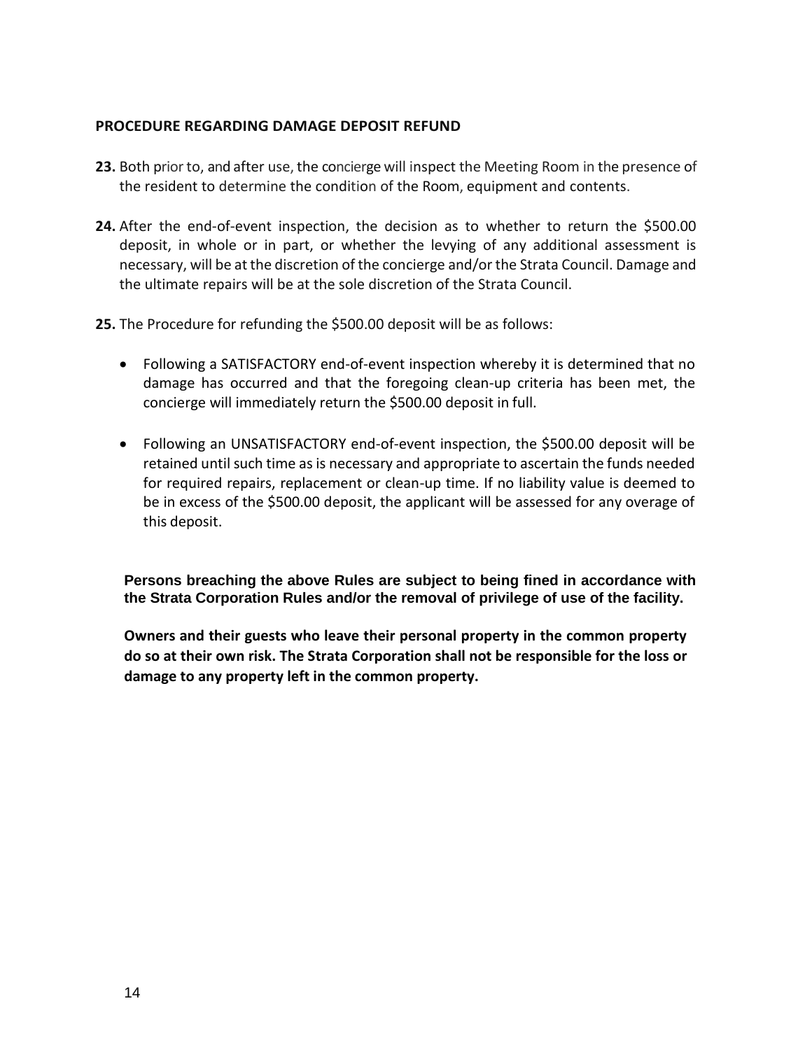**PROCEDURE REGARDING DAMAGE DEPOSIT REFUND**

**23.** Both prior to, and after use, the concierge will inspect the Meeting Room in the presence of the resident to determine the condition of the Room, equipment and contents.

**24.** After the end-of-event inspection, the decision as to whether to return the $500.00 deposit, in whole or in part, or whether the levying of any additional assessment is necessary, will be at the discretion of the concierge and/or the Strata Council. Damage and the ultimate repairs will be at the sole discretion of the Strata Council.

**25.** The Procedure for refunding the $500.00 deposit will be as follows:

- Following a SATISFACTORY end-of-event inspection whereby it is determined that no damage has occurred and that the foregoing clean-up criteria has been met, the concierge will immediately return the $500.00 deposit in full.

- Following an UNSATISFACTORY end-of-event inspection, the $500.00 deposit will be retained until such time as is necessary and appropriate to ascertain the funds needed for required repairs, replacement or clean-up time. If no liability value is deemed to be in excess of the $500.00 deposit, the applicant will be assessed for any overage of this deposit.

**Persons breaching the above Rules are subject to being fined in accordance with the Strata Corporation Rules and/or the removal of privilege of use of the facility.**

**Owners and their guests who leave their personal property in the common property do so at their own risk. The Strata Corporation shall not be responsible for the loss or damage to any property left in the common property.**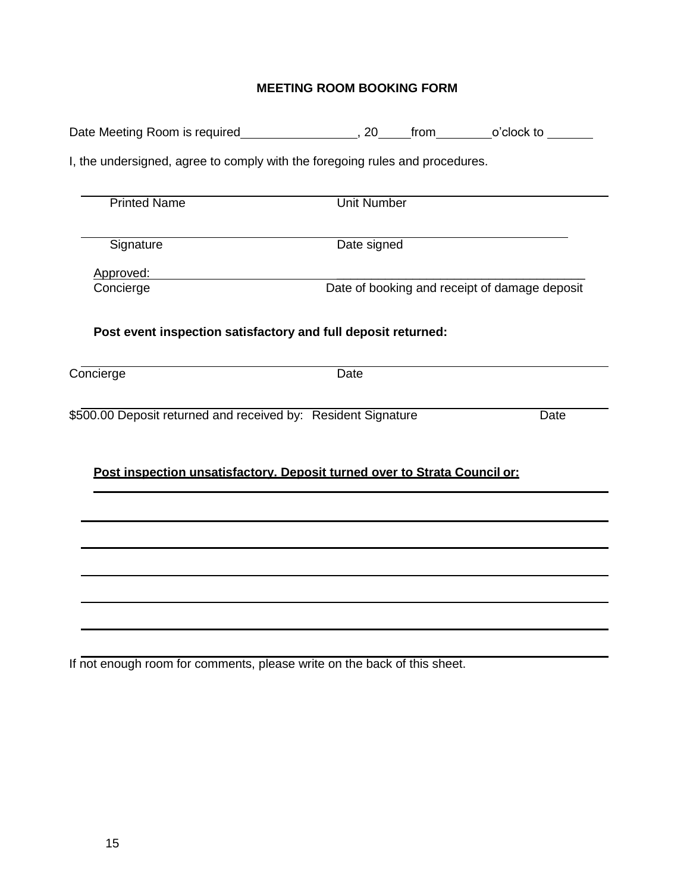**MEETING ROOM BOOKING FORM**

Date Meeting Room is required________________, 20____from________o'clock to _______

I, the undersigned, agree to comply with the foregoing rules and procedures.

______________________________________________________________________
Printed Name                                    Unit Number

______________________________________________________________________
Signature                                        Date signed

Approved: ____________________________ ____________________________________
Concierge                                        Date of booking and receipt of damage deposit

**Post event inspection satisfactory and full deposit returned:**

______________________________________________________________________
Concierge                                        Date

______________________________________________________________________
$500.00 Deposit returned and received by: Resident Signature                    Date

**Post inspection unsatisfactory. Deposit turned over to Strata Council or:**

______________________________________________________________________

______________________________________________________________________

______________________________________________________________________

______________________________________________________________________

______________________________________________________________________

______________________________________________________________________

______________________________________________________________________

If not enough room for comments, please write on the back of this sheet.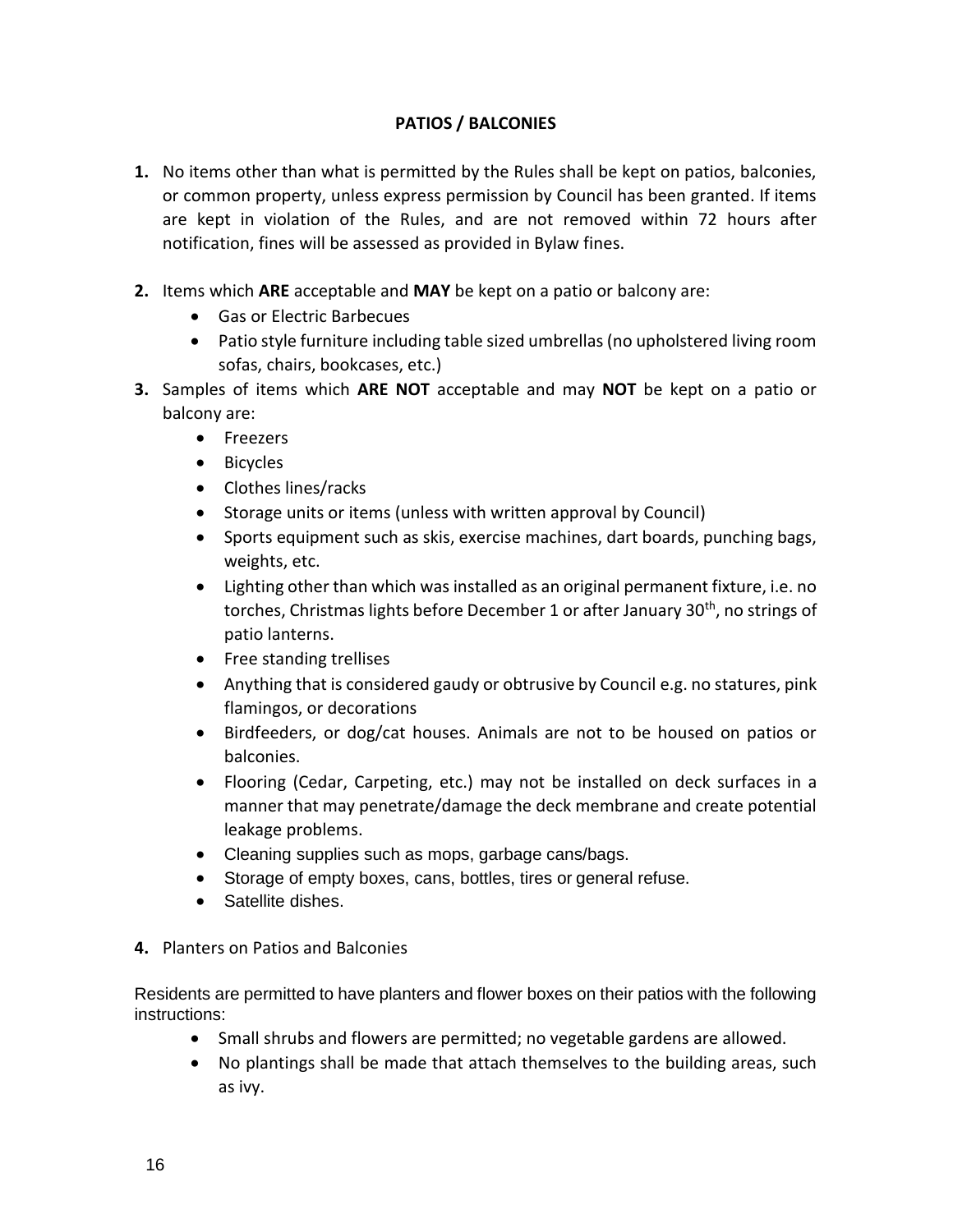# PATIOS / BALCONIES

1. No items other than what is permitted by the Rules shall be kept on patios, balconies, or common property, unless express permission by Council has been granted. If items are kept in violation of the Rules, and are not removed within 72 hours after notification, fines will be assessed as provided in Bylaw fines.

2. Items which **ARE** acceptable and **MAY** be kept on a patio or balcony are:
   - Gas or Electric Barbecues
   - Patio style furniture including table sized umbrellas (no upholstered living room sofas, chairs, bookcases, etc.)

3. Samples of items which **ARE NOT** acceptable and may **NOT** be kept on a patio or balcony are:
   - Freezers
   - Bicycles
   - Clothes lines/racks
   - Storage units or items (unless with written approval by Council)
   - Sports equipment such as skis, exercise machines, dart boards, punching bags, weights, etc.
   - Lighting other than which was installed as an original permanent fixture, i.e. no torches, Christmas lights before December 1 or after January 30th, no strings of patio lanterns.
   - Free standing trellises
   - Anything that is considered gaudy or obtrusive by Council e.g. no statures, pink flamingos, or decorations
   - Birdfeeders, or dog/cat houses. Animals are not to be housed on patios or balconies.
   - Flooring (Cedar, Carpeting, etc.) may not be installed on deck surfaces in a manner that may penetrate/damage the deck membrane and create potential leakage problems.
   - Cleaning supplies such as mops, garbage cans/bags.
   - Storage of empty boxes, cans, bottles, tires or general refuse.
   - Satellite dishes.

4. Planters on Patios and Balconies

Residents are permitted to have planters and flower boxes on their patios with the following instructions:

- Small shrubs and flowers are permitted; no vegetable gardens are allowed.
- No plantings shall be made that attach themselves to the building areas, such as ivy.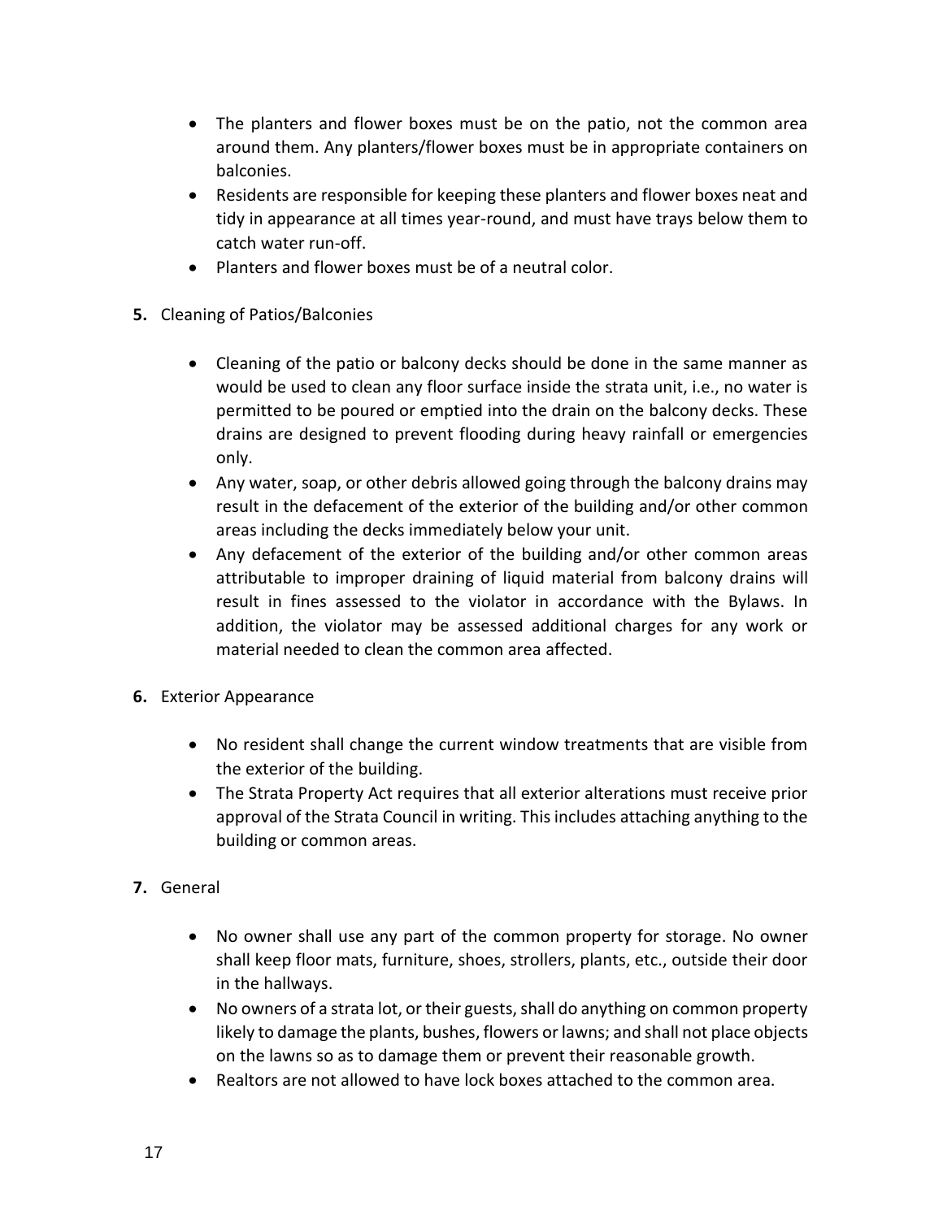- The planters and flower boxes must be on the patio, not the common area around them. Any planters/flower boxes must be in appropriate containers on balconies.
- Residents are responsible for keeping these planters and flower boxes neat and tidy in appearance at all times year-round, and must have trays below them to catch water run-off.
- Planters and flower boxes must be of a neutral color.

**5.** Cleaning of Patios/Balconies

- Cleaning of the patio or balcony decks should be done in the same manner as would be used to clean any floor surface inside the strata unit, i.e., no water is permitted to be poured or emptied into the drain on the balcony decks. These drains are designed to prevent flooding during heavy rainfall or emergencies only.
- Any water, soap, or other debris allowed going through the balcony drains may result in the defacement of the exterior of the building and/or other common areas including the decks immediately below your unit.
- Any defacement of the exterior of the building and/or other common areas attributable to improper draining of liquid material from balcony drains will result in fines assessed to the violator in accordance with the Bylaws. In addition, the violator may be assessed additional charges for any work or material needed to clean the common area affected.

**6.** Exterior Appearance

- No resident shall change the current window treatments that are visible from the exterior of the building.
- The Strata Property Act requires that all exterior alterations must receive prior approval of the Strata Council in writing. This includes attaching anything to the building or common areas.

**7.** General

- No owner shall use any part of the common property for storage. No owner shall keep floor mats, furniture, shoes, strollers, plants, etc., outside their door in the hallways.
- No owners of a strata lot, or their guests, shall do anything on common property likely to damage the plants, bushes, flowers or lawns; and shall not place objects on the lawns so as to damage them or prevent their reasonable growth.
- Realtors are not allowed to have lock boxes attached to the common area.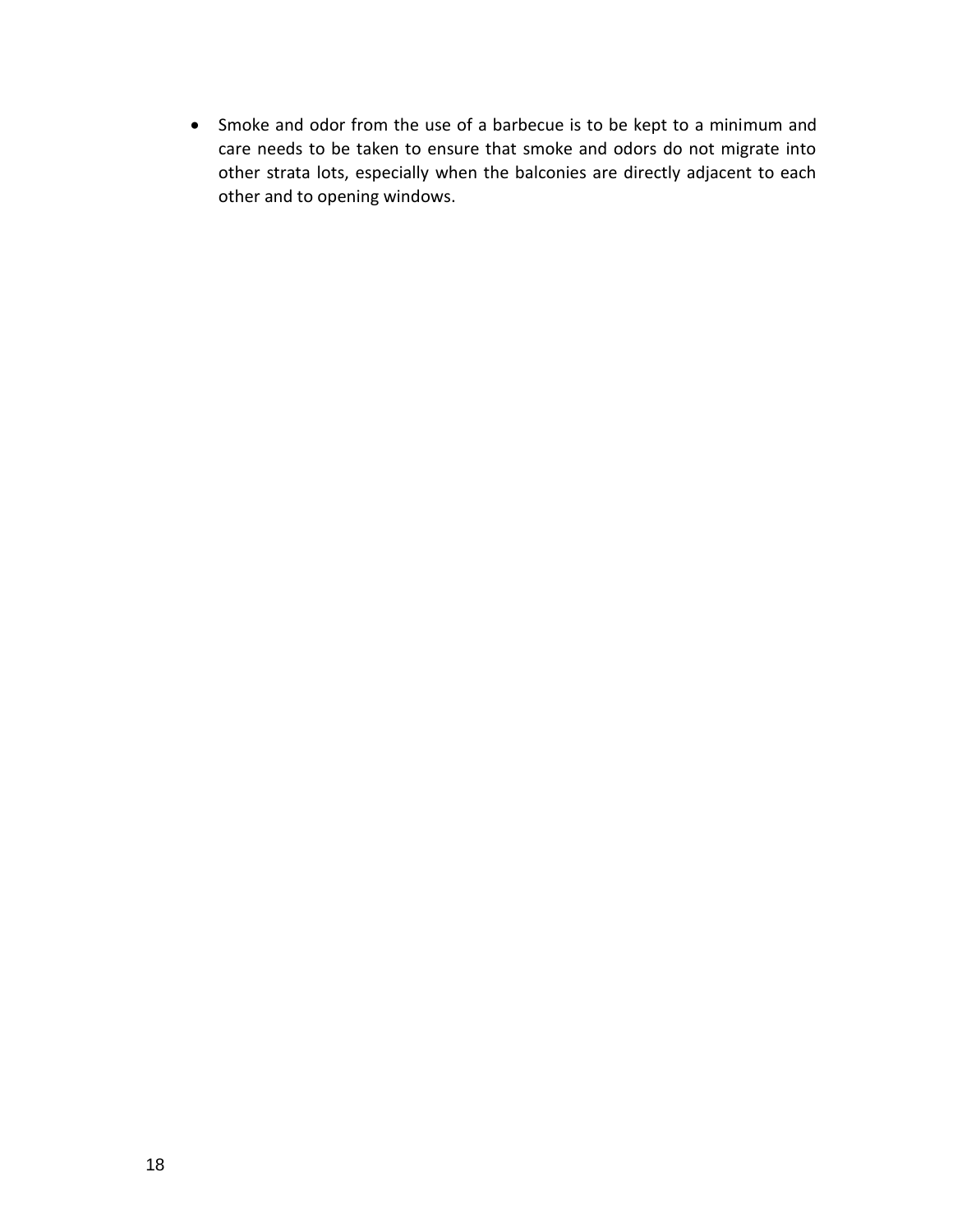- Smoke and odor from the use of a barbecue is to be kept to a minimum and care needs to be taken to ensure that smoke and odors do not migrate into other strata lots, especially when the balconies are directly adjacent to each other and to opening windows.